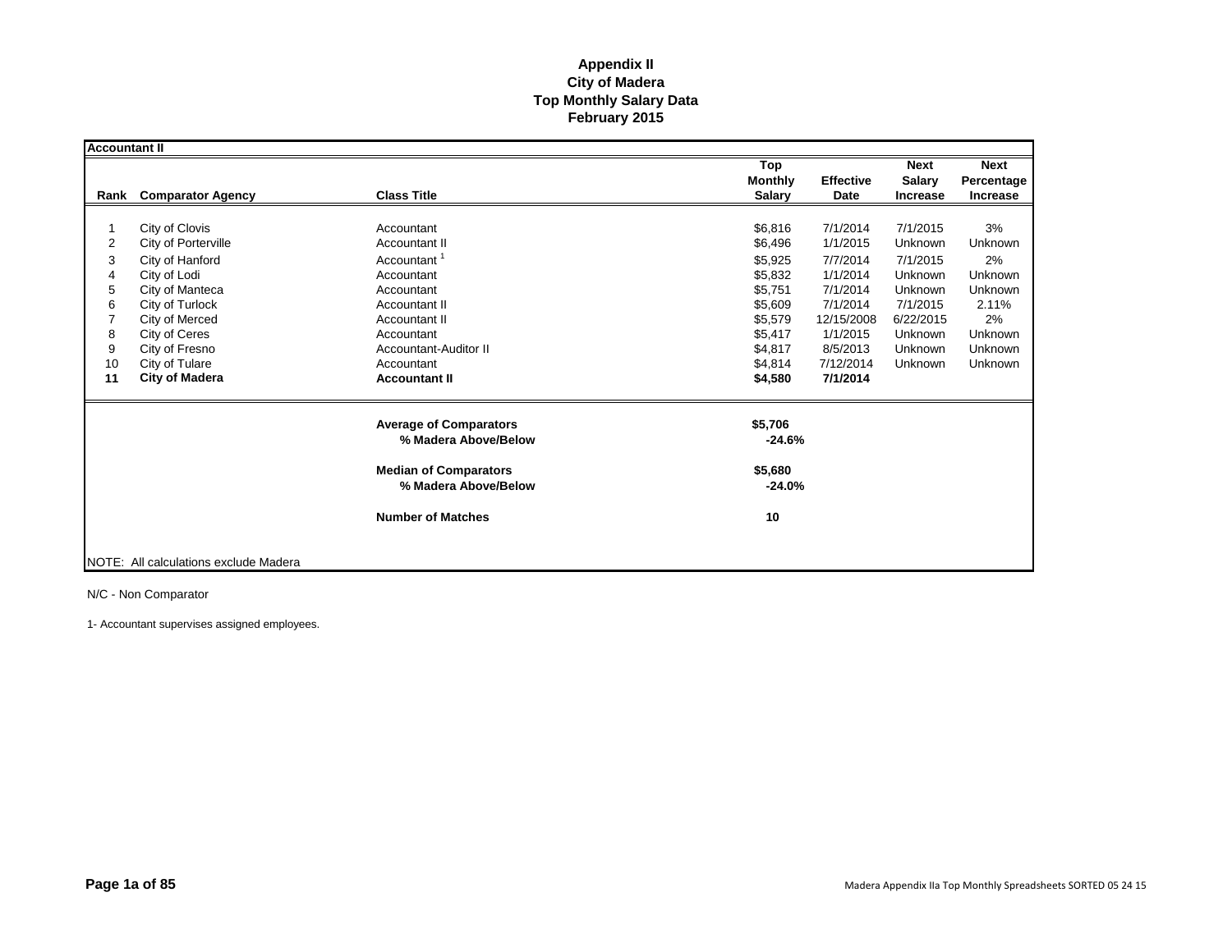# Appendix II
## City of Madera
## Top Monthly Salary Data
## February 2015

**Accountant II**

| Rank | Comparator Agency | Class Title | Top Monthly Salary | Effective Date | Next Salary Increase | Next Percentage Increase |
|---|---|---|---|---|---|---|
| 1 | City of Clovis | Accountant | $6,816 | 7/1/2014 | 7/1/2015 | 3% |
| 2 | City of Porterville | Accountant II | $6,496 | 1/1/2015 | Unknown | Unknown |
| 3 | City of Hanford | Accountant [1] | $5,925 | 7/7/2014 | 7/1/2015 | 2% |
| 4 | City of Lodi | Accountant | $5,832 | 1/1/2014 | Unknown | Unknown |
| 5 | City of Manteca | Accountant | $5,751 | 7/1/2014 | Unknown | Unknown |
| 6 | City of Turlock | Accountant II | $5,609 | 7/1/2014 | 7/1/2015 | 2.11% |
| 7 | City of Merced | Accountant II | $5,579 | 12/15/2008 | 6/22/2015 | 2% |
| 8 | City of Ceres | Accountant | $5,417 | 1/1/2015 | Unknown | Unknown |
| 9 | City of Fresno | Accountant-Auditor II | $4,817 | 8/5/2013 | Unknown | Unknown |
| 10 | City of Tulare | Accountant | $4,814 | 7/12/2014 | Unknown | Unknown |
| **11** | **City of Madera** | **Accountant II** | **$4,580** | **7/1/2014** | | |
| | | **Average of Comparators** | **$5,706** | | | |
| | | **% Madera Above/Below** | **-24.6%** | | | |
| | | **Median of Comparators** | **$5,680** | | | |
| | | **% Madera Above/Below** | **-24.0%** | | | |
| | | **Number of Matches** | **10** | | | |

NOTE: All calculations exclude Madera

N/C - Non Comparator

1- Accountant supervises assigned employees.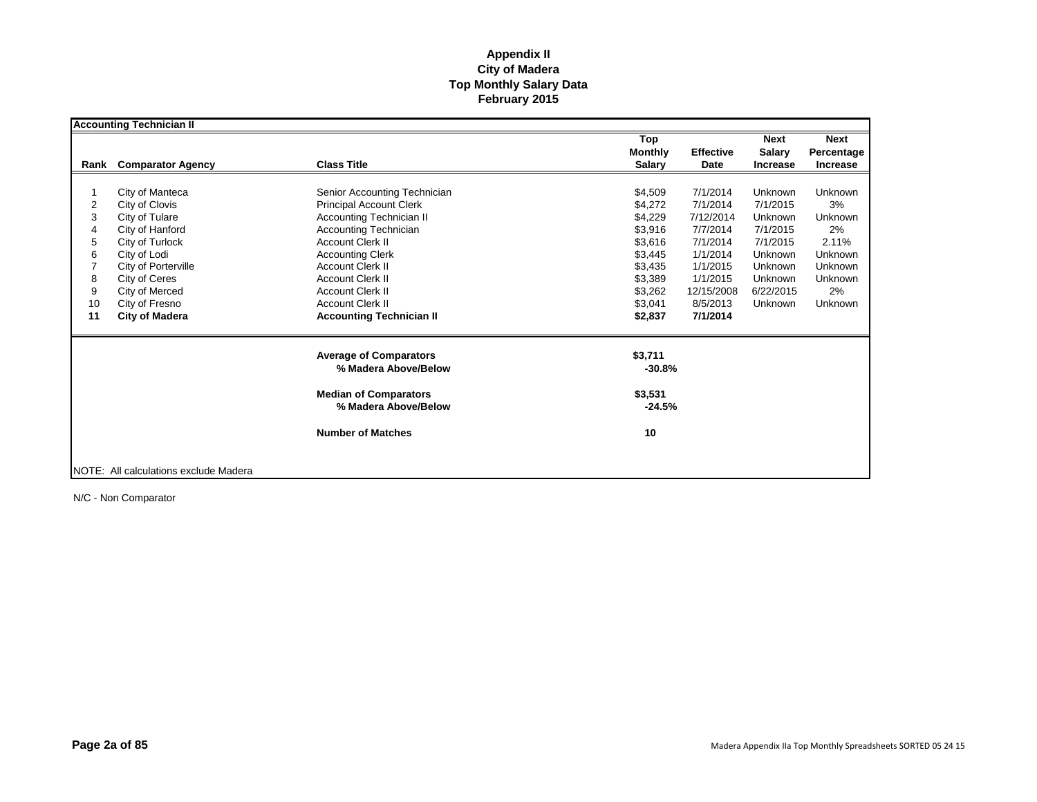# Appendix II
# City of Madera
# Top Monthly Salary Data
# February 2015

**Accounting Technician II**

| Rank | Comparator Agency | Class Title | Top Monthly Salary | Effective Date | Next Salary Increase | Next Percentage Increase |
|---|---|---|---|---|---|---|
| 1 | City of Manteca | Senior Accounting Technician | $4,509 | 7/1/2014 | Unknown | Unknown |
| 2 | City of Clovis | Principal Account Clerk | $4,272 | 7/1/2014 | 7/1/2015 | 3% |
| 3 | City of Tulare | Accounting Technician II | $4,229 | 7/12/2014 | Unknown | Unknown |
| 4 | City of Hanford | Accounting Technician | $3,916 | 7/7/2014 | 7/1/2015 | 2% |
| 5 | City of Turlock | Account Clerk II | $3,616 | 7/1/2014 | 7/1/2015 | 2.11% |
| 6 | City of Lodi | Accounting Clerk | $3,445 | 1/1/2014 | Unknown | Unknown |
| 7 | City of Porterville | Account Clerk II | $3,435 | 1/1/2015 | Unknown | Unknown |
| 8 | City of Ceres | Account Clerk II | $3,389 | 1/1/2015 | Unknown | Unknown |
| 9 | City of Merced | Account Clerk II | $3,262 | 12/15/2008 | 6/22/2015 | 2% |
| 10 | City of Fresno | Account Clerk II | $3,041 | 8/5/2013 | Unknown | Unknown |
| **11** | **City of Madera** | **Accounting Technician II** | **$2,837** | **7/1/2014** | | |
| | | **Average of Comparators** | **$3,711** | | | |
| | | **% Madera Above/Below** | **-30.8%** | | | |
| | | **Median of Comparators** | **$3,531** | | | |
| | | **% Madera Above/Below** | **-24.5%** | | | |
| | | **Number of Matches** | **10** | | | |

NOTE: All calculations exclude Madera

N/C - Non Comparator

Madera Appendix IIa Top Monthly Spreadsheets SORTED 05 24 15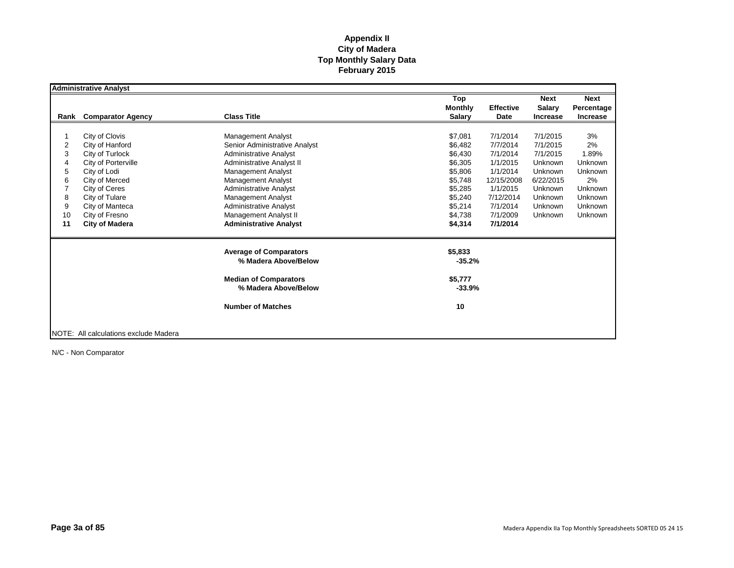**Appendix II**
**City of Madera**
**Top Monthly Salary Data**
**February 2015**

**Administrative Analyst**

| Rank | Comparator Agency | Class Title | Top Monthly Salary | Effective Date | Next Salary Increase | Next Percentage Increase |
|---|---|---|---|---|---|---|
| 1 | City of Clovis | Management Analyst | $7,081 | 7/1/2014 | 7/1/2015 | 3% |
| 2 | City of Hanford | Senior Administrative Analyst | $6,482 | 7/7/2014 | 7/1/2015 | 2% |
| 3 | City of Turlock | Administrative Analyst | $6,430 | 7/1/2014 | 7/1/2015 | 1.89% |
| 4 | City of Porterville | Administrative Analyst II | $6,305 | 1/1/2015 | Unknown | Unknown |
| 5 | City of Lodi | Management Analyst | $5,806 | 1/1/2014 | Unknown | Unknown |
| 6 | City of Merced | Management Analyst | $5,748 | 12/15/2008 | 6/22/2015 | 2% |
| 7 | City of Ceres | Administrative Analyst | $5,285 | 1/1/2015 | Unknown | Unknown |
| 8 | City of Tulare | Management Analyst | $5,240 | 7/12/2014 | Unknown | Unknown |
| 9 | City of Manteca | Administrative Analyst | $5,214 | 7/1/2014 | Unknown | Unknown |
| 10 | City of Fresno | Management Analyst II | $4,738 | 7/1/2009 | Unknown | Unknown |
| **11** | **City of Madera** | **Administrative Analyst** | **$4,314** | **7/1/2014** | | |
| | | **Average of Comparators** | **$5,833** | | | |
| | | **% Madera Above/Below** | **-35.2%** | | | |
| | | **Median of Comparators** | **$5,777** | | | |
| | | **% Madera Above/Below** | **-33.9%** | | | |
| | | **Number of Matches** | **10** | | | |

NOTE: All calculations exclude Madera

N/C - Non Comparator

Madera Appendix IIa Top Monthly Spreadsheets SORTED 05 24 15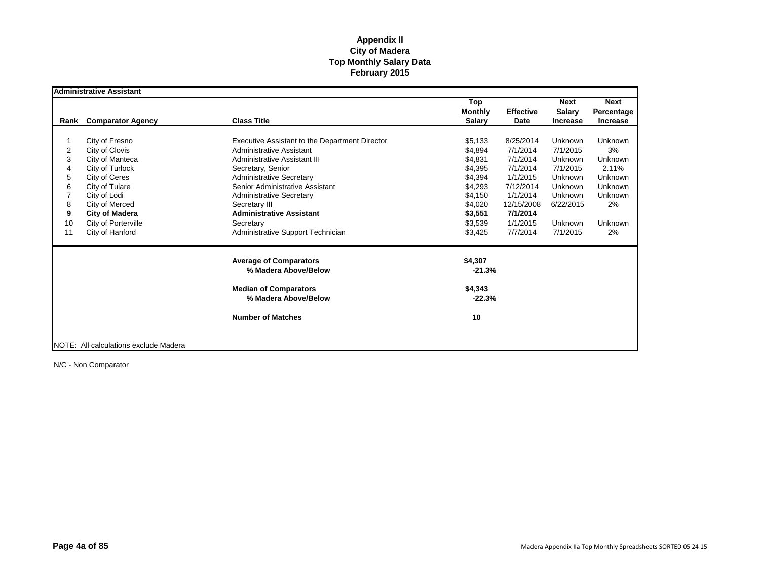# Appendix II
# City of Madera
# Top Monthly Salary Data
# February 2015

**Administrative Assistant**

| Rank | Comparator Agency | Class Title | Top Monthly Salary | Effective Date | Next Salary Increase | Next Percentage Increase |
|---|---|---|---|---|---|---|
| 1 | City of Fresno | Executive Assistant to the Department Director | $5,133 | 8/25/2014 | Unknown | Unknown |
| 2 | City of Clovis | Administrative Assistant | $4,894 | 7/1/2014 | 7/1/2015 | 3% |
| 3 | City of Manteca | Administrative Assistant III | $4,831 | 7/1/2014 | Unknown | Unknown |
| 4 | City of Turlock | Secretary, Senior | $4,395 | 7/1/2014 | 7/1/2015 | 2.11% |
| 5 | City of Ceres | Administrative Secretary | $4,394 | 1/1/2015 | Unknown | Unknown |
| 6 | City of Tulare | Senior Administrative Assistant | $4,293 | 7/12/2014 | Unknown | Unknown |
| 7 | City of Lodi | Administrative Secretary | $4,150 | 1/1/2014 | Unknown | Unknown |
| 8 | City of Merced | Secretary III | $4,020 | 12/15/2008 | 6/22/2015 | 2% |
| **9** | **City of Madera** | **Administrative Assistant** | **$3,551** | **7/1/2014** | | |
| 10 | City of Porterville | Secretary | $3,539 | 1/1/2015 | Unknown | Unknown |
| 11 | City of Hanford | Administrative Support Technician | $3,425 | 7/7/2014 | 7/1/2015 | 2% |
| | | **Average of Comparators** | **$4,307** | | | |
| | | **% Madera Above/Below** | **-21.3%** | | | |
| | | **Median of Comparators** | **$4,343** | | | |
| | | **% Madera Above/Below** | **-22.3%** | | | |
| | | **Number of Matches** | **10** | | | |

NOTE: All calculations exclude Madera

N/C - Non Comparator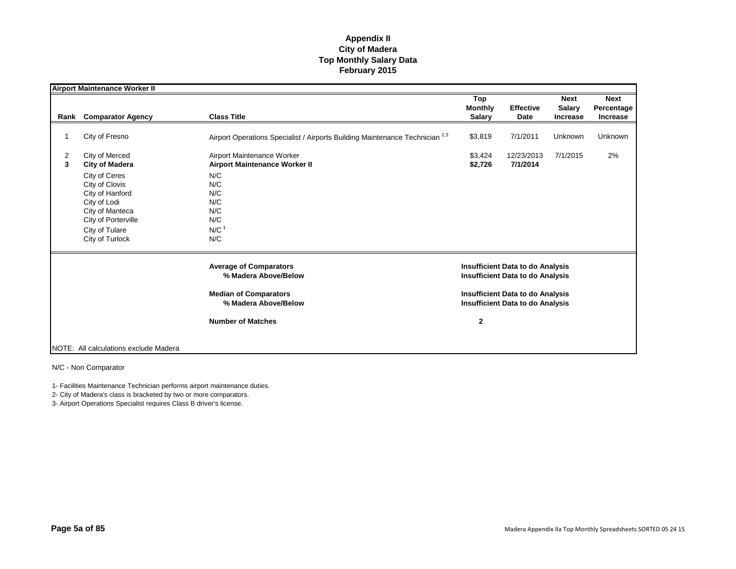# Appendix II
## City of Madera
## Top Monthly Salary Data
## February 2015

**Airport Maintenance Worker II**

| Rank | Comparator Agency | Class Title | Top Monthly Salary | Effective Date | Next Salary Increase | Next Percentage Increase |
|---|---|---|---|---|---|---|
| 1 | City of Fresno | Airport Operations Specialist / Airports Building Maintenance Technician [2,3] | $3,819 | 7/1/2011 | Unknown | Unknown |
| 2 | City of Merced | Airport Maintenance Worker | $3,424 | 12/23/2013 | 7/1/2015 | 2% |
| **3** | **City of Madera** | **Airport Maintenance Worker II** | **$2,726** | **7/1/2014** | | |
| | City of Ceres | N/C | | | | |
| | City of Clovis | N/C | | | | |
| | City of Hanford | N/C | | | | |
| | City of Lodi | N/C | | | | |
| | City of Manteca | N/C | | | | |
| | City of Porterville | N/C | | | | |
| | City of Tulare | N/C [1] | | | | |
| | City of Turlock | N/C | | | | |
| | | **Average of Comparators** | **Insufficient Data to do Analysis** | | | |
| | | **% Madera Above/Below** | **Insufficient Data to do Analysis** | | | |
| | | **Median of Comparators** | **Insufficient Data to do Analysis** | | | |
| | | **% Madera Above/Below** | **Insufficient Data to do Analysis** | | | |
| | | **Number of Matches** | **2** | | | |

NOTE: All calculations exclude Madera

N/C - Non Comparator

1- Facilities Maintenance Technician performs airport maintenance duties.

2- City of Madera's class is bracketed by two or more comparators.

3- Airport Operations Specialist requires Class B driver's license.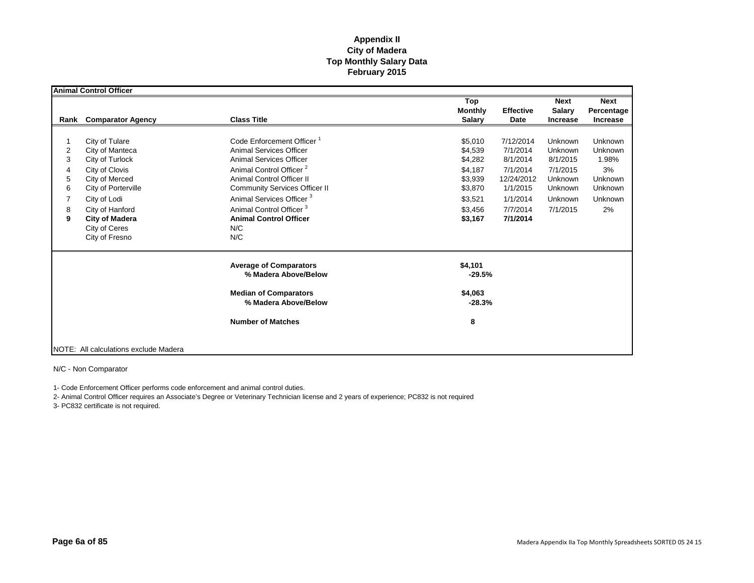# Appendix II
## City of Madera
## Top Monthly Salary Data
## February 2015

**Animal Control Officer**

| Rank | Comparator Agency | Class Title | Top Monthly Salary | Effective Date | Next Salary Increase | Next Percentage Increase |
|---|---|---|---|---|---|---|
| 1 | City of Tulare | Code Enforcement Officer [1] | $5,010 | 7/12/2014 | Unknown | Unknown |
| 2 | City of Manteca | Animal Services Officer | $4,539 | 7/1/2014 | Unknown | Unknown |
| 3 | City of Turlock | Animal Services Officer | $4,282 | 8/1/2014 | 8/1/2015 | 1.98% |
| 4 | City of Clovis | Animal Control Officer [2] | $4,187 | 7/1/2014 | 7/1/2015 | 3% |
| 5 | City of Merced | Animal Control Officer II | $3,939 | 12/24/2012 | Unknown | Unknown |
| 6 | City of Porterville | Community Services Officer II | $3,870 | 1/1/2015 | Unknown | Unknown |
| 7 | City of Lodi | Animal Services Officer [3] | $3,521 | 1/1/2014 | Unknown | Unknown |
| 8 | City of Hanford | Animal Control Officer [3] | $3,456 | 7/7/2014 | 7/1/2015 | 2% |
| **9** | **City of Madera** | **Animal Control Officer** | **$3,167** | **7/1/2014** | | |
| | City of Ceres | N/C | | | | |
| | City of Fresno | N/C | | | | |
| | | **Average of Comparators** | **$4,101** | | | |
| | | **% Madera Above/Below** | **-29.5%** | | | |
| | | **Median of Comparators** | **$4,063** | | | |
| | | **% Madera Above/Below** | **-28.3%** | | | |
| | | **Number of Matches** | **8** | | | |

NOTE: All calculations exclude Madera

N/C - Non Comparator

1- Code Enforcement Officer performs code enforcement and animal control duties.

2- Animal Control Officer requires an Associate's Degree or Veterinary Technician license and 2 years of experience; PC832 is not required

3- PC832 certificate is not required.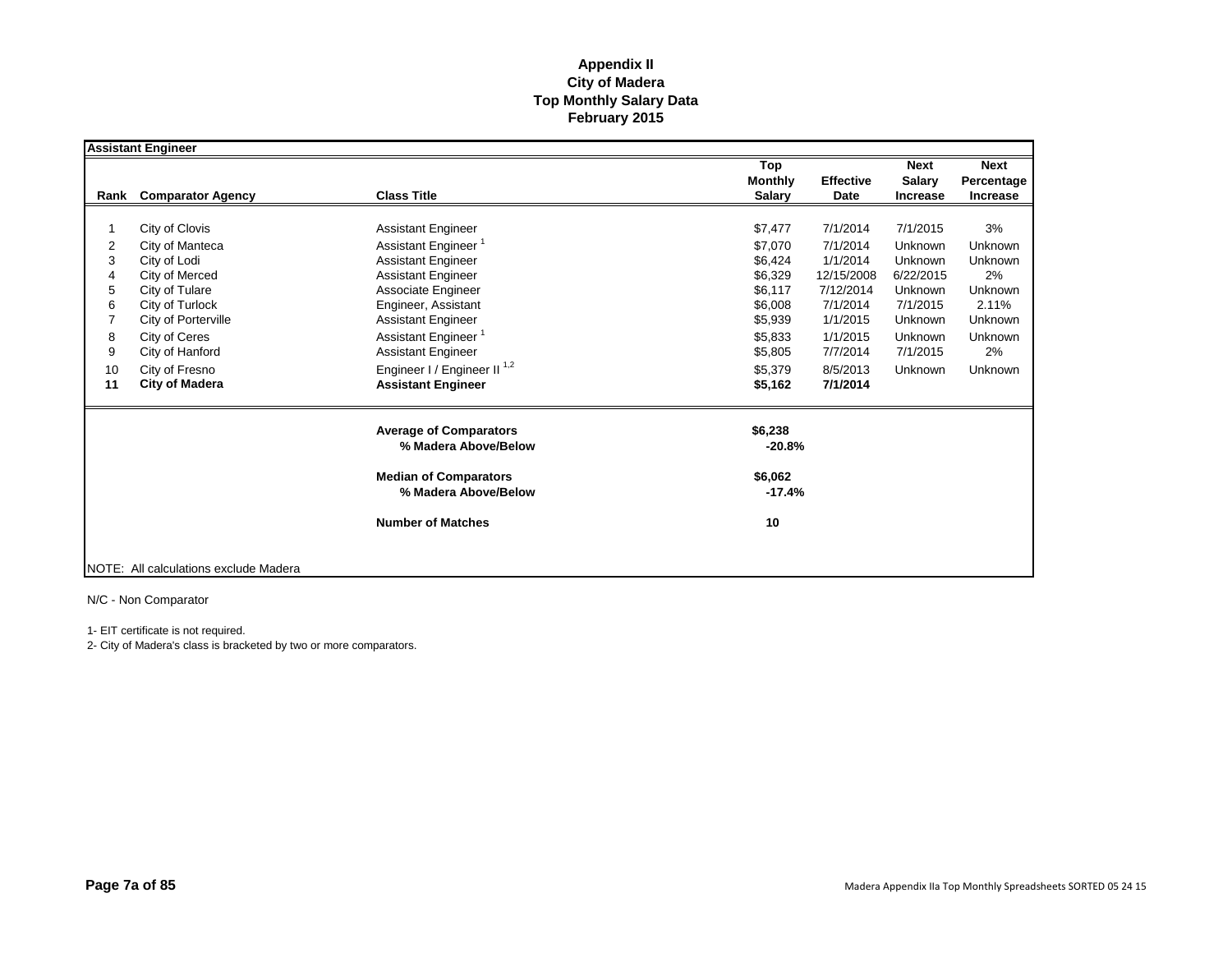**Appendix II**
**City of Madera**
**Top Monthly Salary Data**
**February 2015**

**Assistant Engineer**

| Rank | Comparator Agency | Class Title | Top Monthly Salary | Effective Date | Next Salary Increase | Next Percentage Increase |
|---|---|---|---|---|---|---|
| 1 | City of Clovis | Assistant Engineer | $7,477 | 7/1/2014 | 7/1/2015 | 3% |
| 2 | City of Manteca | Assistant Engineer [1] | $7,070 | 7/1/2014 | Unknown | Unknown |
| 3 | City of Lodi | Assistant Engineer | $6,424 | 1/1/2014 | Unknown | Unknown |
| 4 | City of Merced | Assistant Engineer | $6,329 | 12/15/2008 | 6/22/2015 | 2% |
| 5 | City of Tulare | Associate Engineer | $6,117 | 7/12/2014 | Unknown | Unknown |
| 6 | City of Turlock | Engineer, Assistant | $6,008 | 7/1/2014 | 7/1/2015 | 2.11% |
| 7 | City of Porterville | Assistant Engineer | $5,939 | 1/1/2015 | Unknown | Unknown |
| 8 | City of Ceres | Assistant Engineer [1] | $5,833 | 1/1/2015 | Unknown | Unknown |
| 9 | City of Hanford | Assistant Engineer | $5,805 | 7/7/2014 | 7/1/2015 | 2% |
| 10 | City of Fresno | Engineer I / Engineer II [1,2] | $5,379 | 8/5/2013 | Unknown | Unknown |
| **11** | **City of Madera** | **Assistant Engineer** | **$5,162** | **7/1/2014** | | |
| | | **Average of Comparators** | **$6,238** | | | |
| | | **% Madera Above/Below** | **-20.8%** | | | |
| | | **Median of Comparators** | **$6,062** | | | |
| | | **% Madera Above/Below** | **-17.4%** | | | |
| | | **Number of Matches** | **10** | | | |

NOTE: All calculations exclude Madera

N/C - Non Comparator

1- EIT certificate is not required.
2- City of Madera's class is bracketed by two or more comparators.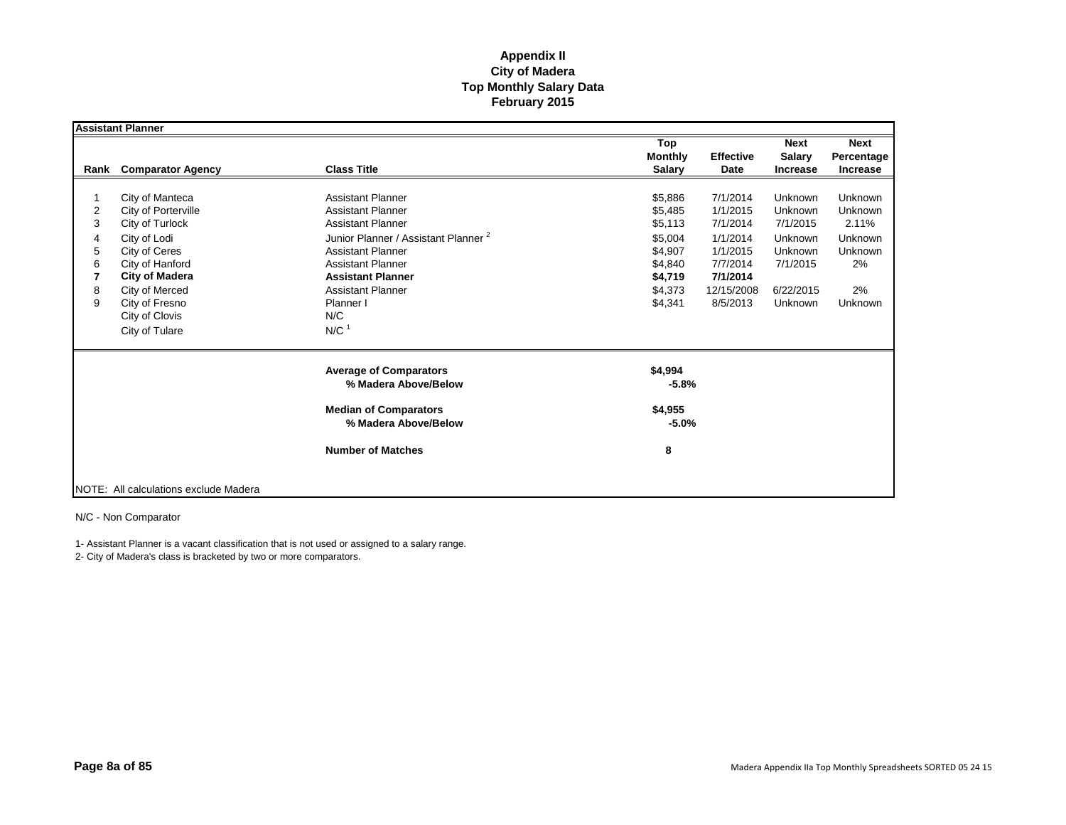# Appendix II
## City of Madera
## Top Monthly Salary Data
## February 2015

**Assistant Planner**

| Rank | Comparator Agency | Class Title | Top Monthly Salary | Effective Date | Next Salary Increase | Next Percentage Increase |
|---|---|---|---|---|---|---|
| 1 | City of Manteca | Assistant Planner | $5,886 | 7/1/2014 | Unknown | Unknown |
| 2 | City of Porterville | Assistant Planner | $5,485 | 1/1/2015 | Unknown | Unknown |
| 3 | City of Turlock | Assistant Planner | $5,113 | 7/1/2014 | 7/1/2015 | 2.11% |
| 4 | City of Lodi | Junior Planner / Assistant Planner [2] | $5,004 | 1/1/2014 | Unknown | Unknown |
| 5 | City of Ceres | Assistant Planner | $4,907 | 1/1/2015 | Unknown | Unknown |
| 6 | City of Hanford | Assistant Planner | $4,840 | 7/7/2014 | 7/1/2015 | 2% |
| **7** | **City of Madera** | **Assistant Planner** | **$4,719** | **7/1/2014** | | |
| 8 | City of Merced | Assistant Planner | $4,373 | 12/15/2008 | 6/22/2015 | 2% |
| 9 | City of Fresno | Planner I | $4,341 | 8/5/2013 | Unknown | Unknown |
| | City of Clovis | N/C | | | | |
| | City of Tulare | N/C [1] | | | | |
| | | **Average of Comparators** | **$4,994** | | | |
| | | **% Madera Above/Below** | **-5.8%** | | | |
| | | **Median of Comparators** | **$4,955** | | | |
| | | **% Madera Above/Below** | **-5.0%** | | | |
| | | **Number of Matches** | **8** | | | |

NOTE: All calculations exclude Madera

N/C - Non Comparator

1- Assistant Planner is a vacant classification that is not used or assigned to a salary range.

2- City of Madera's class is bracketed by two or more comparators.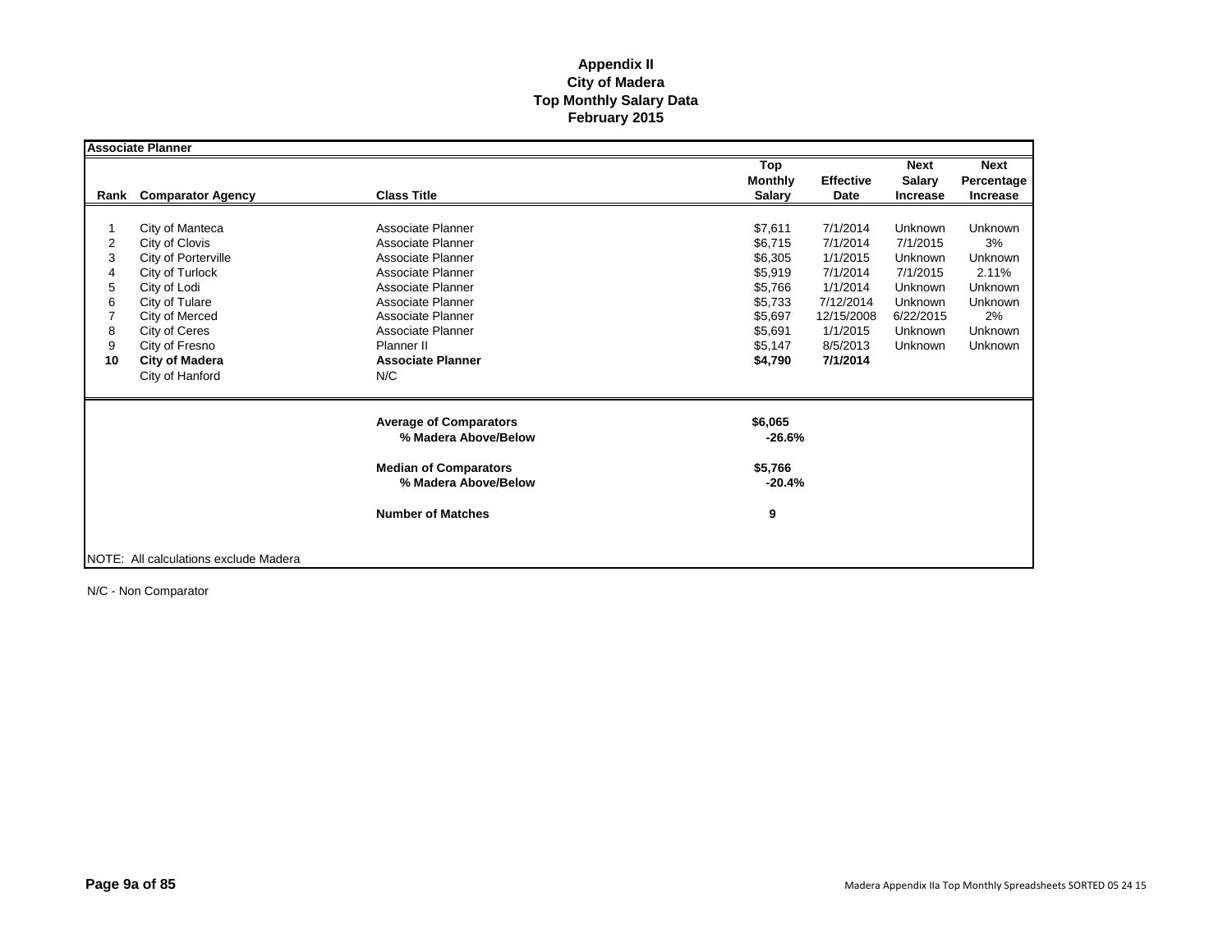# Appendix II
## City of Madera
## Top Monthly Salary Data
## February 2015

**Associate Planner**

| Rank | Comparator Agency | Class Title | Top Monthly Salary | Effective Date | Next Salary Increase | Next Percentage Increase |
|---|---|---|---|---|---|---|
| 1 | City of Manteca | Associate Planner | $7,611 | 7/1/2014 | Unknown | Unknown |
| 2 | City of Clovis | Associate Planner | $6,715 | 7/1/2014 | 7/1/2015 | 3% |
| 3 | City of Porterville | Associate Planner | $6,305 | 1/1/2015 | Unknown | Unknown |
| 4 | City of Turlock | Associate Planner | $5,919 | 7/1/2014 | 7/1/2015 | 2.11% |
| 5 | City of Lodi | Associate Planner | $5,766 | 1/1/2014 | Unknown | Unknown |
| 6 | City of Tulare | Associate Planner | $5,733 | 7/12/2014 | Unknown | Unknown |
| 7 | City of Merced | Associate Planner | $5,697 | 12/15/2008 | 6/22/2015 | 2% |
| 8 | City of Ceres | Associate Planner | $5,691 | 1/1/2015 | Unknown | Unknown |
| 9 | City of Fresno | Planner II | $5,147 | 8/5/2013 | Unknown | Unknown |
| **10** | **City of Madera** | **Associate Planner** | **$4,790** | **7/1/2014** | | |
| | City of Hanford | N/C | | | | |
| | | **Average of Comparators** | **$6,065** | | | |
| | | **% Madera Above/Below** | **-26.6%** | | | |
| | | **Median of Comparators** | **$5,766** | | | |
| | | **% Madera Above/Below** | **-20.4%** | | | |
| | | **Number of Matches** | **9** | | | |

NOTE: All calculations exclude Madera

N/C - Non Comparator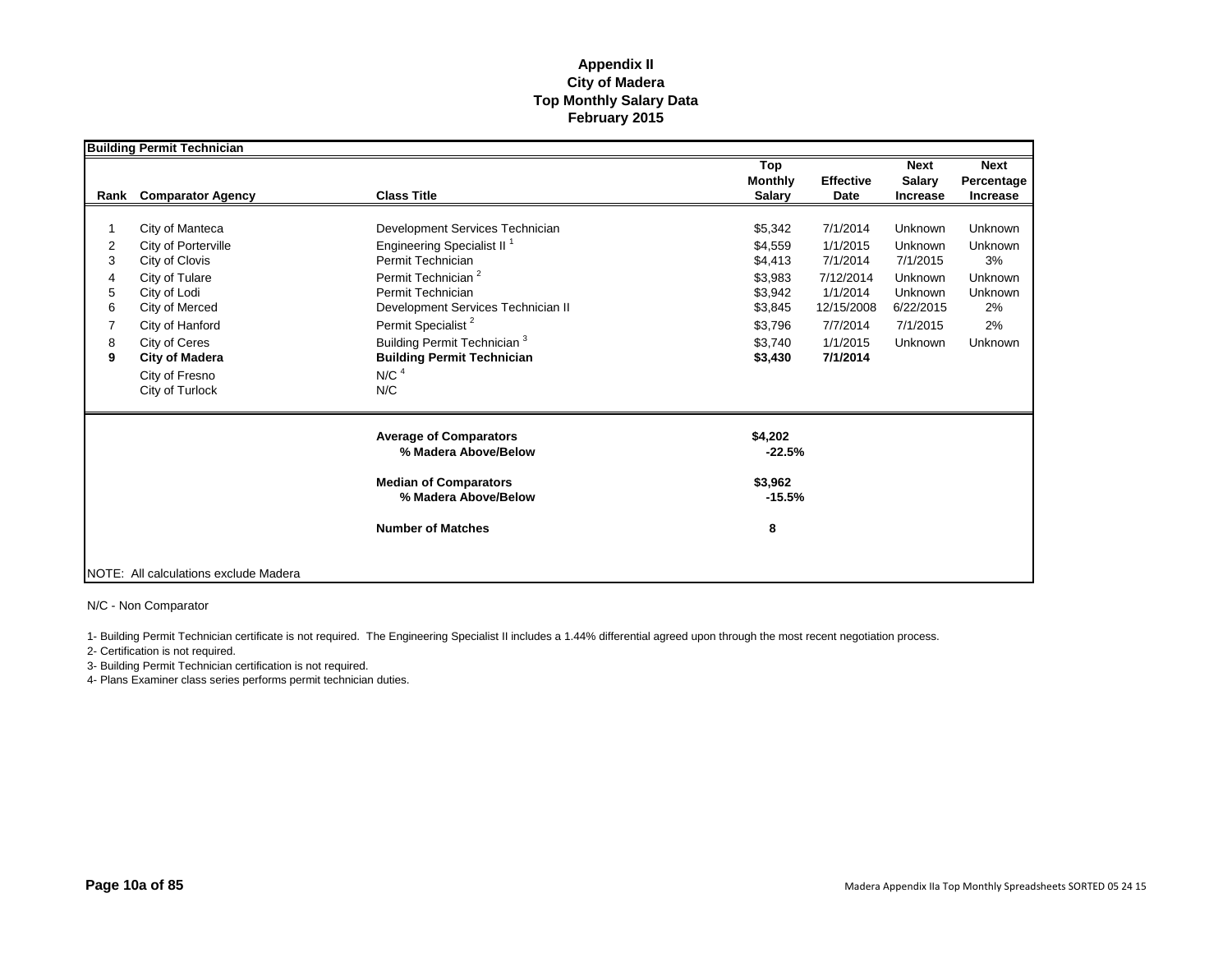# Appendix II
# City of Madera
# Top Monthly Salary Data
# February 2015

**Building Permit Technician**

| Rank | Comparator Agency | Class Title | Top Monthly Salary | Effective Date | Next Salary Increase | Next Percentage Increase |
|---|---|---|---|---|---|---|
| 1 | City of Manteca | Development Services Technician | $5,342 | 7/1/2014 | Unknown | Unknown |
| 2 | City of Porterville | Engineering Specialist II [1] | $4,559 | 1/1/2015 | Unknown | Unknown |
| 3 | City of Clovis | Permit Technician | $4,413 | 7/1/2014 | 7/1/2015 | 3% |
| 4 | City of Tulare | Permit Technician [2] | $3,983 | 7/12/2014 | Unknown | Unknown |
| 5 | City of Lodi | Permit Technician | $3,942 | 1/1/2014 | Unknown | Unknown |
| 6 | City of Merced | Development Services Technician II | $3,845 | 12/15/2008 | 6/22/2015 | 2% |
| 7 | City of Hanford | Permit Specialist [2] | $3,796 | 7/7/2014 | 7/1/2015 | 2% |
| 8 | City of Ceres | Building Permit Technician [3] | $3,740 | 1/1/2015 | Unknown | Unknown |
| **9** | **City of Madera** | **Building Permit Technician** | **$3,430** | **7/1/2014** | | |
| | City of Fresno | N/C [4] | | | | |
| | City of Turlock | N/C | | | | |
| | | **Average of Comparators** | **$4,202** | | | |
| | | **% Madera Above/Below** | **-22.5%** | | | |
| | | **Median of Comparators** | **$3,962** | | | |
| | | **% Madera Above/Below** | **-15.5%** | | | |
| | | **Number of Matches** | **8** | | | |

NOTE: All calculations exclude Madera

N/C - Non Comparator

1- Building Permit Technician certificate is not required. The Engineering Specialist II includes a 1.44% differential agreed upon through the most recent negotiation process.

2- Certification is not required.

3- Building Permit Technician certification is not required.

4- Plans Examiner class series performs permit technician duties.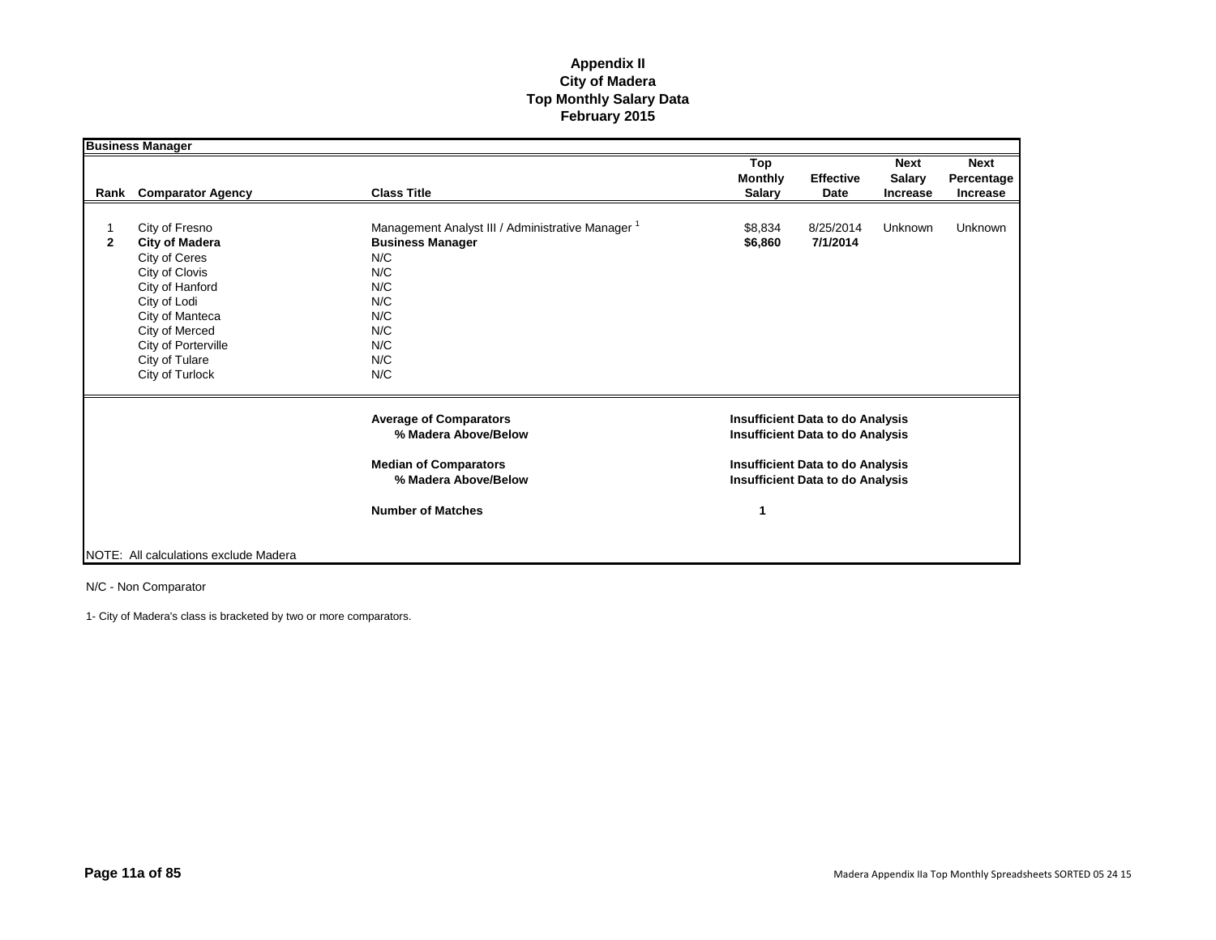# Appendix II
## City of Madera
## Top Monthly Salary Data
## February 2015

**Business Manager**

| Rank | Comparator Agency | Class Title | Top Monthly Salary | Effective Date | Next Salary Increase | Next Percentage Increase |
|---|---|---|---|---|---|---|
| 1 | City of Fresno | Management Analyst III / Administrative Manager [1] | $8,834 | 8/25/2014 | Unknown | Unknown |
| **2** | **City of Madera** | **Business Manager** | **$6,860** | **7/1/2014** | | |
| | City of Ceres | N/C | | | | |
| | City of Clovis | N/C | | | | |
| | City of Hanford | N/C | | | | |
| | City of Lodi | N/C | | | | |
| | City of Manteca | N/C | | | | |
| | City of Merced | N/C | | | | |
| | City of Porterville | N/C | | | | |
| | City of Tulare | N/C | | | | |
| | City of Turlock | N/C | | | | |
| | | **Average of Comparators** | **Insufficient Data to do Analysis** | | | |
| | | **% Madera Above/Below** | **Insufficient Data to do Analysis** | | | |
| | | **Median of Comparators** | **Insufficient Data to do Analysis** | | | |
| | | **% Madera Above/Below** | **Insufficient Data to do Analysis** | | | |
| | | **Number of Matches** | **1** | | | |

NOTE: All calculations exclude Madera

N/C - Non Comparator

1- City of Madera's class is bracketed by two or more comparators.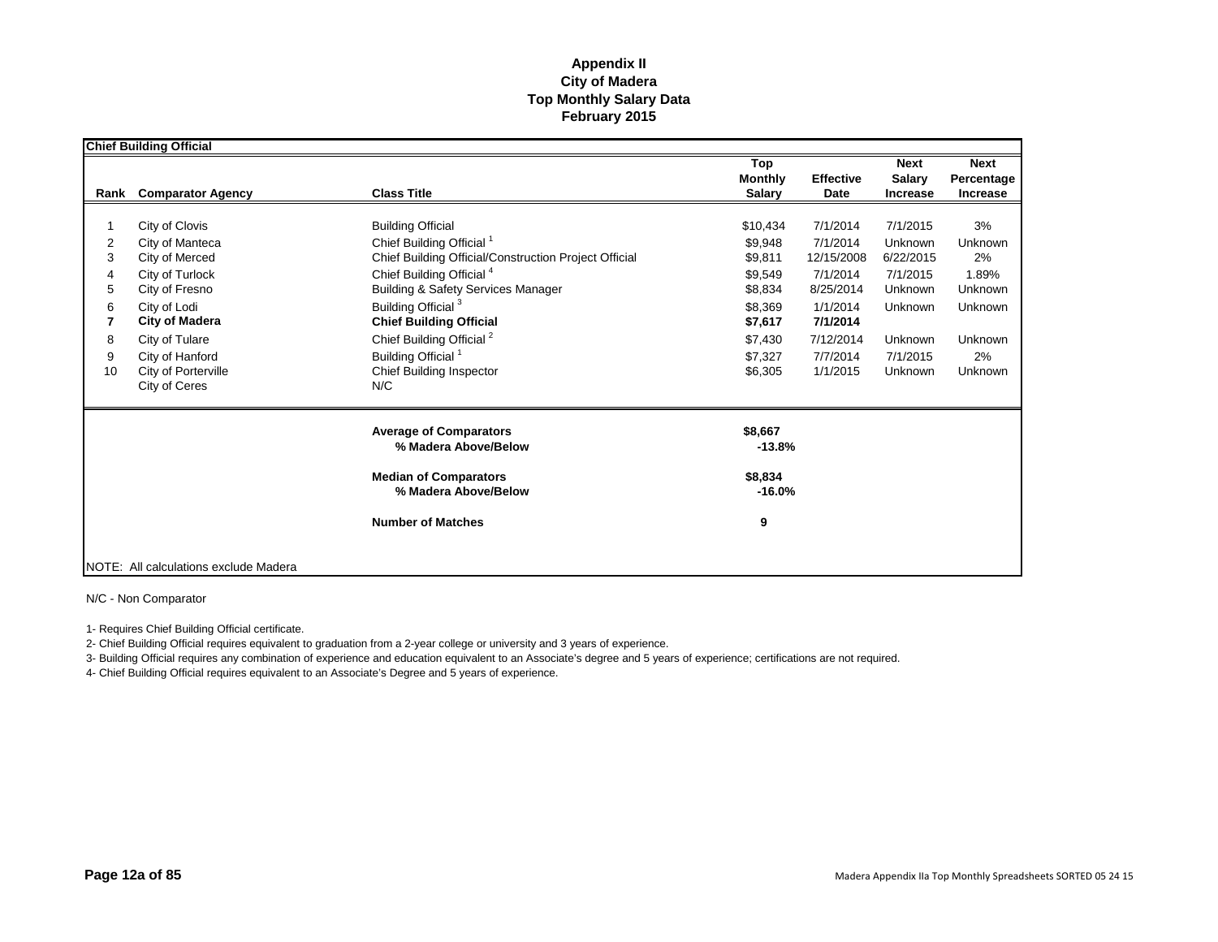# Appendix II
# City of Madera
# Top Monthly Salary Data
# February 2015

**Chief Building Official**

| Rank | Comparator Agency | Class Title | Top Monthly Salary | Effective Date | Next Salary Increase | Next Percentage Increase |
|---|---|---|---|---|---|---|
| 1 | City of Clovis | Building Official | $10,434 | 7/1/2014 | 7/1/2015 | 3% |
| 2 | City of Manteca | Chief Building Official [1] | $9,948 | 7/1/2014 | Unknown | Unknown |
| 3 | City of Merced | Chief Building Official/Construction Project Official | $9,811 | 12/15/2008 | 6/22/2015 | 2% |
| 4 | City of Turlock | Chief Building Official [4] | $9,549 | 7/1/2014 | 7/1/2015 | 1.89% |
| 5 | City of Fresno | Building & Safety Services Manager | $8,834 | 8/25/2014 | Unknown | Unknown |
| 6 | City of Lodi | Building Official [3] | $8,369 | 1/1/2014 | Unknown | Unknown |
| **7** | **City of Madera** | **Chief Building Official** | **$7,617** | **7/1/2014** | | |
| 8 | City of Tulare | Chief Building Official [2] | $7,430 | 7/12/2014 | Unknown | Unknown |
| 9 | City of Hanford | Building Official [1] | $7,327 | 7/7/2014 | 7/1/2015 | 2% |
| 10 | City of Porterville | Chief Building Inspector | $6,305 | 1/1/2015 | Unknown | Unknown |
| | City of Ceres | N/C | | | | |
| | | **Average of Comparators** | **$8,667** | | | |
| | | **% Madera Above/Below** | **-13.8%** | | | |
| | | **Median of Comparators** | **$8,834** | | | |
| | | **% Madera Above/Below** | **-16.0%** | | | |
| | | **Number of Matches** | **9** | | | |

NOTE: All calculations exclude Madera

N/C - Non Comparator

1- Requires Chief Building Official certificate.

2- Chief Building Official requires equivalent to graduation from a 2-year college or university and 3 years of experience.

3- Building Official requires any combination of experience and education equivalent to an Associate's degree and 5 years of experience; certifications are not required.

4- Chief Building Official requires equivalent to an Associate's Degree and 5 years of experience.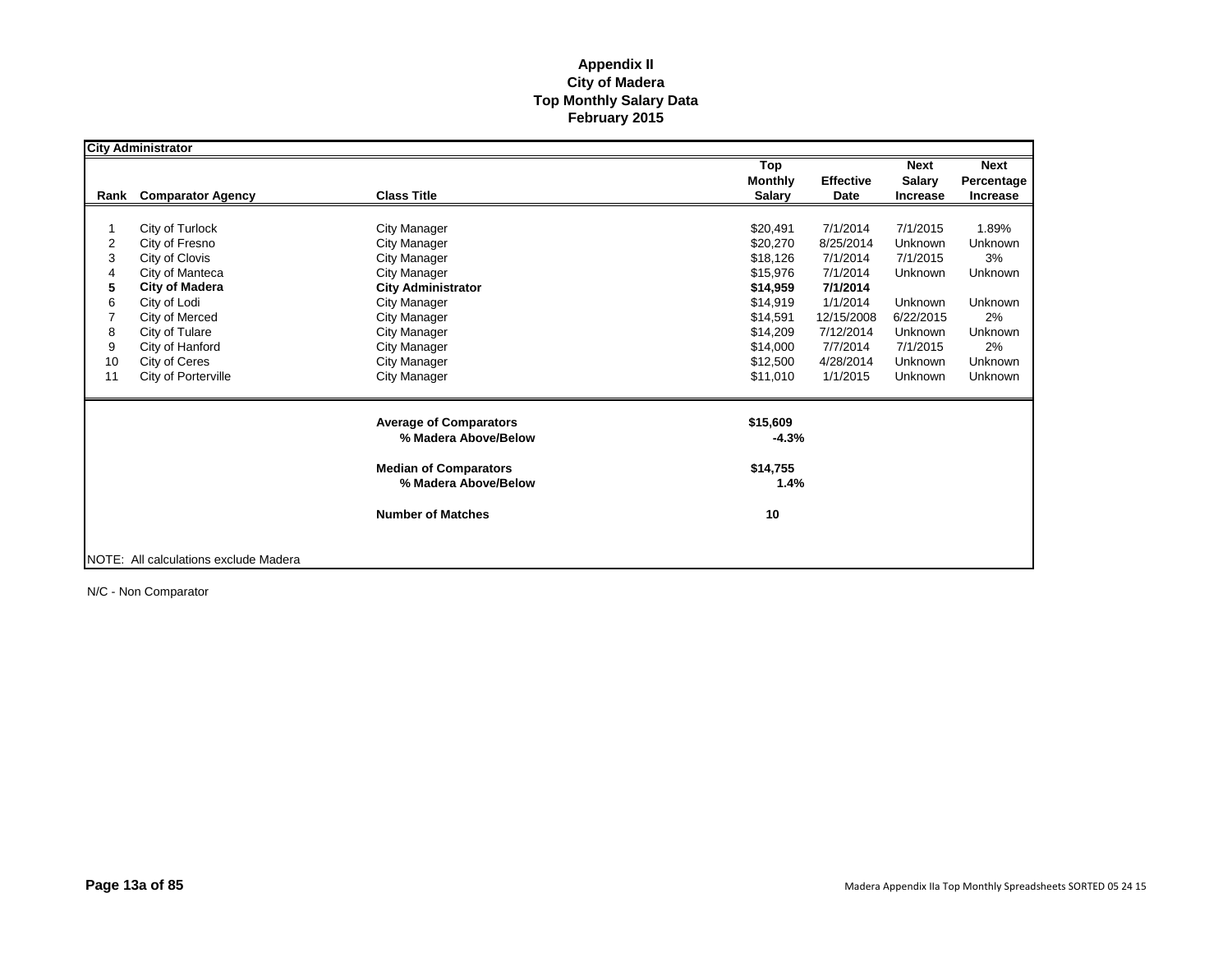# Appendix II
## City of Madera
## Top Monthly Salary Data
## February 2015

**City Administrator**

| Rank | Comparator Agency | Class Title | Top Monthly Salary | Effective Date | Next Salary Increase | Next Percentage Increase |
|---|---|---|---|---|---|---|
| 1 | City of Turlock | City Manager | $20,491 | 7/1/2014 | 7/1/2015 | 1.89% |
| 2 | City of Fresno | City Manager | $20,270 | 8/25/2014 | Unknown | Unknown |
| 3 | City of Clovis | City Manager | $18,126 | 7/1/2014 | 7/1/2015 | 3% |
| 4 | City of Manteca | City Manager | $15,976 | 7/1/2014 | Unknown | Unknown |
| **5** | **City of Madera** | **City Administrator** | **$14,959** | **7/1/2014** | | |
| 6 | City of Lodi | City Manager | $14,919 | 1/1/2014 | Unknown | Unknown |
| 7 | City of Merced | City Manager | $14,591 | 12/15/2008 | 6/22/2015 | 2% |
| 8 | City of Tulare | City Manager | $14,209 | 7/12/2014 | Unknown | Unknown |
| 9 | City of Hanford | City Manager | $14,000 | 7/7/2014 | 7/1/2015 | 2% |
| 10 | City of Ceres | City Manager | $12,500 | 4/28/2014 | Unknown | Unknown |
| 11 | City of Porterville | City Manager | $11,010 | 1/1/2015 | Unknown | Unknown |

| | |
|---|---|
| **Average of Comparators** | **$15,609** |
| **% Madera Above/Below** | **-4.3%** |
| **Median of Comparators** | **$14,755** |
| **% Madera Above/Below** | **1.4%** |
| **Number of Matches** | **10** |

NOTE: All calculations exclude Madera

N/C - Non Comparator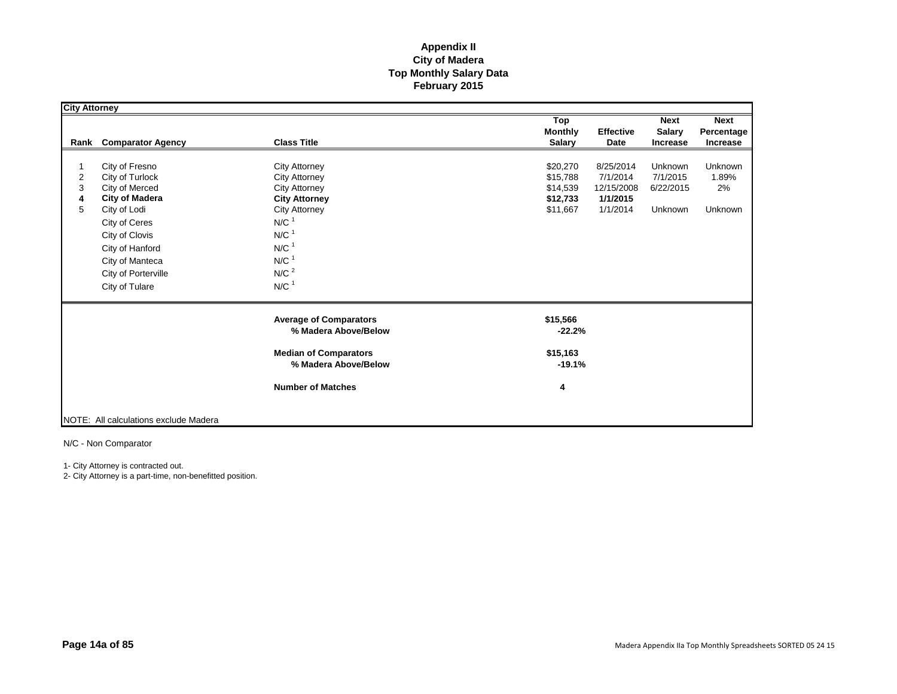**Appendix II**
**City of Madera**
**Top Monthly Salary Data**
**February 2015**

**City Attorney**

| Rank | Comparator Agency | Class Title | Top Monthly Salary | Effective Date | Next Salary Increase | Next Percentage Increase |
|---|---|---|---|---|---|---|
| 1 | City of Fresno | City Attorney | $20,270 | 8/25/2014 | Unknown | Unknown |
| 2 | City of Turlock | City Attorney | $15,788 | 7/1/2014 | 7/1/2015 | 1.89% |
| 3 | City of Merced | City Attorney | $14,539 | 12/15/2008 | 6/22/2015 | 2% |
| **4** | **City of Madera** | **City Attorney** | **$12,733** | **1/1/2015** | | |
| 5 | City of Lodi | City Attorney | $11,667 | 1/1/2014 | Unknown | Unknown |
| | City of Ceres | N/C [1] | | | | |
| | City of Clovis | N/C [1] | | | | |
| | City of Hanford | N/C [1] | | | | |
| | City of Manteca | N/C [1] | | | | |
| | City of Porterville | N/C [2] | | | | |
| | City of Tulare | N/C [1] | | | | |
| | | **Average of Comparators** | **$15,566** | | | |
| | | **% Madera Above/Below** | **-22.2%** | | | |
| | | **Median of Comparators** | **$15,163** | | | |
| | | **% Madera Above/Below** | **-19.1%** | | | |
| | | **Number of Matches** | **4** | | | |

NOTE: All calculations exclude Madera

N/C - Non Comparator

1- City Attorney is contracted out.
2- City Attorney is a part-time, non-benefitted position.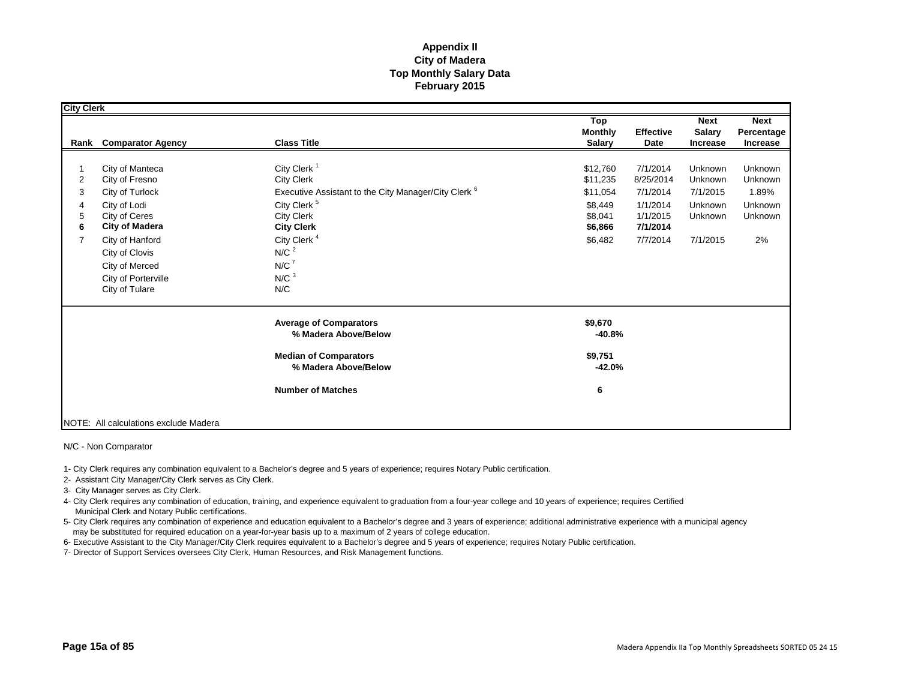# Appendix II
# City of Madera
# Top Monthly Salary Data
# February 2015

**City Clerk**

| Rank | Comparator Agency | Class Title | Top Monthly Salary | Effective Date | Next Salary Increase | Next Percentage Increase |
|---|---|---|---|---|---|---|
| 1 | City of Manteca | City Clerk [1] | $12,760 | 7/1/2014 | Unknown | Unknown |
| 2 | City of Fresno | City Clerk | $11,235 | 8/25/2014 | Unknown | Unknown |
| 3 | City of Turlock | Executive Assistant to the City Manager/City Clerk [6] | $11,054 | 7/1/2014 | 7/1/2015 | 1.89% |
| 4 | City of Lodi | City Clerk [5] | $8,449 | 1/1/2014 | Unknown | Unknown |
| 5 | City of Ceres | City Clerk | $8,041 | 1/1/2015 | Unknown | Unknown |
| **6** | **City of Madera** | **City Clerk** | **$6,866** | **7/1/2014** | | |
| 7 | City of Hanford | City Clerk [4] | $6,482 | 7/7/2014 | 7/1/2015 | 2% |
| | City of Clovis | N/C [2] | | | | |
| | City of Merced | N/C [7] | | | | |
| | City of Porterville | N/C [3] | | | | |
| | City of Tulare | N/C | | | | |
| | | **Average of Comparators** | **$9,670** | | | |
| | | **% Madera Above/Below** | **-40.8%** | | | |
| | | **Median of Comparators** | **$9,751** | | | |
| | | **% Madera Above/Below** | **-42.0%** | | | |
| | | **Number of Matches** | **6** | | | |

NOTE: All calculations exclude Madera

N/C - Non Comparator

1- City Clerk requires any combination equivalent to a Bachelor's degree and 5 years of experience; requires Notary Public certification.

2- Assistant City Manager/City Clerk serves as City Clerk.

3- City Manager serves as City Clerk.

4- City Clerk requires any combination of education, training, and experience equivalent to graduation from a four-year college and 10 years of experience; requires Certified Municipal Clerk and Notary Public certifications.

5- City Clerk requires any combination of experience and education equivalent to a Bachelor's degree and 3 years of experience; additional administrative experience with a municipal agency may be substituted for required education on a year-for-year basis up to a maximum of 2 years of college education.

6- Executive Assistant to the City Manager/City Clerk requires equivalent to a Bachelor's degree and 5 years of experience; requires Notary Public certification.

7- Director of Support Services oversees City Clerk, Human Resources, and Risk Management functions.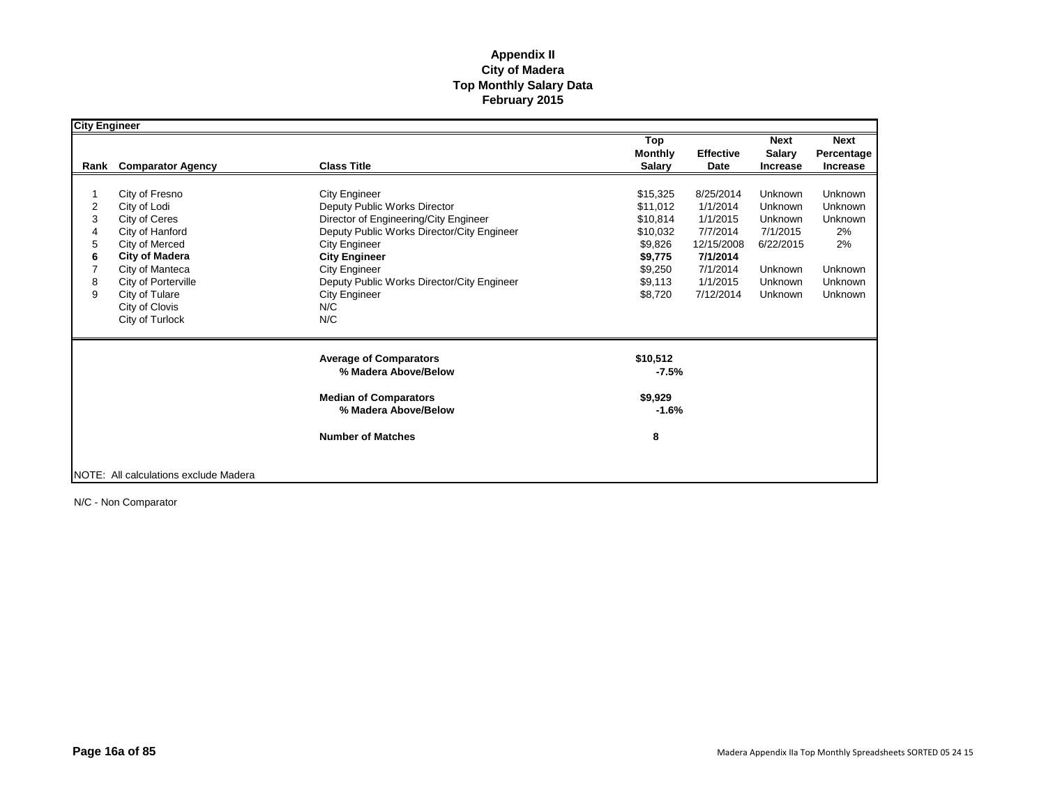# Appendix II
## City of Madera
## Top Monthly Salary Data
## February 2015

**City Engineer**

| Rank | Comparator Agency | Class Title | Top Monthly Salary | Effective Date | Next Salary Increase | Next Percentage Increase |
|---|---|---|---|---|---|---|
| 1 | City of Fresno | City Engineer | $15,325 | 8/25/2014 | Unknown | Unknown |
| 2 | City of Lodi | Deputy Public Works Director | $11,012 | 1/1/2014 | Unknown | Unknown |
| 3 | City of Ceres | Director of Engineering/City Engineer | $10,814 | 1/1/2015 | Unknown | Unknown |
| 4 | City of Hanford | Deputy Public Works Director/City Engineer | $10,032 | 7/7/2014 | 7/1/2015 | 2% |
| 5 | City of Merced | City Engineer | $9,826 | 12/15/2008 | 6/22/2015 | 2% |
| **6** | **City of Madera** | **City Engineer** | **$9,775** | **7/1/2014** | | |
| 7 | City of Manteca | City Engineer | $9,250 | 7/1/2014 | Unknown | Unknown |
| 8 | City of Porterville | Deputy Public Works Director/City Engineer | $9,113 | 1/1/2015 | Unknown | Unknown |
| 9 | City of Tulare | City Engineer | $8,720 | 7/12/2014 | Unknown | Unknown |
| | City of Clovis | N/C | | | | |
| | City of Turlock | N/C | | | | |
| | | **Average of Comparators** | **$10,512** | | | |
| | | **% Madera Above/Below** | **-7.5%** | | | |
| | | **Median of Comparators** | **$9,929** | | | |
| | | **% Madera Above/Below** | **-1.6%** | | | |
| | | **Number of Matches** | **8** | | | |

NOTE: All calculations exclude Madera

N/C - Non Comparator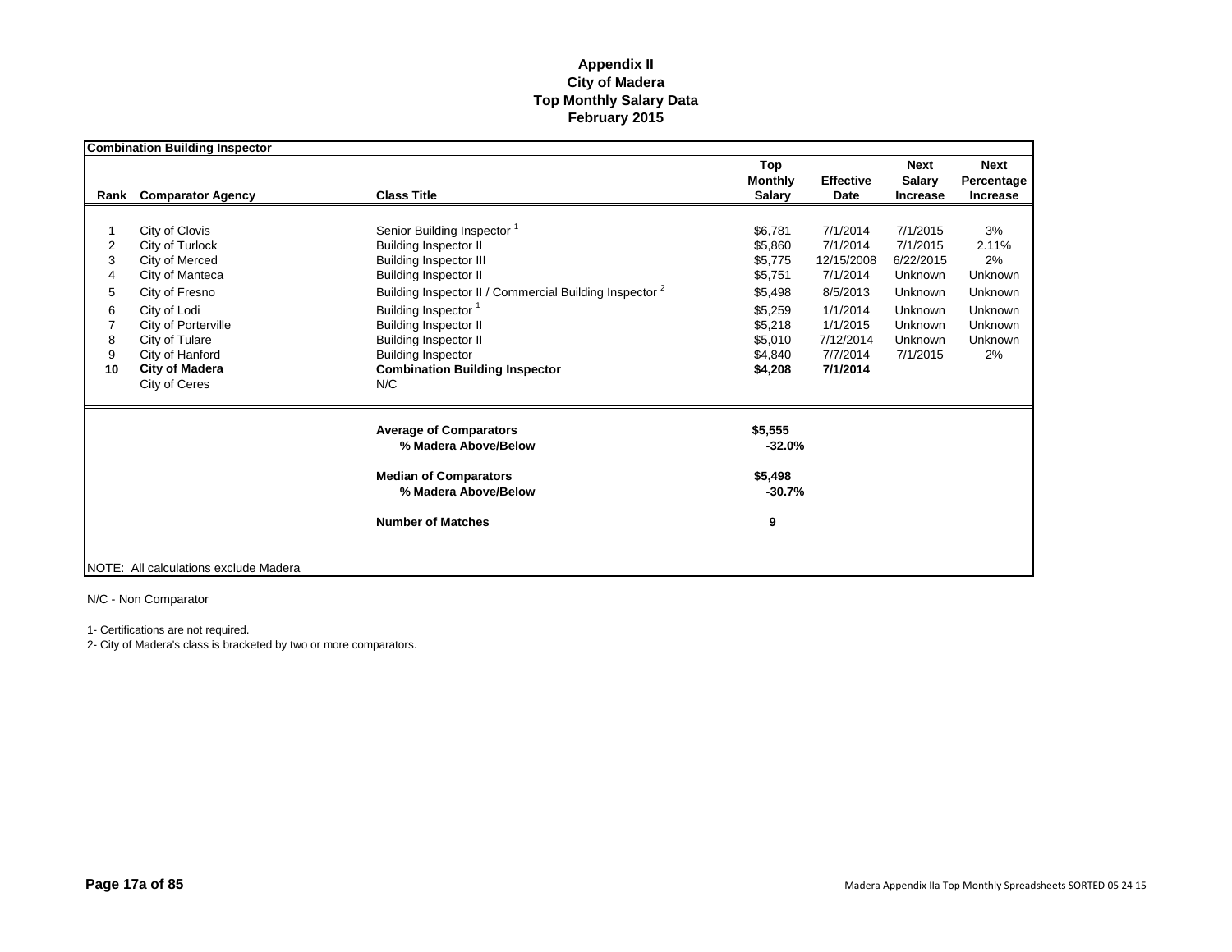**Appendix II**
**City of Madera**
**Top Monthly Salary Data**
**February 2015**

**Combination Building Inspector**

| Rank | Comparator Agency | Class Title | Top Monthly Salary | Effective Date | Next Salary Increase | Next Percentage Increase |
|---|---|---|---|---|---|---|
| 1 | City of Clovis | Senior Building Inspector [1] | $6,781 | 7/1/2014 | 7/1/2015 | 3% |
| 2 | City of Turlock | Building Inspector II | $5,860 | 7/1/2014 | 7/1/2015 | 2.11% |
| 3 | City of Merced | Building Inspector III | $5,775 | 12/15/2008 | 6/22/2015 | 2% |
| 4 | City of Manteca | Building Inspector II | $5,751 | 7/1/2014 | Unknown | Unknown |
| 5 | City of Fresno | Building Inspector II / Commercial Building Inspector [2] | $5,498 | 8/5/2013 | Unknown | Unknown |
| 6 | City of Lodi | Building Inspector [1] | $5,259 | 1/1/2014 | Unknown | Unknown |
| 7 | City of Porterville | Building Inspector II | $5,218 | 1/1/2015 | Unknown | Unknown |
| 8 | City of Tulare | Building Inspector II | $5,010 | 7/12/2014 | Unknown | Unknown |
| 9 | City of Hanford | Building Inspector | $4,840 | 7/7/2014 | 7/1/2015 | 2% |
| **10** | **City of Madera** | **Combination Building Inspector** | **$4,208** | **7/1/2014** | | |
| | City of Ceres | N/C | | | | |
| | | **Average of Comparators** | **$5,555** | | | |
| | | **% Madera Above/Below** | **-32.0%** | | | |
| | | **Median of Comparators** | **$5,498** | | | |
| | | **% Madera Above/Below** | **-30.7%** | | | |
| | | **Number of Matches** | **9** | | | |

NOTE: All calculations exclude Madera

N/C - Non Comparator

1- Certifications are not required.
2- City of Madera's class is bracketed by two or more comparators.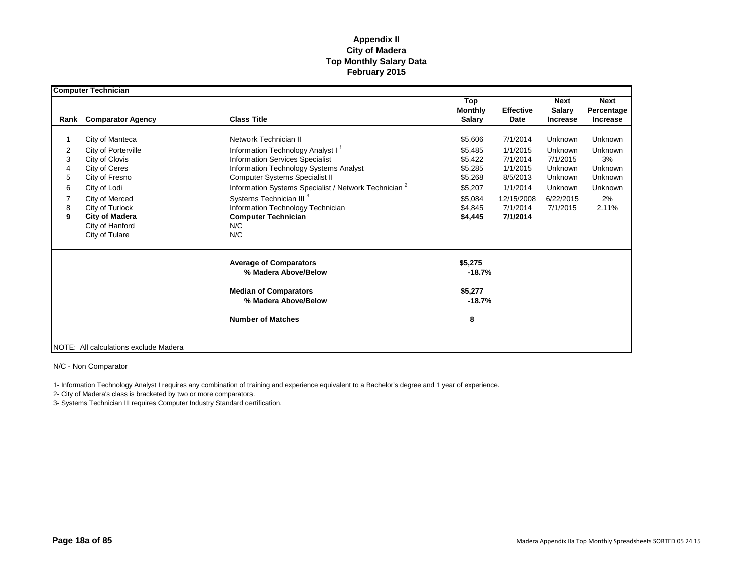**Appendix II**
**City of Madera**
**Top Monthly Salary Data**
**February 2015**

**Computer Technician**

| Rank | Comparator Agency | Class Title | Top Monthly Salary | Effective Date | Next Salary Increase | Next Percentage Increase |
|---|---|---|---|---|---|---|
| 1 | City of Manteca | Network Technician II | $5,606 | 7/1/2014 | Unknown | Unknown |
| 2 | City of Porterville | Information Technology Analyst I [1] | $5,485 | 1/1/2015 | Unknown | Unknown |
| 3 | City of Clovis | Information Services Specialist | $5,422 | 7/1/2014 | 7/1/2015 | 3% |
| 4 | City of Ceres | Information Technology Systems Analyst | $5,285 | 1/1/2015 | Unknown | Unknown |
| 5 | City of Fresno | Computer Systems Specialist II | $5,268 | 8/5/2013 | Unknown | Unknown |
| 6 | City of Lodi | Information Systems Specialist / Network Technician [2] | $5,207 | 1/1/2014 | Unknown | Unknown |
| 7 | City of Merced | Systems Technician III [3] | $5,084 | 12/15/2008 | 6/22/2015 | 2% |
| 8 | City of Turlock | Information Technology Technician | $4,845 | 7/1/2014 | 7/1/2015 | 2.11% |
| **9** | **City of Madera** | **Computer Technician** | **$4,445** | **7/1/2014** | | |
| | City of Hanford | N/C | | | | |
| | City of Tulare | N/C | | | | |
| | | **Average of Comparators** | **$5,275** | | | |
| | | **% Madera Above/Below** | **-18.7%** | | | |
| | | **Median of Comparators** | **$5,277** | | | |
| | | **% Madera Above/Below** | **-18.7%** | | | |
| | | **Number of Matches** | **8** | | | |

NOTE: All calculations exclude Madera

N/C - Non Comparator

1- Information Technology Analyst I requires any combination of training and experience equivalent to a Bachelor's degree and 1 year of experience.

2- City of Madera's class is bracketed by two or more comparators.

3- Systems Technician III requires Computer Industry Standard certification.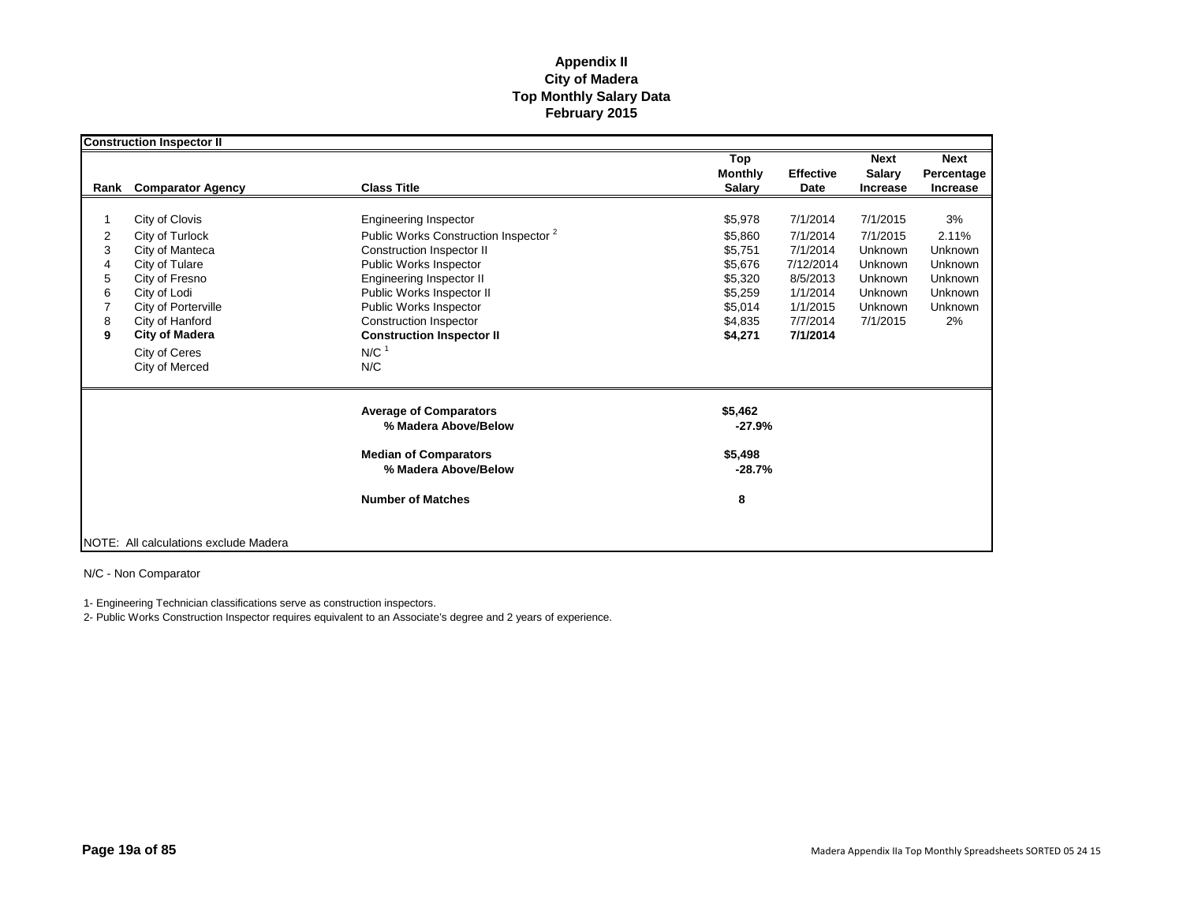# Appendix II
## City of Madera
## Top Monthly Salary Data
## February 2015

**Construction Inspector II**

| Rank | Comparator Agency | Class Title | Top Monthly Salary | Effective Date | Next Salary Increase | Next Percentage Increase |
|---|---|---|---|---|---|---|
| 1 | City of Clovis | Engineering Inspector | $5,978 | 7/1/2014 | 7/1/2015 | 3% |
| 2 | City of Turlock | Public Works Construction Inspector [2] | $5,860 | 7/1/2014 | 7/1/2015 | 2.11% |
| 3 | City of Manteca | Construction Inspector II | $5,751 | 7/1/2014 | Unknown | Unknown |
| 4 | City of Tulare | Public Works Inspector | $5,676 | 7/12/2014 | Unknown | Unknown |
| 5 | City of Fresno | Engineering Inspector II | $5,320 | 8/5/2013 | Unknown | Unknown |
| 6 | City of Lodi | Public Works Inspector II | $5,259 | 1/1/2014 | Unknown | Unknown |
| 7 | City of Porterville | Public Works Inspector | $5,014 | 1/1/2015 | Unknown | Unknown |
| 8 | City of Hanford | Construction Inspector | $4,835 | 7/7/2014 | 7/1/2015 | 2% |
| **9** | **City of Madera** | **Construction Inspector II** | **$4,271** | **7/1/2014** | | |
| | City of Ceres | N/C [1] | | | | |
| | City of Merced | N/C | | | | |
| | | **Average of Comparators** | **$5,462** | | | |
| | | **% Madera Above/Below** | **-27.9%** | | | |
| | | **Median of Comparators** | **$5,498** | | | |
| | | **% Madera Above/Below** | **-28.7%** | | | |
| | | **Number of Matches** | **8** | | | |

NOTE: All calculations exclude Madera

N/C - Non Comparator

1- Engineering Technician classifications serve as construction inspectors.

2- Public Works Construction Inspector requires equivalent to an Associate's degree and 2 years of experience.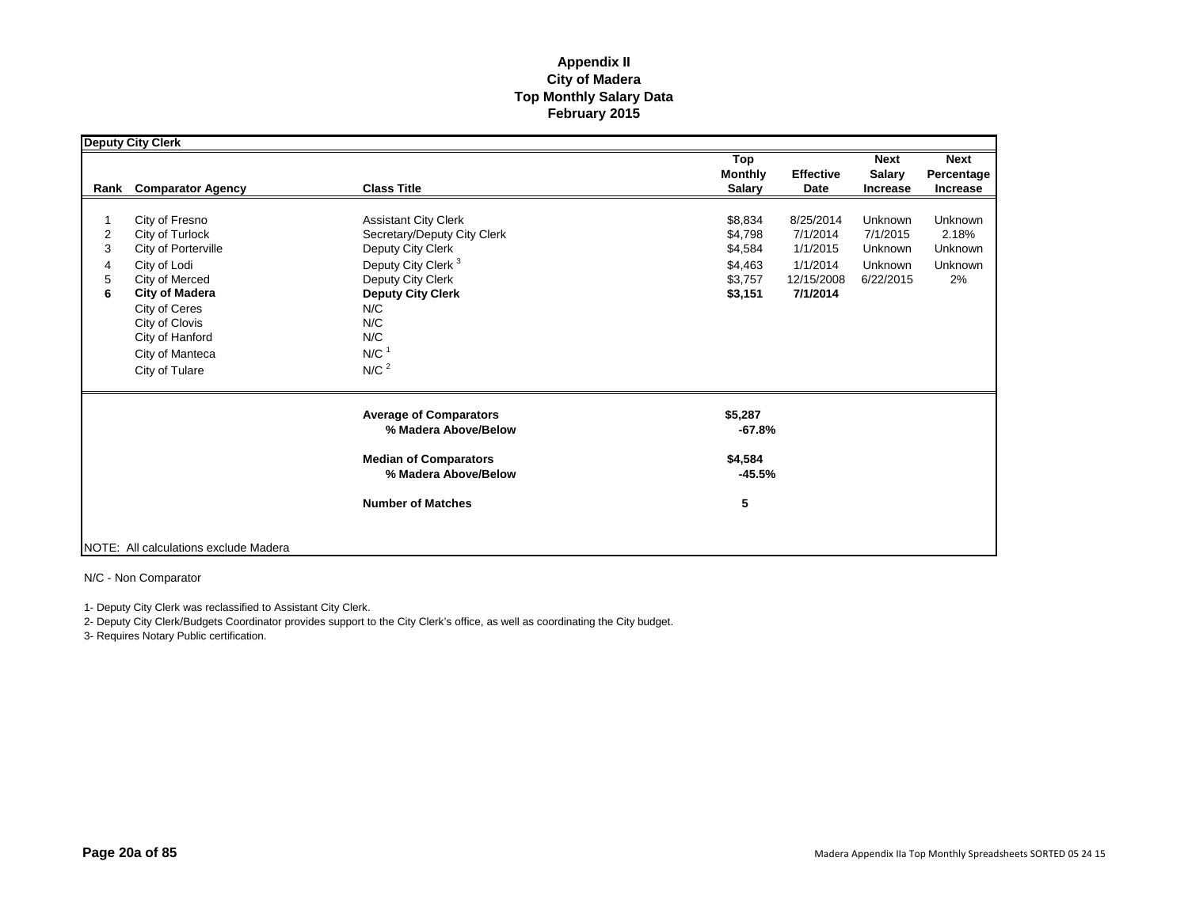# Appendix II
# City of Madera
# Top Monthly Salary Data
# February 2015

**Deputy City Clerk**

| Rank | Comparator Agency | Class Title | Top Monthly Salary | Effective Date | Next Salary Increase | Next Percentage Increase |
|---|---|---|---|---|---|---|
| 1 | City of Fresno | Assistant City Clerk | $8,834 | 8/25/2014 | Unknown | Unknown |
| 2 | City of Turlock | Secretary/Deputy City Clerk | $4,798 | 7/1/2014 | 7/1/2015 | 2.18% |
| 3 | City of Porterville | Deputy City Clerk | $4,584 | 1/1/2015 | Unknown | Unknown |
| 4 | City of Lodi | Deputy City Clerk [3] | $4,463 | 1/1/2014 | Unknown | Unknown |
| 5 | City of Merced | Deputy City Clerk | $3,757 | 12/15/2008 | 6/22/2015 | 2% |
| **6** | **City of Madera** | **Deputy City Clerk** | **$3,151** | **7/1/2014** | | |
| | City of Ceres | N/C | | | | |
| | City of Clovis | N/C | | | | |
| | City of Hanford | N/C | | | | |
| | City of Manteca | N/C [1] | | | | |
| | City of Tulare | N/C [2] | | | | |
| | | **Average of Comparators** | **$5,287** | | | |
| | | **% Madera Above/Below** | **-67.8%** | | | |
| | | **Median of Comparators** | **$4,584** | | | |
| | | **% Madera Above/Below** | **-45.5%** | | | |
| | | **Number of Matches** | **5** | | | |

NOTE: All calculations exclude Madera

N/C - Non Comparator

1- Deputy City Clerk was reclassified to Assistant City Clerk.

2- Deputy City Clerk/Budgets Coordinator provides support to the City Clerk's office, as well as coordinating the City budget.

3- Requires Notary Public certification.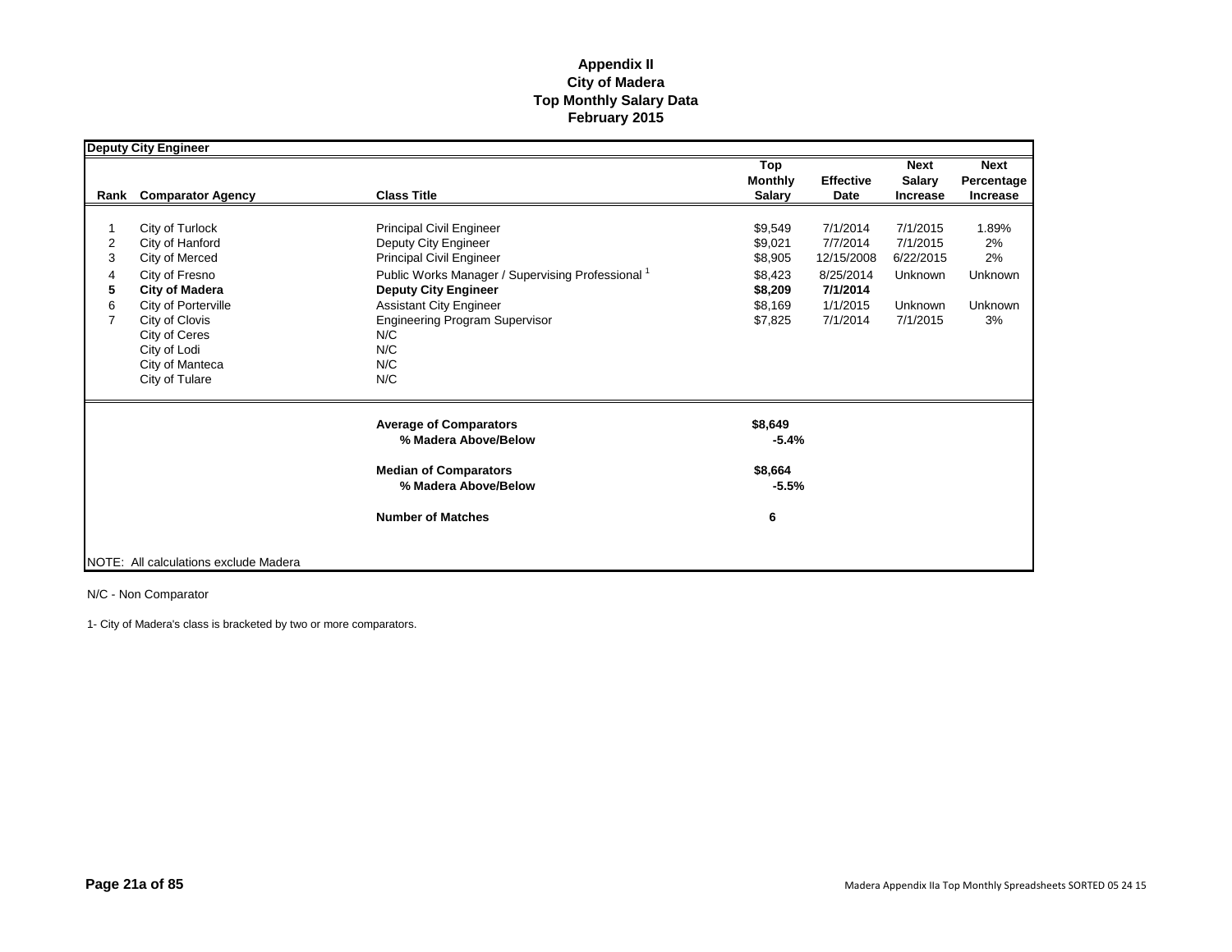**Appendix II**
**City of Madera**
**Top Monthly Salary Data**
**February 2015**

**Deputy City Engineer**

| Rank | Comparator Agency | Class Title | Top Monthly Salary | Effective Date | Next Salary Increase | Next Percentage Increase |
|---|---|---|---|---|---|---|
| 1 | City of Turlock | Principal Civil Engineer | $9,549 | 7/1/2014 | 7/1/2015 | 1.89% |
| 2 | City of Hanford | Deputy City Engineer | $9,021 | 7/7/2014 | 7/1/2015 | 2% |
| 3 | City of Merced | Principal Civil Engineer | $8,905 | 12/15/2008 | 6/22/2015 | 2% |
| 4 | City of Fresno | Public Works Manager / Supervising Professional [1] | $8,423 | 8/25/2014 | Unknown | Unknown |
| **5** | **City of Madera** | **Deputy City Engineer** | **$8,209** | **7/1/2014** | | |
| 6 | City of Porterville | Assistant City Engineer | $8,169 | 1/1/2015 | Unknown | Unknown |
| 7 | City of Clovis | Engineering Program Supervisor | $7,825 | 7/1/2014 | 7/1/2015 | 3% |
| | City of Ceres | N/C | | | | |
| | City of Lodi | N/C | | | | |
| | City of Manteca | N/C | | | | |
| | City of Tulare | N/C | | | | |
| | | **Average of Comparators** | **$8,649** | | | |
| | | **% Madera Above/Below** | **-5.4%** | | | |
| | | **Median of Comparators** | **$8,664** | | | |
| | | **% Madera Above/Below** | **-5.5%** | | | |
| | | **Number of Matches** | **6** | | | |

NOTE: All calculations exclude Madera

N/C - Non Comparator

1- City of Madera's class is bracketed by two or more comparators.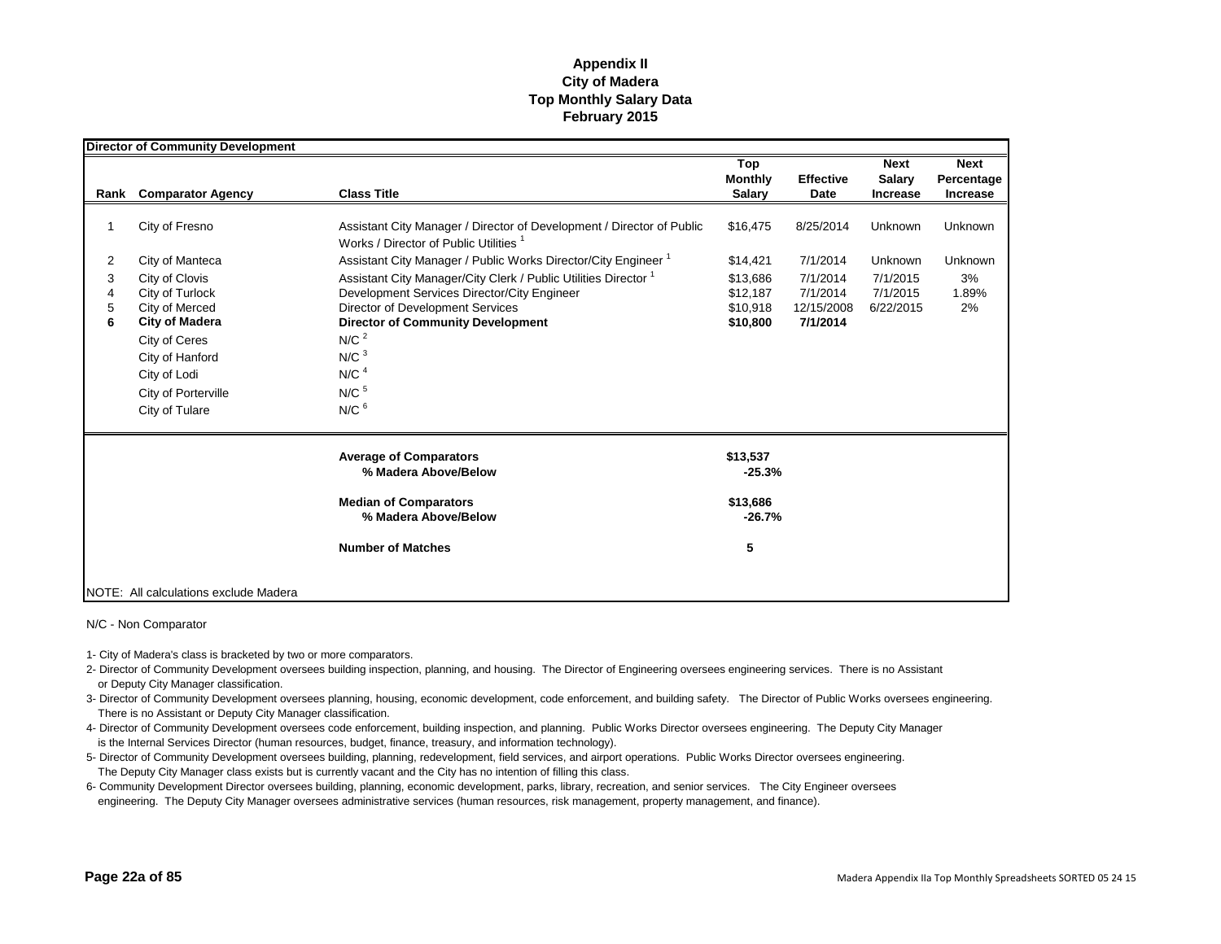# Appendix II
# City of Madera
# Top Monthly Salary Data
# February 2015

**Director of Community Development**

| Rank | Comparator Agency | Class Title | Top Monthly Salary | Effective Date | Next Salary Increase | Next Percentage Increase |
|---|---|---|---|---|---|---|
| 1 | City of Fresno | Assistant City Manager / Director of Development / Director of Public Works / Director of Public Utilities [1] | $16,475 | 8/25/2014 | Unknown | Unknown |
| 2 | City of Manteca | Assistant City Manager / Public Works Director/City Engineer [1] | $14,421 | 7/1/2014 | Unknown | Unknown |
| 3 | City of Clovis | Assistant City Manager/City Clerk / Public Utilities Director [1] | $13,686 | 7/1/2014 | 7/1/2015 | 3% |
| 4 | City of Turlock | Development Services Director/City Engineer | $12,187 | 7/1/2014 | 7/1/2015 | 1.89% |
| 5 | City of Merced | Director of Development Services | $10,918 | 12/15/2008 | 6/22/2015 | 2% |
| **6** | **City of Madera** | **Director of Community Development** | **$10,800** | **7/1/2014** | | |
| | City of Ceres | N/C [2] | | | | |
| | City of Hanford | N/C [3] | | | | |
| | City of Lodi | N/C [4] | | | | |
| | City of Porterville | N/C [5] | | | | |
| | City of Tulare | N/C [6] | | | | |
| | | **Average of Comparators** | **$13,537** | | | |
| | | **% Madera Above/Below** | **-25.3%** | | | |
| | | **Median of Comparators** | **$13,686** | | | |
| | | **% Madera Above/Below** | **-26.7%** | | | |
| | | **Number of Matches** | **5** | | | |

NOTE: All calculations exclude Madera

N/C - Non Comparator

1- City of Madera's class is bracketed by two or more comparators.

2- Director of Community Development oversees building inspection, planning, and housing. The Director of Engineering oversees engineering services. There is no Assistant or Deputy City Manager classification.

3- Director of Community Development oversees planning, housing, economic development, code enforcement, and building safety. The Director of Public Works oversees engineering. There is no Assistant or Deputy City Manager classification.

4- Director of Community Development oversees code enforcement, building inspection, and planning. Public Works Director oversees engineering. The Deputy City Manager is the Internal Services Director (human resources, budget, finance, treasury, and information technology).

5- Director of Community Development oversees building, planning, redevelopment, field services, and airport operations. Public Works Director oversees engineering. The Deputy City Manager class exists but is currently vacant and the City has no intention of filling this class.

6- Community Development Director oversees building, planning, economic development, parks, library, recreation, and senior services. The City Engineer oversees engineering. The Deputy City Manager oversees administrative services (human resources, risk management, property management, and finance).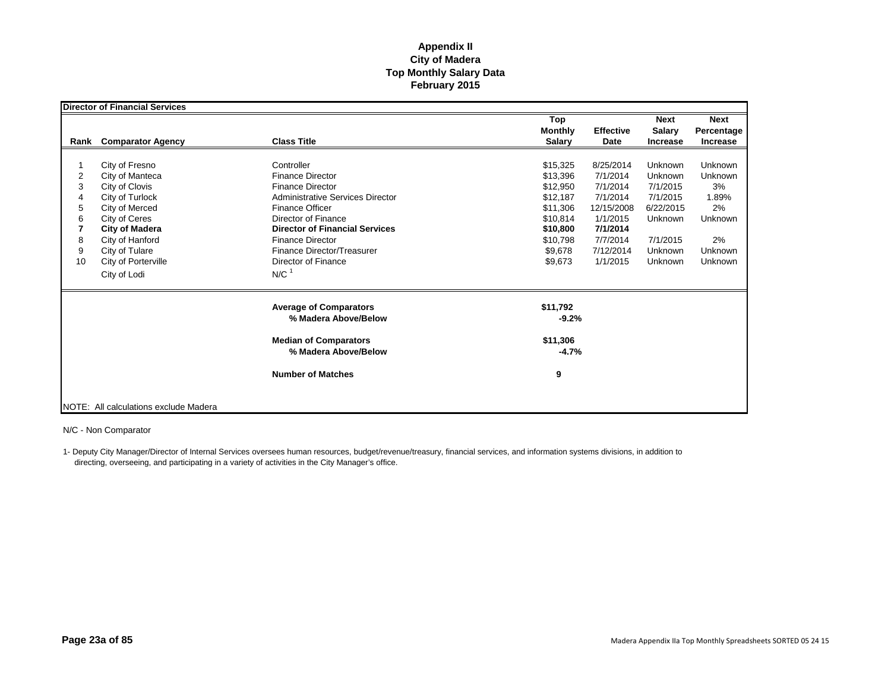# Appendix II
## City of Madera
## Top Monthly Salary Data
## February 2015

**Director of Financial Services**

| Rank | Comparator Agency | Class Title | Top Monthly Salary | Effective Date | Next Salary Increase | Next Percentage Increase |
|---|---|---|---|---|---|---|
| 1 | City of Fresno | Controller | $15,325 | 8/25/2014 | Unknown | Unknown |
| 2 | City of Manteca | Finance Director | $13,396 | 7/1/2014 | Unknown | Unknown |
| 3 | City of Clovis | Finance Director | $12,950 | 7/1/2014 | 7/1/2015 | 3% |
| 4 | City of Turlock | Administrative Services Director | $12,187 | 7/1/2014 | 7/1/2015 | 1.89% |
| 5 | City of Merced | Finance Officer | $11,306 | 12/15/2008 | 6/22/2015 | 2% |
| 6 | City of Ceres | Director of Finance | $10,814 | 1/1/2015 | Unknown | Unknown |
| **7** | **City of Madera** | **Director of Financial Services** | **$10,800** | **7/1/2014** | | |
| 8 | City of Hanford | Finance Director | $10,798 | 7/7/2014 | 7/1/2015 | 2% |
| 9 | City of Tulare | Finance Director/Treasurer | $9,678 | 7/12/2014 | Unknown | Unknown |
| 10 | City of Porterville | Director of Finance | $9,673 | 1/1/2015 | Unknown | Unknown |
| | City of Lodi | N/C [1] | | | | |
| | | **Average of Comparators** | **$11,792** | | | |
| | | **% Madera Above/Below** | **-9.2%** | | | |
| | | **Median of Comparators** | **$11,306** | | | |
| | | **% Madera Above/Below** | **-4.7%** | | | |
| | | **Number of Matches** | **9** | | | |

NOTE: All calculations exclude Madera

N/C - Non Comparator

1- Deputy City Manager/Director of Internal Services oversees human resources, budget/revenue/treasury, financial services, and information systems divisions, in addition to directing, overseeing, and participating in a variety of activities in the City Manager's office.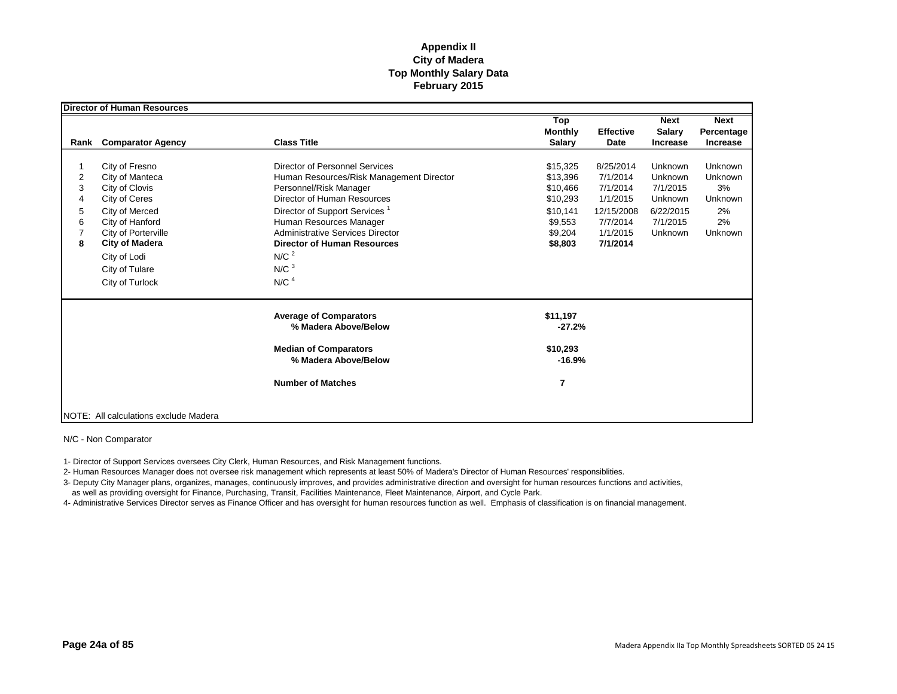# Appendix II
## City of Madera
## Top Monthly Salary Data
## February 2015

**Director of Human Resources**

| Rank | Comparator Agency | Class Title | Top Monthly Salary | Effective Date | Next Salary Increase | Next Percentage Increase |
|---|---|---|---|---|---|---|
| 1 | City of Fresno | Director of Personnel Services | $15,325 | 8/25/2014 | Unknown | Unknown |
| 2 | City of Manteca | Human Resources/Risk Management Director | $13,396 | 7/1/2014 | Unknown | Unknown |
| 3 | City of Clovis | Personnel/Risk Manager | $10,466 | 7/1/2014 | 7/1/2015 | 3% |
| 4 | City of Ceres | Director of Human Resources | $10,293 | 1/1/2015 | Unknown | Unknown |
| 5 | City of Merced | Director of Support Services [1] | $10,141 | 12/15/2008 | 6/22/2015 | 2% |
| 6 | City of Hanford | Human Resources Manager | $9,553 | 7/7/2014 | 7/1/2015 | 2% |
| 7 | City of Porterville | Administrative Services Director | $9,204 | 1/1/2015 | Unknown | Unknown |
| **8** | **City of Madera** | **Director of Human Resources** | **$8,803** | **7/1/2014** | | |
| | City of Lodi | N/C [2] | | | | |
| | City of Tulare | N/C [3] | | | | |
| | City of Turlock | N/C [4] | | | | |
| | | **Average of Comparators** | **$11,197** | | | |
| | | **% Madera Above/Below** | **-27.2%** | | | |
| | | **Median of Comparators** | **$10,293** | | | |
| | | **% Madera Above/Below** | **-16.9%** | | | |
| | | **Number of Matches** | **7** | | | |

NOTE: All calculations exclude Madera

N/C - Non Comparator

1- Director of Support Services oversees City Clerk, Human Resources, and Risk Management functions.

2- Human Resources Manager does not oversee risk management which represents at least 50% of Madera's Director of Human Resources' responsiblities.

3- Deputy City Manager plans, organizes, manages, continuously improves, and provides administrative direction and oversight for human resources functions and activities, as well as providing oversight for Finance, Purchasing, Transit, Facilities Maintenance, Fleet Maintenance, Airport, and Cycle Park.

4- Administrative Services Director serves as Finance Officer and has oversight for human resources function as well. Emphasis of classification is on financial management.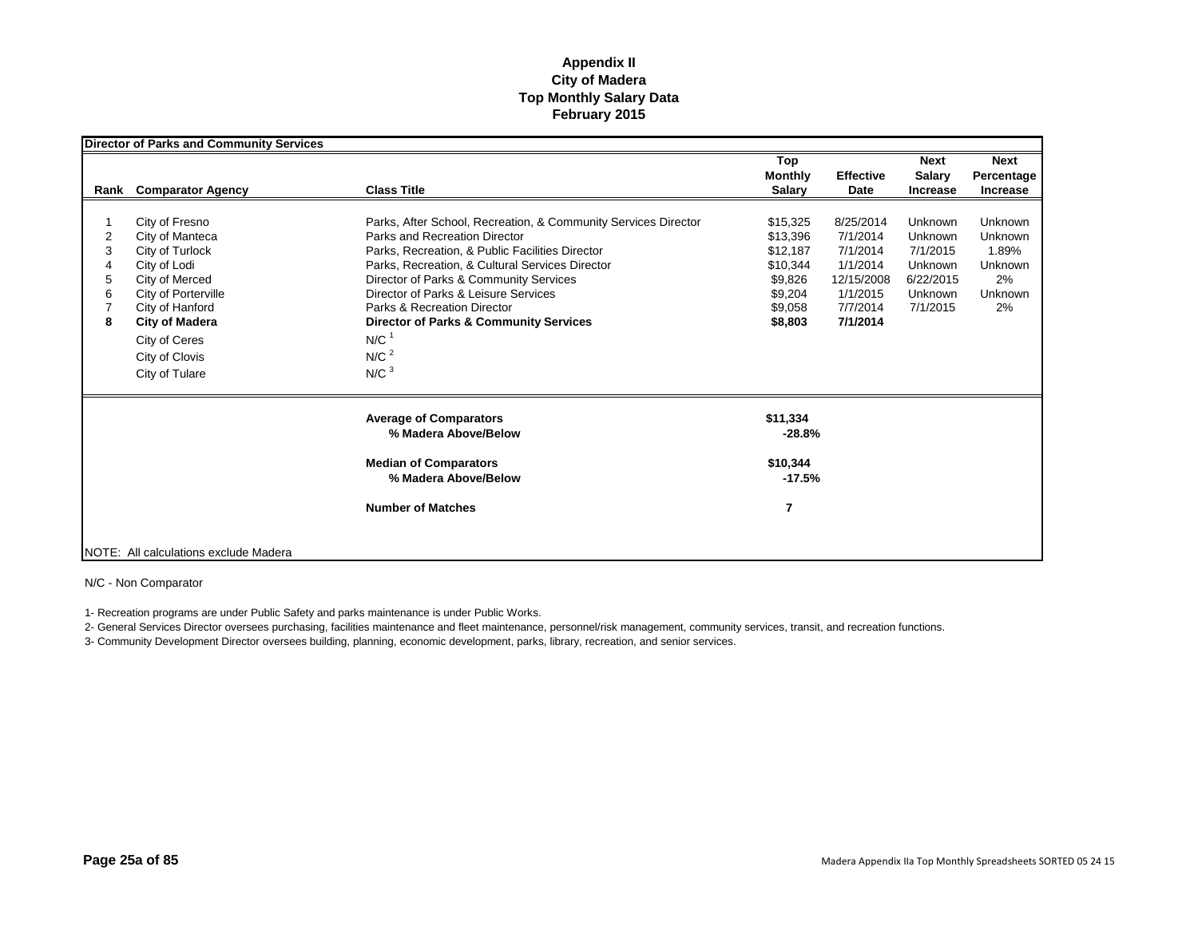**Appendix II**
**City of Madera**
**Top Monthly Salary Data**
**February 2015**

| **Director of Parks and Community Services** | | | | | | |
|---|---|---|---|---|---|---|
| **Rank** | **Comparator Agency** | **Class Title** | **Top Monthly Salary** | **Effective Date** | **Next Salary Increase** | **Next Percentage Increase** |
| 1 | City of Fresno | Parks, After School, Recreation, & Community Services Director | $15,325 | 8/25/2014 | Unknown | Unknown |
| 2 | City of Manteca | Parks and Recreation Director | $13,396 | 7/1/2014 | Unknown | Unknown |
| 3 | City of Turlock | Parks, Recreation, & Public Facilities Director | $12,187 | 7/1/2014 | 7/1/2015 | 1.89% |
| 4 | City of Lodi | Parks, Recreation, & Cultural Services Director | $10,344 | 1/1/2014 | Unknown | Unknown |
| 5 | City of Merced | Director of Parks & Community Services | $9,826 | 12/15/2008 | 6/22/2015 | 2% |
| 6 | City of Porterville | Director of Parks & Leisure Services | $9,204 | 1/1/2015 | Unknown | Unknown |
| 7 | City of Hanford | Parks & Recreation Director | $9,058 | 7/7/2014 | 7/1/2015 | 2% |
| **8** | **City of Madera** | **Director of Parks & Community Services** | **$8,803** | **7/1/2014** | | |
| | City of Ceres | N/C [1] | | | | |
| | City of Clovis | N/C [2] | | | | |
| | City of Tulare | N/C [3] | | | | |
| | | **Average of Comparators** | **$11,334** | | | |
| | | **% Madera Above/Below** | **-28.8%** | | | |
| | | **Median of Comparators** | **$10,344** | | | |
| | | **% Madera Above/Below** | **-17.5%** | | | |
| | | **Number of Matches** | **7** | | | |

NOTE: All calculations exclude Madera

N/C - Non Comparator

1- Recreation programs are under Public Safety and parks maintenance is under Public Works.

2- General Services Director oversees purchasing, facilities maintenance and fleet maintenance, personnel/risk management, community services, transit, and recreation functions.

3- Community Development Director oversees building, planning, economic development, parks, library, recreation, and senior services.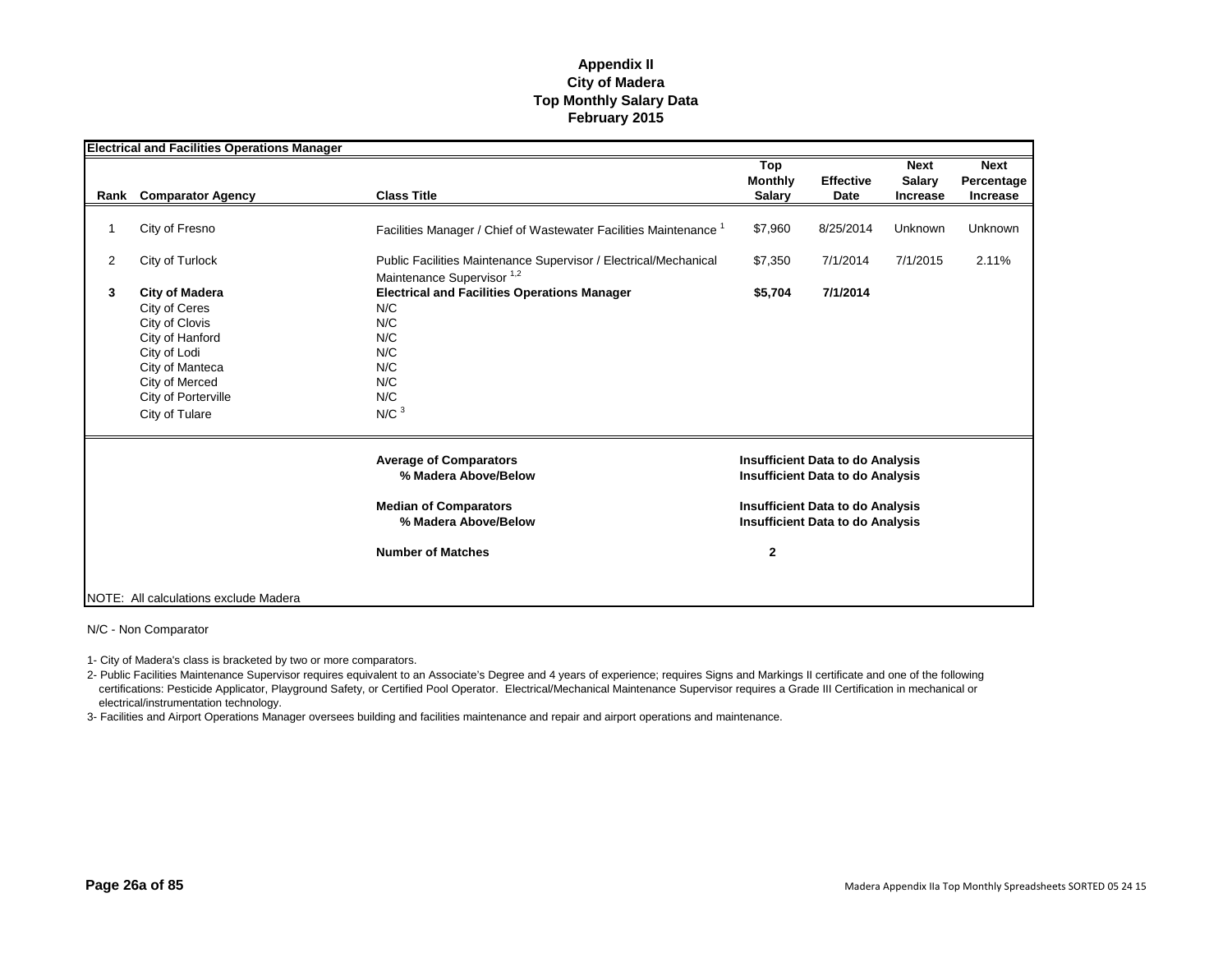**Appendix II**
**City of Madera**
**Top Monthly Salary Data**
**February 2015**

| **Electrical and Facilities Operations Manager** | | | | | | |
|---|---|---|---|---|---|---|
| **Rank** | **Comparator Agency** | **Class Title** | **Top Monthly Salary** | **Effective Date** | **Next Salary Increase** | **Next Percentage Increase** |
| 1 | City of Fresno | Facilities Manager / Chief of Wastewater Facilities Maintenance [1] | $7,960 | 8/25/2014 | Unknown | Unknown |
| 2 | City of Turlock | Public Facilities Maintenance Supervisor / Electrical/Mechanical Maintenance Supervisor [1,2] | $7,350 | 7/1/2014 | 7/1/2015 | 2.11% |
| **3** | **City of Madera** | **Electrical and Facilities Operations Manager** | **$5,704** | **7/1/2014** | | |
| | City of Ceres | N/C | | | | |
| | City of Clovis | N/C | | | | |
| | City of Hanford | N/C | | | | |
| | City of Lodi | N/C | | | | |
| | City of Manteca | N/C | | | | |
| | City of Merced | N/C | | | | |
| | City of Porterville | N/C | | | | |
| | City of Tulare | N/C [3] | | | | |
| | | **Average of Comparators** | **Insufficient Data to do Analysis** | | | |
| | | **% Madera Above/Below** | **Insufficient Data to do Analysis** | | | |
| | | **Median of Comparators** | **Insufficient Data to do Analysis** | | | |
| | | **% Madera Above/Below** | **Insufficient Data to do Analysis** | | | |
| | | **Number of Matches** | **2** | | | |

NOTE: All calculations exclude Madera

N/C - Non Comparator

1- City of Madera's class is bracketed by two or more comparators.

2- Public Facilities Maintenance Supervisor requires equivalent to an Associate's Degree and 4 years of experience; requires Signs and Markings II certificate and one of the following certifications: Pesticide Applicator, Playground Safety, or Certified Pool Operator. Electrical/Mechanical Maintenance Supervisor requires a Grade III Certification in mechanical or electrical/instrumentation technology.

3- Facilities and Airport Operations Manager oversees building and facilities maintenance and repair and airport operations and maintenance.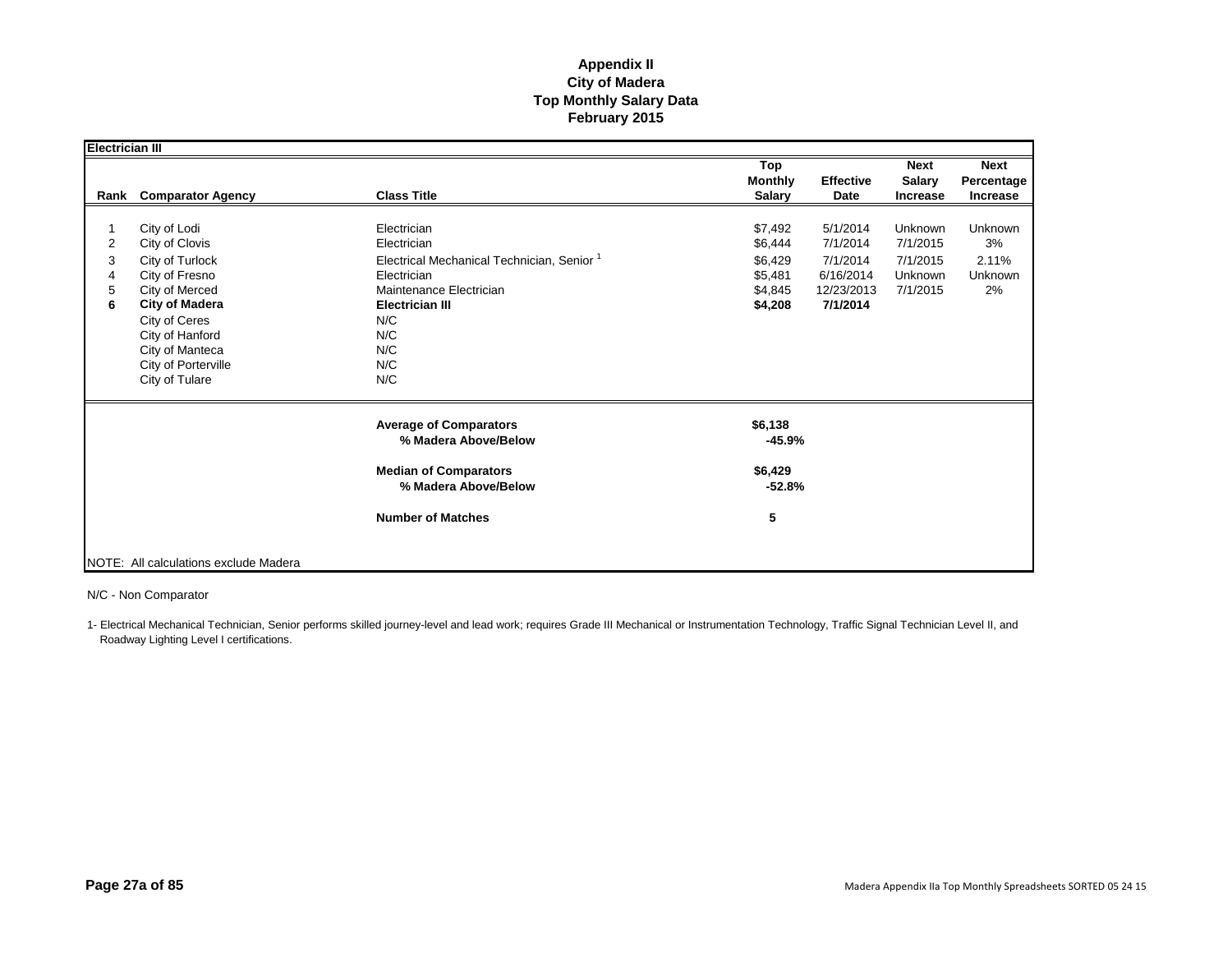# Appendix II
## City of Madera
## Top Monthly Salary Data
## February 2015

**Electrician III**

| Rank | Comparator Agency | Class Title | Top Monthly Salary | Effective Date | Next Salary Increase | Next Percentage Increase |
|---|---|---|---|---|---|---|
| 1 | City of Lodi | Electrician | $7,492 | 5/1/2014 | Unknown | Unknown |
| 2 | City of Clovis | Electrician | $6,444 | 7/1/2014 | 7/1/2015 | 3% |
| 3 | City of Turlock | Electrical Mechanical Technician, Senior [1] | $6,429 | 7/1/2014 | 7/1/2015 | 2.11% |
| 4 | City of Fresno | Electrician | $5,481 | 6/16/2014 | Unknown | Unknown |
| 5 | City of Merced | Maintenance Electrician | $4,845 | 12/23/2013 | 7/1/2015 | 2% |
| **6** | **City of Madera** | **Electrician III** | **$4,208** | **7/1/2014** | | |
| | City of Ceres | N/C | | | | |
| | City of Hanford | N/C | | | | |
| | City of Manteca | N/C | | | | |
| | City of Porterville | N/C | | | | |
| | City of Tulare | N/C | | | | |
| | | **Average of Comparators** | **$6,138** | | | |
| | | **% Madera Above/Below** | **-45.9%** | | | |
| | | **Median of Comparators** | **$6,429** | | | |
| | | **% Madera Above/Below** | **-52.8%** | | | |
| | | **Number of Matches** | **5** | | | |

NOTE: All calculations exclude Madera

N/C - Non Comparator

1- Electrical Mechanical Technician, Senior performs skilled journey-level and lead work; requires Grade III Mechanical or Instrumentation Technology, Traffic Signal Technician Level II, and Roadway Lighting Level I certifications.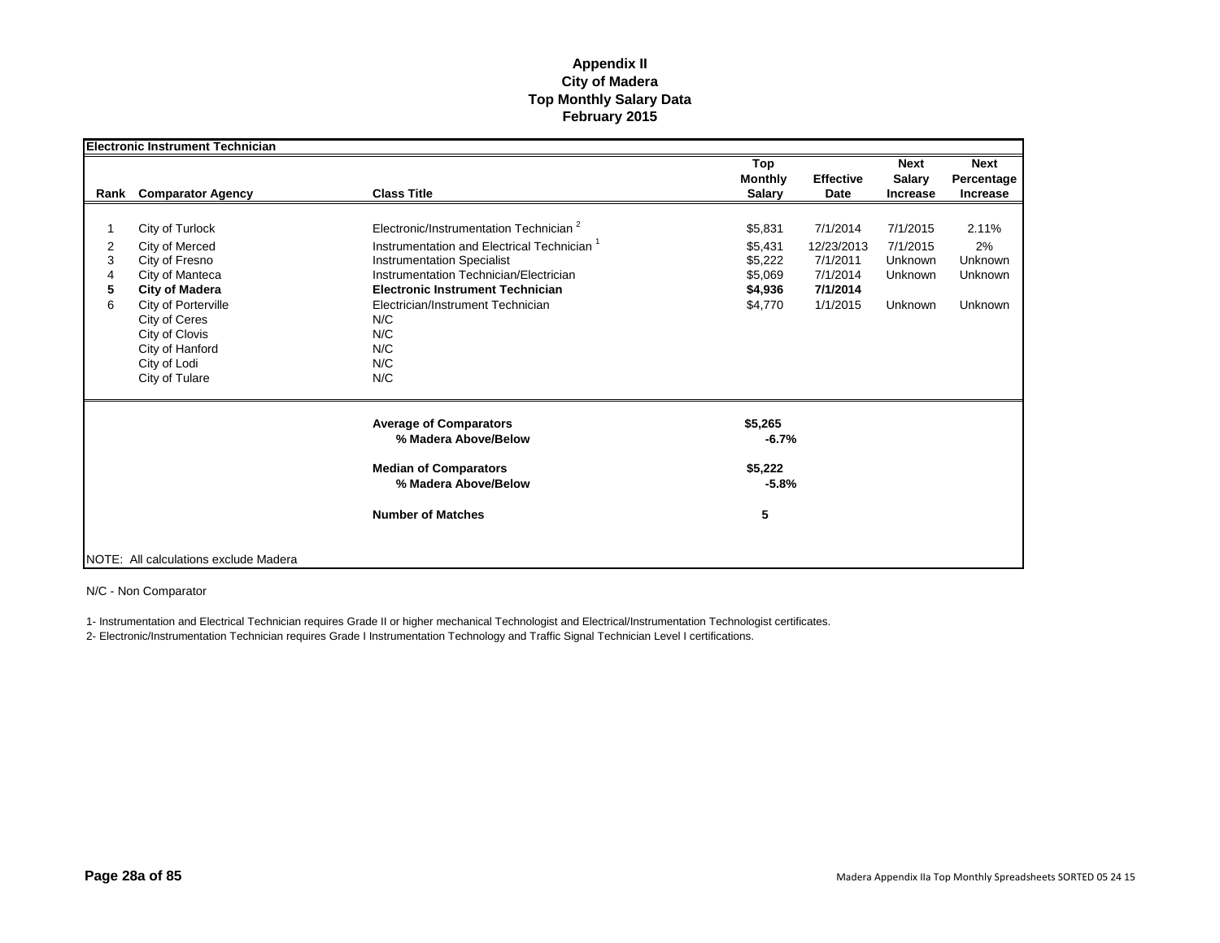# Appendix II
## City of Madera
## Top Monthly Salary Data
## February 2015

**Electronic Instrument Technician**

| Rank | Comparator Agency | Class Title | Top Monthly Salary | Effective Date | Next Salary Increase | Next Percentage Increase |
|---|---|---|---|---|---|---|
| 1 | City of Turlock | Electronic/Instrumentation Technician [2] | $5,831 | 7/1/2014 | 7/1/2015 | 2.11% |
| 2 | City of Merced | Instrumentation and Electrical Technician [1] | $5,431 | 12/23/2013 | 7/1/2015 | 2% |
| 3 | City of Fresno | Instrumentation Specialist | $5,222 | 7/1/2011 | Unknown | Unknown |
| 4 | City of Manteca | Instrumentation Technician/Electrician | $5,069 | 7/1/2014 | Unknown | Unknown |
| **5** | **City of Madera** | **Electronic Instrument Technician** | **$4,936** | **7/1/2014** | | |
| 6 | City of Porterville | Electrician/Instrument Technician | $4,770 | 1/1/2015 | Unknown | Unknown |
| | City of Ceres | N/C | | | | |
| | City of Clovis | N/C | | | | |
| | City of Hanford | N/C | | | | |
| | City of Lodi | N/C | | | | |
| | City of Tulare | N/C | | | | |
| | | **Average of Comparators** | **$5,265** | | | |
| | | **% Madera Above/Below** | **-6.7%** | | | |
| | | **Median of Comparators** | **$5,222** | | | |
| | | **% Madera Above/Below** | **-5.8%** | | | |
| | | **Number of Matches** | **5** | | | |

NOTE: All calculations exclude Madera

N/C - Non Comparator

1- Instrumentation and Electrical Technician requires Grade II or higher mechanical Technologist and Electrical/Instrumentation Technologist certificates.

2- Electronic/Instrumentation Technician requires Grade I Instrumentation Technology and Traffic Signal Technician Level I certifications.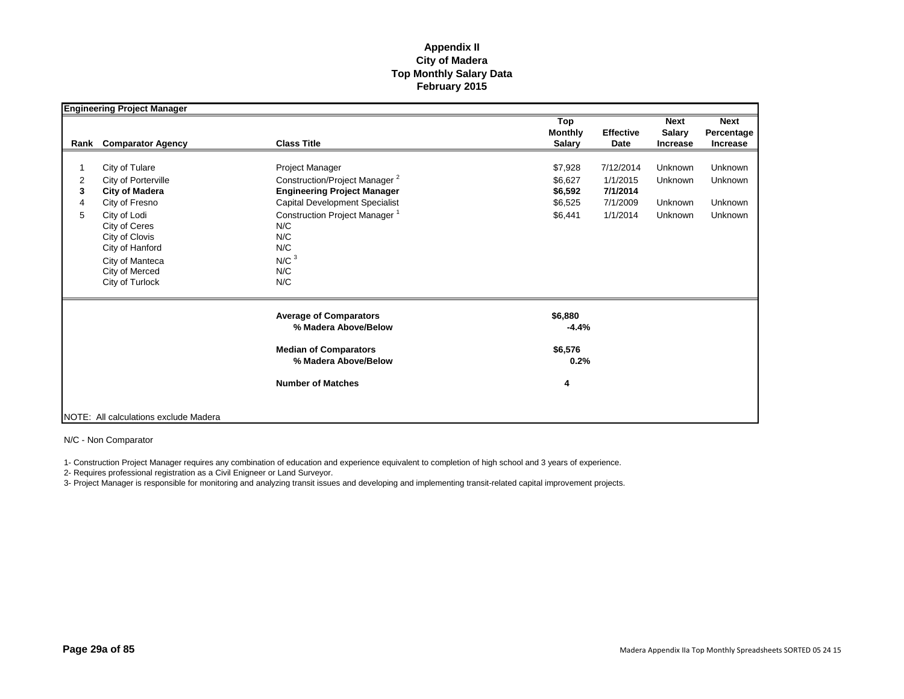# Appendix II
# City of Madera
# Top Monthly Salary Data
# February 2015

**Engineering Project Manager**

| Rank | Comparator Agency | Class Title | Top Monthly Salary | Effective Date | Next Salary Increase | Next Percentage Increase |
|---|---|---|---|---|---|---|
| 1 | City of Tulare | Project Manager | $7,928 | 7/12/2014 | Unknown | Unknown |
| 2 | City of Porterville | Construction/Project Manager [2] | $6,627 | 1/1/2015 | Unknown | Unknown |
| **3** | **City of Madera** | **Engineering Project Manager** | **$6,592** | **7/1/2014** | | |
| 4 | City of Fresno | Capital Development Specialist | $6,525 | 7/1/2009 | Unknown | Unknown |
| 5 | City of Lodi | Construction Project Manager [1] | $6,441 | 1/1/2014 | Unknown | Unknown |
| | City of Ceres | N/C | | | | |
| | City of Clovis | N/C | | | | |
| | City of Hanford | N/C | | | | |
| | City of Manteca | N/C [3] | | | | |
| | City of Merced | N/C | | | | |
| | City of Turlock | N/C | | | | |
| | | **Average of Comparators** | **$6,880** | | | |
| | | **% Madera Above/Below** | **-4.4%** | | | |
| | | **Median of Comparators** | **$6,576** | | | |
| | | **% Madera Above/Below** | **0.2%** | | | |
| | | **Number of Matches** | **4** | | | |

NOTE: All calculations exclude Madera

N/C - Non Comparator

1- Construction Project Manager requires any combination of education and experience equivalent to completion of high school and 3 years of experience.

2- Requires professional registration as a Civil Enigneer or Land Surveyor.

3- Project Manager is responsible for monitoring and analyzing transit issues and developing and implementing transit-related capital improvement projects.

Madera Appendix IIa Top Monthly Spreadsheets SORTED 05 24 15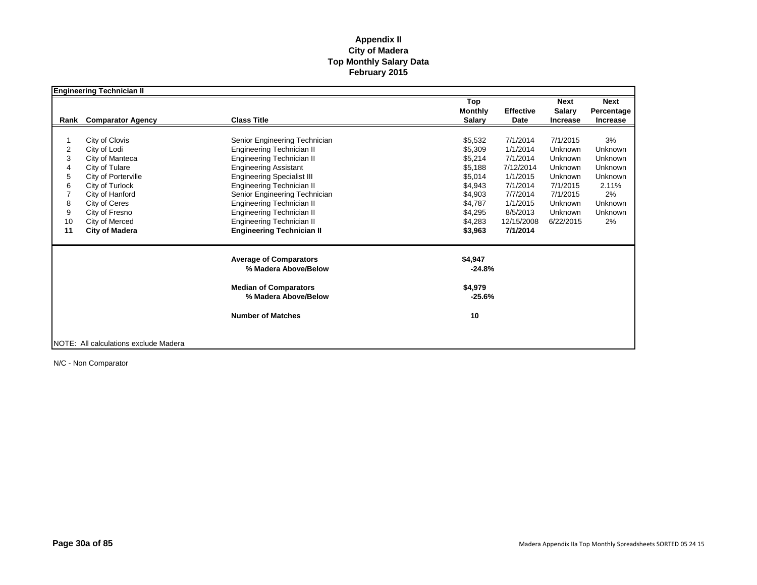# Appendix II
## City of Madera
## Top Monthly Salary Data
## February 2015

**Engineering Technician II**

| Rank | Comparator Agency | Class Title | Top Monthly Salary | Effective Date | Next Salary Increase | Next Percentage Increase |
|---|---|---|---|---|---|---|
| 1 | City of Clovis | Senior Engineering Technician | $5,532 | 7/1/2014 | 7/1/2015 | 3% |
| 2 | City of Lodi | Engineering Technician II | $5,309 | 1/1/2014 | Unknown | Unknown |
| 3 | City of Manteca | Engineering Technician II | $5,214 | 7/1/2014 | Unknown | Unknown |
| 4 | City of Tulare | Engineering Assistant | $5,188 | 7/12/2014 | Unknown | Unknown |
| 5 | City of Porterville | Engineering Specialist III | $5,014 | 1/1/2015 | Unknown | Unknown |
| 6 | City of Turlock | Engineering Technician II | $4,943 | 7/1/2014 | 7/1/2015 | 2.11% |
| 7 | City of Hanford | Senior Engineering Technician | $4,903 | 7/7/2014 | 7/1/2015 | 2% |
| 8 | City of Ceres | Engineering Technician II | $4,787 | 1/1/2015 | Unknown | Unknown |
| 9 | City of Fresno | Engineering Technician II | $4,295 | 8/5/2013 | Unknown | Unknown |
| 10 | City of Merced | Engineering Technician II | $4,283 | 12/15/2008 | 6/22/2015 | 2% |
| **11** | **City of Madera** | **Engineering Technician II** | **$3,963** | **7/1/2014** | | |

| | |
|---|---|
| **Average of Comparators** | **$4,947** |
| **% Madera Above/Below** | **-24.8%** |
| **Median of Comparators** | **$4,979** |
| **% Madera Above/Below** | **-25.6%** |
| **Number of Matches** | **10** |

NOTE: All calculations exclude Madera

N/C - Non Comparator

Madera Appendix IIa Top Monthly Spreadsheets SORTED 05 24 15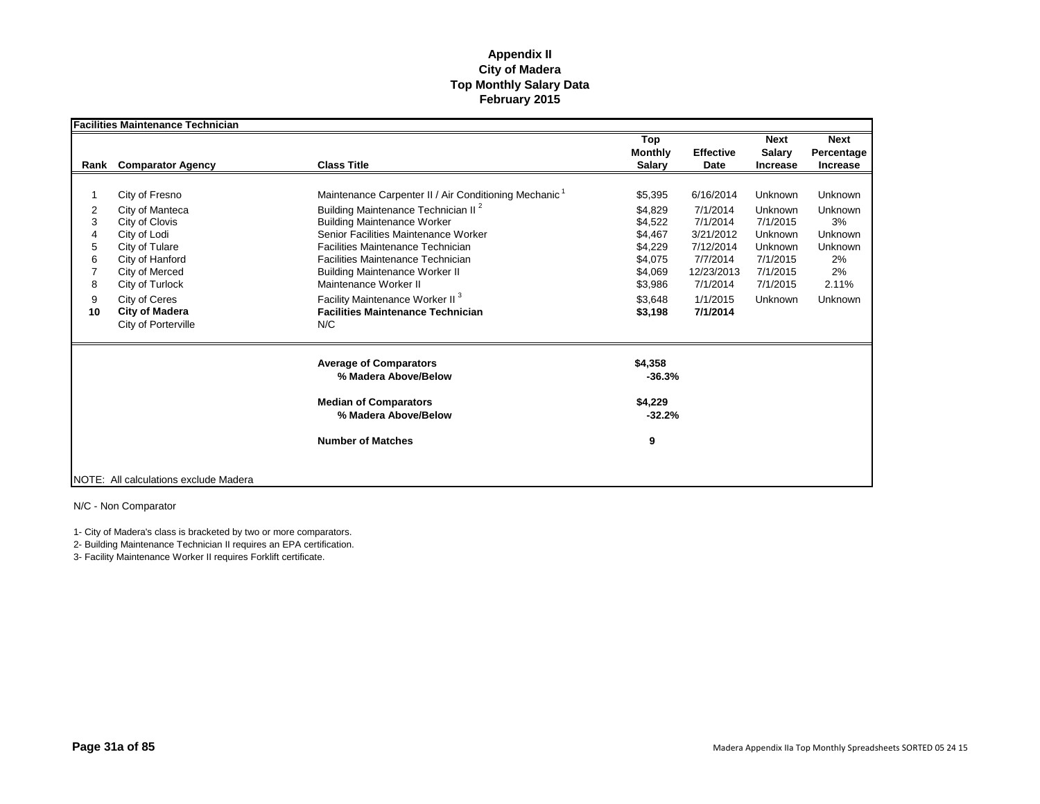# Appendix II
## City of Madera
## Top Monthly Salary Data
## February 2015

**Facilities Maintenance Technician**

| Rank | Comparator Agency | Class Title | Top Monthly Salary | Effective Date | Next Salary Increase | Next Percentage Increase |
|---|---|---|---|---|---|---|
| 1 | City of Fresno | Maintenance Carpenter II / Air Conditioning Mechanic [1] | $5,395 | 6/16/2014 | Unknown | Unknown |
| 2 | City of Manteca | Building Maintenance Technician II [2] | $4,829 | 7/1/2014 | Unknown | Unknown |
| 3 | City of Clovis | Building Maintenance Worker | $4,522 | 7/1/2014 | 7/1/2015 | 3% |
| 4 | City of Lodi | Senior Facilities Maintenance Worker | $4,467 | 3/21/2012 | Unknown | Unknown |
| 5 | City of Tulare | Facilities Maintenance Technician | $4,229 | 7/12/2014 | Unknown | Unknown |
| 6 | City of Hanford | Facilities Maintenance Technician | $4,075 | 7/7/2014 | 7/1/2015 | 2% |
| 7 | City of Merced | Building Maintenance Worker II | $4,069 | 12/23/2013 | 7/1/2015 | 2% |
| 8 | City of Turlock | Maintenance Worker II | $3,986 | 7/1/2014 | 7/1/2015 | 2.11% |
| 9 | City of Ceres | Facility Maintenance Worker II [3] | $3,648 | 1/1/2015 | Unknown | Unknown |
| **10** | **City of Madera** | **Facilities Maintenance Technician** | **$3,198** | **7/1/2014** | | |
| | City of Porterville | N/C | | | | |
| | | **Average of Comparators** | **$4,358** | | | |
| | | **% Madera Above/Below** | **-36.3%** | | | |
| | | **Median of Comparators** | **$4,229** | | | |
| | | **% Madera Above/Below** | **-32.2%** | | | |
| | | **Number of Matches** | **9** | | | |

NOTE: All calculations exclude Madera

N/C - Non Comparator

1- City of Madera's class is bracketed by two or more comparators.

2- Building Maintenance Technician II requires an EPA certification.

3- Facility Maintenance Worker II requires Forklift certificate.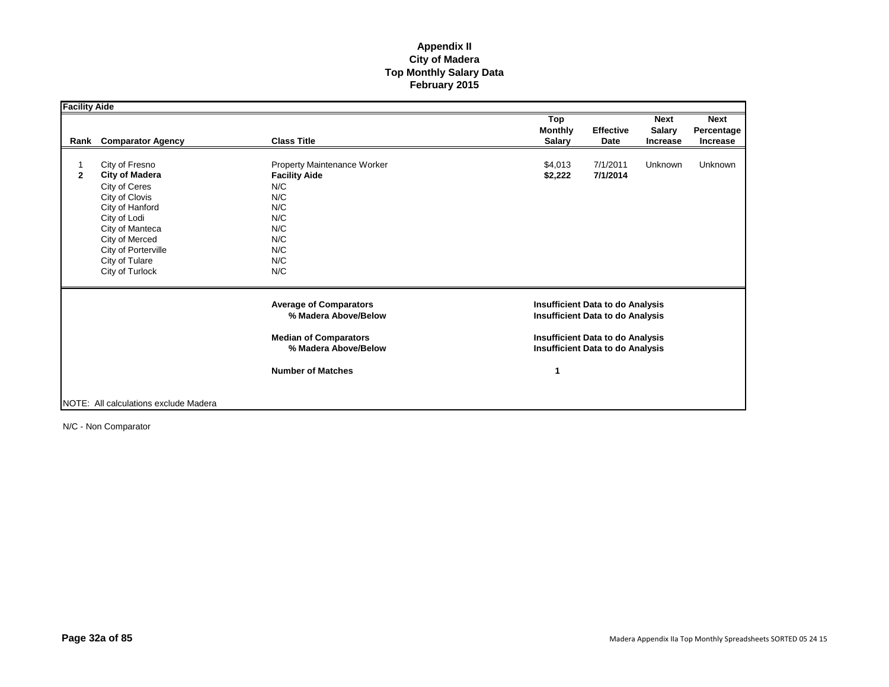# Appendix II
# City of Madera
# Top Monthly Salary Data
# February 2015

**Facility Aide**

| Rank | Comparator Agency | Class Title | Top Monthly Salary | Effective Date | Next Salary Increase | Next Percentage Increase |
|---|---|---|---|---|---|---|
| 1 | City of Fresno | Property Maintenance Worker | $4,013 | 7/1/2011 | Unknown | Unknown |
| **2** | **City of Madera** | **Facility Aide** | **$2,222** | **7/1/2014** | | |
| | City of Ceres | N/C | | | | |
| | City of Clovis | N/C | | | | |
| | City of Hanford | N/C | | | | |
| | City of Lodi | N/C | | | | |
| | City of Manteca | N/C | | | | |
| | City of Merced | N/C | | | | |
| | City of Porterville | N/C | | | | |
| | City of Tulare | N/C | | | | |
| | City of Turlock | N/C | | | | |

| | |
|---|---|
| **Average of Comparators** | **Insufficient Data to do Analysis** |
| **% Madera Above/Below** | **Insufficient Data to do Analysis** |
| **Median of Comparators** | **Insufficient Data to do Analysis** |
| **% Madera Above/Below** | **Insufficient Data to do Analysis** |
| **Number of Matches** | **1** |

NOTE: All calculations exclude Madera

N/C - Non Comparator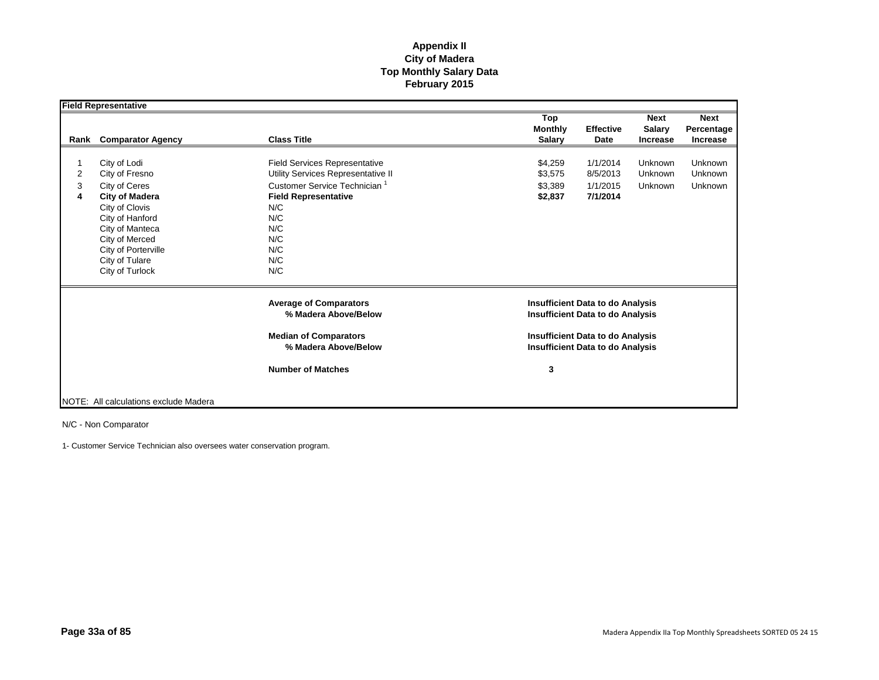**Appendix II**
**City of Madera**
**Top Monthly Salary Data**
**February 2015**

**Field Representative**

| Rank | Comparator Agency | Class Title | Top Monthly Salary | Effective Date | Next Salary Increase | Next Percentage Increase |
|---|---|---|---|---|---|---|
| 1 | City of Lodi | Field Services Representative | \$4,259 | 1/1/2014 | Unknown | Unknown |
| 2 | City of Fresno | Utility Services Representative II | \$3,575 | 8/5/2013 | Unknown | Unknown |
| 3 | City of Ceres | Customer Service Technician [1] | \$3,389 | 1/1/2015 | Unknown | Unknown |
| **4** | **City of Madera** | **Field Representative** | **\$2,837** | **7/1/2014** | | |
| | City of Clovis | N/C | | | | |
| | City of Hanford | N/C | | | | |
| | City of Manteca | N/C | | | | |
| | City of Merced | N/C | | | | |
| | City of Porterville | N/C | | | | |
| | City of Tulare | N/C | | | | |
| | City of Turlock | N/C | | | | |
| | | **Average of Comparators** | **Insufficient Data to do Analysis** | | | |
| | | **% Madera Above/Below** | **Insufficient Data to do Analysis** | | | |
| | | **Median of Comparators** | **Insufficient Data to do Analysis** | | | |
| | | **% Madera Above/Below** | **Insufficient Data to do Analysis** | | | |
| | | **Number of Matches** | **3** | | | |

NOTE: All calculations exclude Madera

N/C - Non Comparator

1- Customer Service Technician also oversees water conservation program.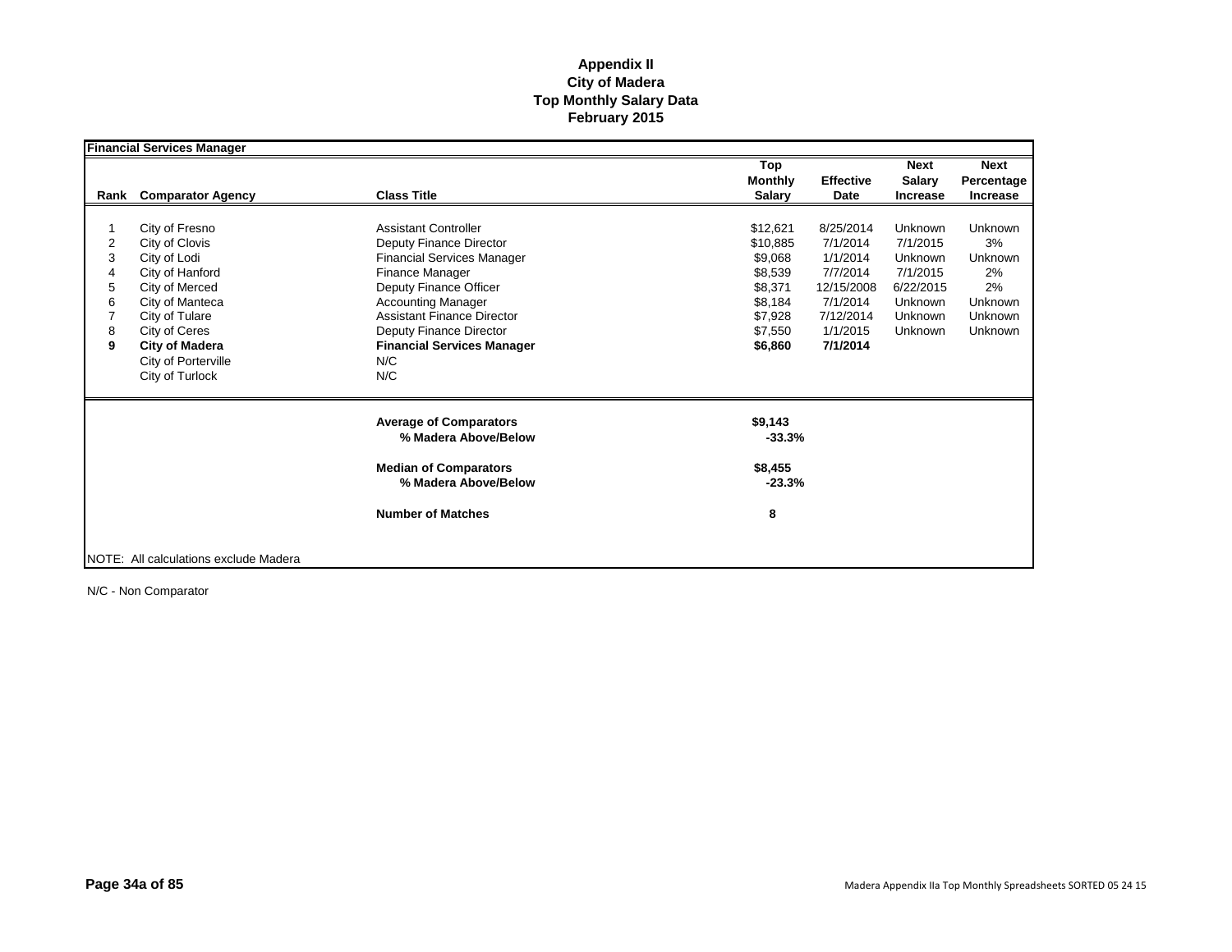# Appendix II
## City of Madera
## Top Monthly Salary Data
## February 2015

**Financial Services Manager**

| Rank | Comparator Agency | Class Title | Top Monthly Salary | Effective Date | Next Salary Increase | Next Percentage Increase |
|---|---|---|---|---|---|---|
| 1 | City of Fresno | Assistant Controller | $12,621 | 8/25/2014 | Unknown | Unknown |
| 2 | City of Clovis | Deputy Finance Director | $10,885 | 7/1/2014 | 7/1/2015 | 3% |
| 3 | City of Lodi | Financial Services Manager | $9,068 | 1/1/2014 | Unknown | Unknown |
| 4 | City of Hanford | Finance Manager | $8,539 | 7/7/2014 | 7/1/2015 | 2% |
| 5 | City of Merced | Deputy Finance Officer | $8,371 | 12/15/2008 | 6/22/2015 | 2% |
| 6 | City of Manteca | Accounting Manager | $8,184 | 7/1/2014 | Unknown | Unknown |
| 7 | City of Tulare | Assistant Finance Director | $7,928 | 7/12/2014 | Unknown | Unknown |
| 8 | City of Ceres | Deputy Finance Director | $7,550 | 1/1/2015 | Unknown | Unknown |
| **9** | **City of Madera** | **Financial Services Manager** | **$6,860** | **7/1/2014** | | |
| | City of Porterville | N/C | | | | |
| | City of Turlock | N/C | | | | |

| | |
|---|---|
| **Average of Comparators** | **$9,143** |
| **% Madera Above/Below** | **-33.3%** |
| **Median of Comparators** | **$8,455** |
| **% Madera Above/Below** | **-23.3%** |
| **Number of Matches** | **8** |

NOTE: All calculations exclude Madera

N/C - Non Comparator

Madera Appendix IIa Top Monthly Spreadsheets SORTED 05 24 15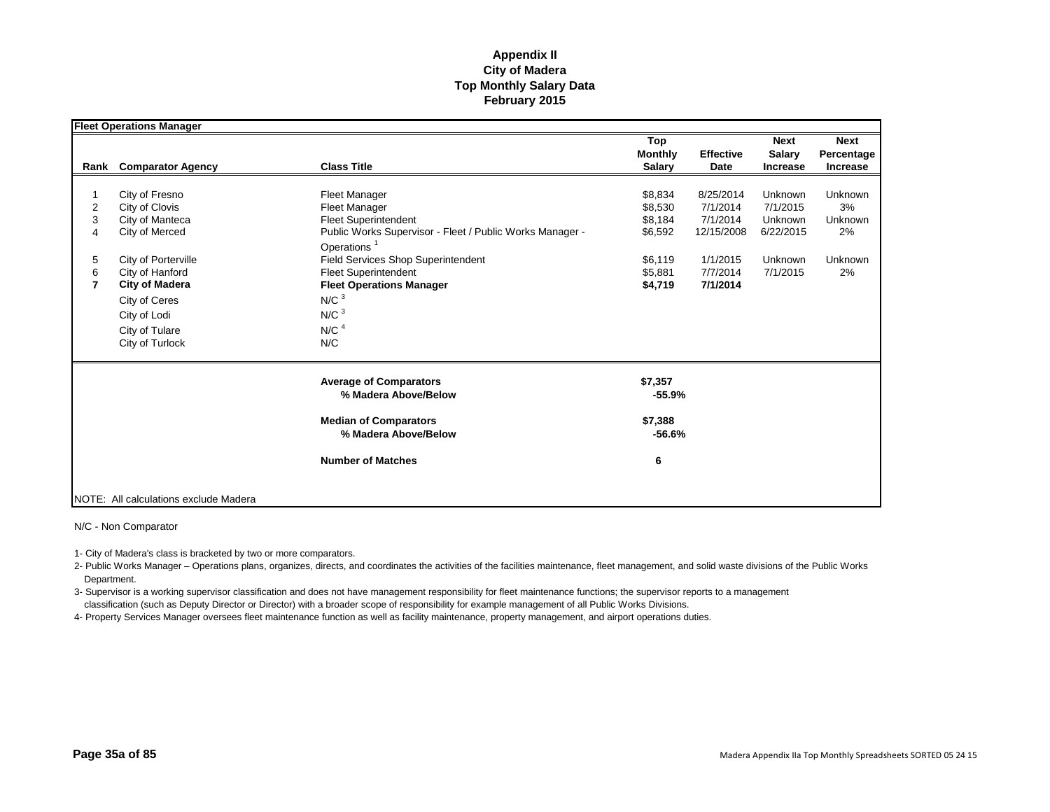# Appendix II
## City of Madera
## Top Monthly Salary Data
## February 2015

**Fleet Operations Manager**

| Rank | Comparator Agency | Class Title | Top Monthly Salary | Effective Date | Next Salary Increase | Next Percentage Increase |
|---|---|---|---|---|---|---|
| 1 | City of Fresno | Fleet Manager | $8,834 | 8/25/2014 | Unknown | Unknown |
| 2 | City of Clovis | Fleet Manager | $8,530 | 7/1/2014 | 7/1/2015 | 3% |
| 3 | City of Manteca | Fleet Superintendent | $8,184 | 7/1/2014 | Unknown | Unknown |
| 4 | City of Merced | Public Works Supervisor - Fleet / Public Works Manager - Operations [1] | $6,592 | 12/15/2008 | 6/22/2015 | 2% |
| 5 | City of Porterville | Field Services Shop Superintendent | $6,119 | 1/1/2015 | Unknown | Unknown |
| 6 | City of Hanford | Fleet Superintendent | $5,881 | 7/7/2014 | 7/1/2015 | 2% |
| **7** | **City of Madera** | **Fleet Operations Manager** | **$4,719** | **7/1/2014** | | |
| | City of Ceres | N/C [3] | | | | |
| | City of Lodi | N/C [3] | | | | |
| | City of Tulare | N/C [4] | | | | |
| | City of Turlock | N/C | | | | |
| | | **Average of Comparators** | **$7,357** | | | |
| | | **% Madera Above/Below** | **-55.9%** | | | |
| | | **Median of Comparators** | **$7,388** | | | |
| | | **% Madera Above/Below** | **-56.6%** | | | |
| | | **Number of Matches** | **6** | | | |

NOTE: All calculations exclude Madera

N/C - Non Comparator

1- City of Madera's class is bracketed by two or more comparators.

2- Public Works Manager – Operations plans, organizes, directs, and coordinates the activities of the facilities maintenance, fleet management, and solid waste divisions of the Public Works Department.

3- Supervisor is a working supervisor classification and does not have management responsibility for fleet maintenance functions; the supervisor reports to a management classification (such as Deputy Director or Director) with a broader scope of responsibility for example management of all Public Works Divisions.

4- Property Services Manager oversees fleet maintenance function as well as facility maintenance, property management, and airport operations duties.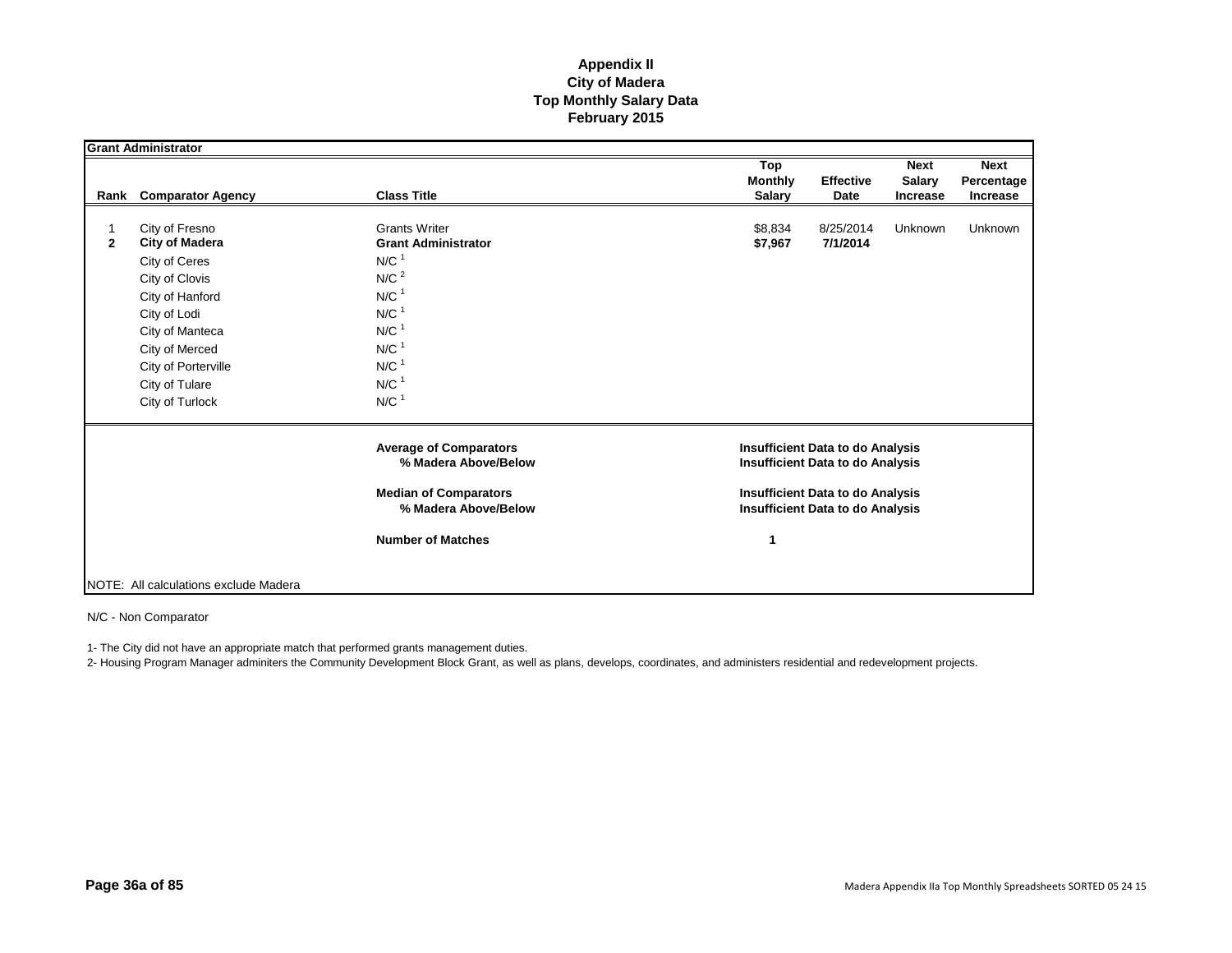# Appendix II
## City of Madera
## Top Monthly Salary Data
## February 2015

**Grant Administrator**

| Rank | Comparator Agency | Class Title | Top Monthly Salary | Effective Date | Next Salary Increase | Next Percentage Increase |
|---|---|---|---|---|---|---|
| 1 | City of Fresno | Grants Writer | $8,834 | 8/25/2014 | Unknown | Unknown |
| **2** | **City of Madera** | **Grant Administrator** | **$7,967** | **7/1/2014** | | |
| | City of Ceres | N/C [1] | | | | |
| | City of Clovis | N/C [2] | | | | |
| | City of Hanford | N/C [1] | | | | |
| | City of Lodi | N/C [1] | | | | |
| | City of Manteca | N/C [1] | | | | |
| | City of Merced | N/C [1] | | | | |
| | City of Porterville | N/C [1] | | | | |
| | City of Tulare | N/C [1] | | | | |
| | City of Turlock | N/C [1] | | | | |
| | | **Average of Comparators** | **Insufficient Data to do Analysis** | | | |
| | | **% Madera Above/Below** | **Insufficient Data to do Analysis** | | | |
| | | **Median of Comparators** | **Insufficient Data to do Analysis** | | | |
| | | **% Madera Above/Below** | **Insufficient Data to do Analysis** | | | |
| | | **Number of Matches** | **1** | | | |

NOTE: All calculations exclude Madera

N/C - Non Comparator

1- The City did not have an appropriate match that performed grants management duties.

2- Housing Program Manager adminiters the Community Development Block Grant, as well as plans, develops, coordinates, and administers residential and redevelopment projects.

Madera Appendix IIa Top Monthly Spreadsheets SORTED 05 24 15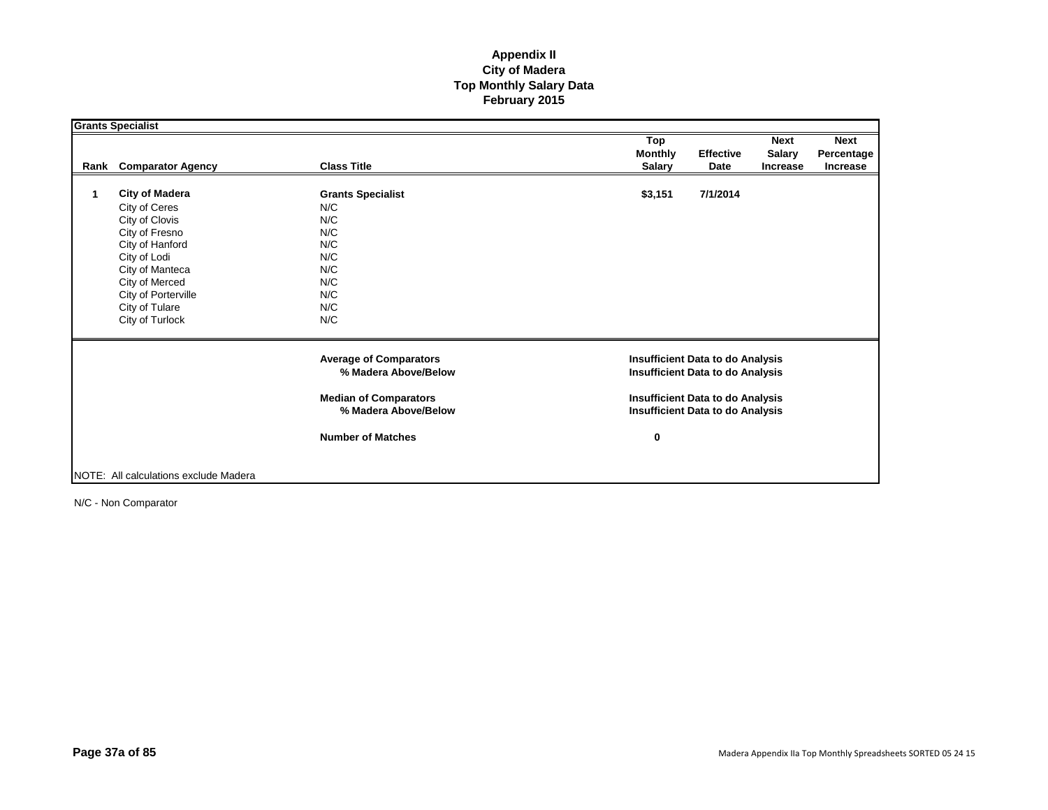# Appendix II
# City of Madera
# Top Monthly Salary Data
# February 2015

**Grants Specialist**

| Rank | Comparator Agency | Class Title | Top Monthly Salary | Effective Date | Next Salary Increase | Next Percentage Increase |
|---|---|---|---|---|---|---|
| **1** | **City of Madera** | **Grants Specialist** | **$3,151** | **7/1/2014** | | |
| | City of Ceres | N/C | | | | |
| | City of Clovis | N/C | | | | |
| | City of Fresno | N/C | | | | |
| | City of Hanford | N/C | | | | |
| | City of Lodi | N/C | | | | |
| | City of Manteca | N/C | | | | |
| | City of Merced | N/C | | | | |
| | City of Porterville | N/C | | | | |
| | City of Tulare | N/C | | | | |
| | City of Turlock | N/C | | | | |

| | |
|---|---|
| **Average of Comparators** | **Insufficient Data to do Analysis** |
| **% Madera Above/Below** | **Insufficient Data to do Analysis** |
| **Median of Comparators** | **Insufficient Data to do Analysis** |
| **% Madera Above/Below** | **Insufficient Data to do Analysis** |
| **Number of Matches** | **0** |

NOTE: All calculations exclude Madera

N/C - Non Comparator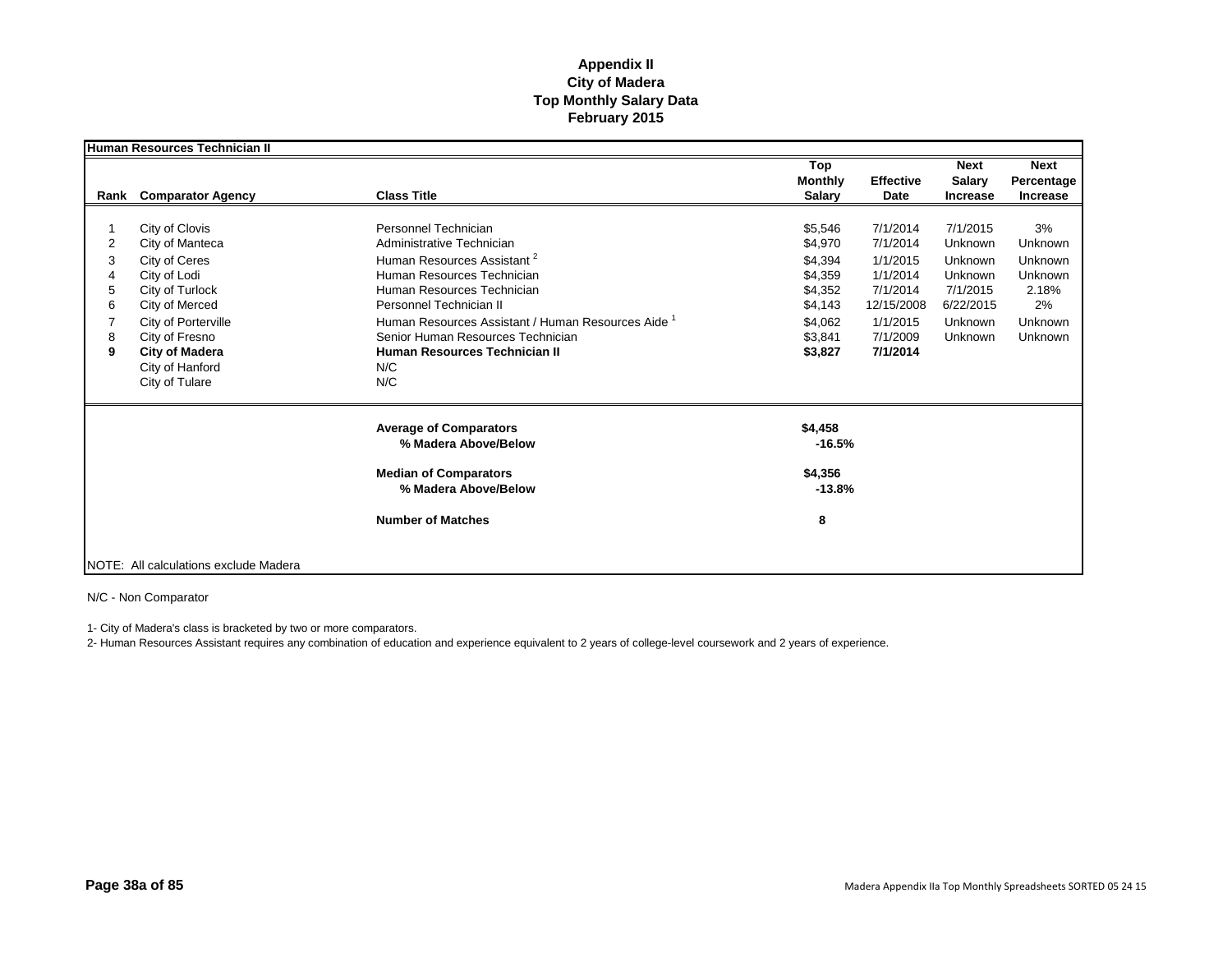# Appendix II
# City of Madera
# Top Monthly Salary Data
# February 2015

**Human Resources Technician II**

| Rank | Comparator Agency | Class Title | Top Monthly Salary | Effective Date | Next Salary Increase | Next Percentage Increase |
|---|---|---|---|---|---|---|
| 1 | City of Clovis | Personnel Technician | $5,546 | 7/1/2014 | 7/1/2015 | 3% |
| 2 | City of Manteca | Administrative Technician | $4,970 | 7/1/2014 | Unknown | Unknown |
| 3 | City of Ceres | Human Resources Assistant [2] | $4,394 | 1/1/2015 | Unknown | Unknown |
| 4 | City of Lodi | Human Resources Technician | $4,359 | 1/1/2014 | Unknown | Unknown |
| 5 | City of Turlock | Human Resources Technician | $4,352 | 7/1/2014 | 7/1/2015 | 2.18% |
| 6 | City of Merced | Personnel Technician II | $4,143 | 12/15/2008 | 6/22/2015 | 2% |
| 7 | City of Porterville | Human Resources Assistant / Human Resources Aide [1] | $4,062 | 1/1/2015 | Unknown | Unknown |
| 8 | City of Fresno | Senior Human Resources Technician | $3,841 | 7/1/2009 | Unknown | Unknown |
| **9** | **City of Madera** | **Human Resources Technician II** | **$3,827** | **7/1/2014** | | |
| | City of Hanford | N/C | | | | |
| | City of Tulare | N/C | | | | |
| | | **Average of Comparators** | **$4,458** | | | |
| | | **% Madera Above/Below** | **-16.5%** | | | |
| | | **Median of Comparators** | **$4,356** | | | |
| | | **% Madera Above/Below** | **-13.8%** | | | |
| | | **Number of Matches** | **8** | | | |

NOTE: All calculations exclude Madera

N/C - Non Comparator

1- City of Madera's class is bracketed by two or more comparators.

2- Human Resources Assistant requires any combination of education and experience equivalent to 2 years of college-level coursework and 2 years of experience.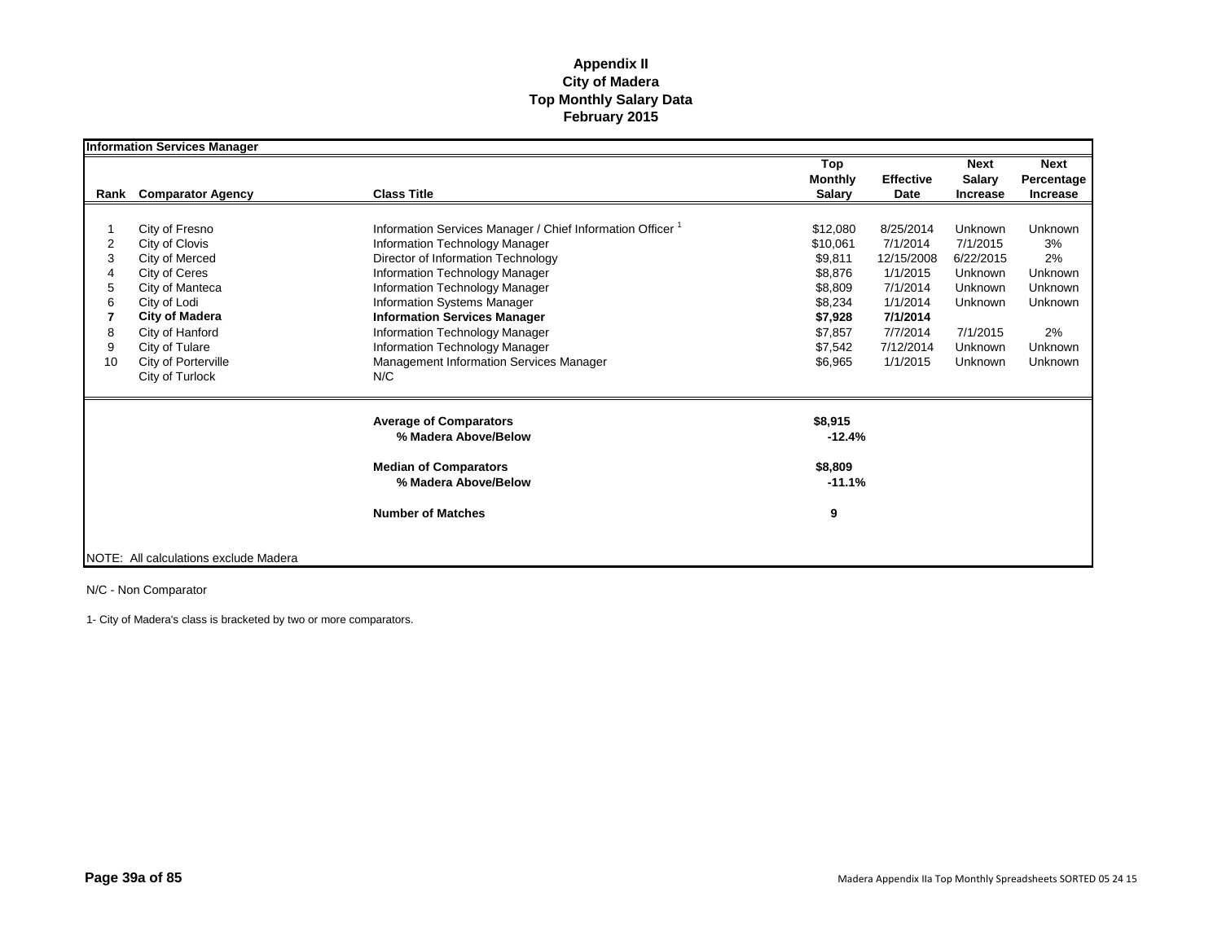# Appendix II
## City of Madera
## Top Monthly Salary Data
## February 2015

**Information Services Manager**

| Rank | Comparator Agency | Class Title | Top Monthly Salary | Effective Date | Next Salary Increase | Next Percentage Increase |
|---|---|---|---|---|---|---|
| 1 | City of Fresno | Information Services Manager / Chief Information Officer [1] | $12,080 | 8/25/2014 | Unknown | Unknown |
| 2 | City of Clovis | Information Technology Manager | $10,061 | 7/1/2014 | 7/1/2015 | 3% |
| 3 | City of Merced | Director of Information Technology | $9,811 | 12/15/2008 | 6/22/2015 | 2% |
| 4 | City of Ceres | Information Technology Manager | $8,876 | 1/1/2015 | Unknown | Unknown |
| 5 | City of Manteca | Information Technology Manager | $8,809 | 7/1/2014 | Unknown | Unknown |
| 6 | City of Lodi | Information Systems Manager | $8,234 | 1/1/2014 | Unknown | Unknown |
| **7** | **City of Madera** | **Information Services Manager** | **$7,928** | **7/1/2014** | | |
| 8 | City of Hanford | Information Technology Manager | $7,857 | 7/7/2014 | 7/1/2015 | 2% |
| 9 | City of Tulare | Information Technology Manager | $7,542 | 7/12/2014 | Unknown | Unknown |
| 10 | City of Porterville | Management Information Services Manager | $6,965 | 1/1/2015 | Unknown | Unknown |
| | City of Turlock | N/C | | | | |

| | Value |
|---|---|
| **Average of Comparators** | **$8,915** |
| **% Madera Above/Below** | **-12.4%** |
| **Median of Comparators** | **$8,809** |
| **% Madera Above/Below** | **-11.1%** |
| **Number of Matches** | **9** |

NOTE: All calculations exclude Madera

N/C - Non Comparator

1- City of Madera's class is bracketed by two or more comparators.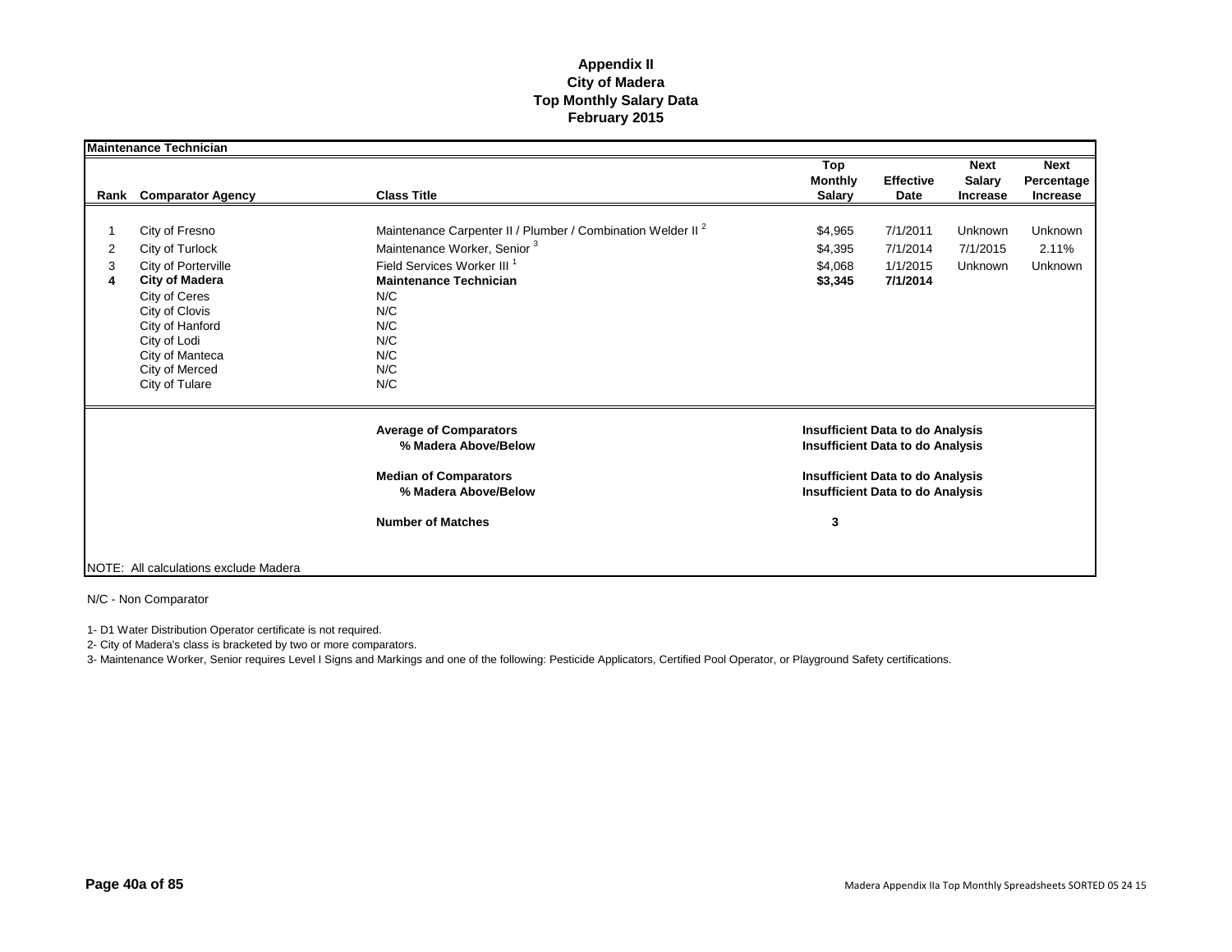# Appendix II
## City of Madera
## Top Monthly Salary Data
## February 2015

**Maintenance Technician**

| Rank | Comparator Agency | Class Title | Top Monthly Salary | Effective Date | Next Salary Increase | Next Percentage Increase |
|---|---|---|---|---|---|---|
| 1 | City of Fresno | Maintenance Carpenter II / Plumber / Combination Welder II [2] | $4,965 | 7/1/2011 | Unknown | Unknown |
| 2 | City of Turlock | Maintenance Worker, Senior [3] | $4,395 | 7/1/2014 | 7/1/2015 | 2.11% |
| 3 | City of Porterville | Field Services Worker III [1] | $4,068 | 1/1/2015 | Unknown | Unknown |
| **4** | **City of Madera** | **Maintenance Technician** | **$3,345** | **7/1/2014** | | |
| | City of Ceres | N/C | | | | |
| | City of Clovis | N/C | | | | |
| | City of Hanford | N/C | | | | |
| | City of Lodi | N/C | | | | |
| | City of Manteca | N/C | | | | |
| | City of Merced | N/C | | | | |
| | City of Tulare | N/C | | | | |

| | |
|---|---|
| **Average of Comparators** | **Insufficient Data to do Analysis** |
| **% Madera Above/Below** | **Insufficient Data to do Analysis** |
| **Median of Comparators** | **Insufficient Data to do Analysis** |
| **% Madera Above/Below** | **Insufficient Data to do Analysis** |
| **Number of Matches** | **3** |

NOTE: All calculations exclude Madera

N/C - Non Comparator

1- D1 Water Distribution Operator certificate is not required.

2- City of Madera's class is bracketed by two or more comparators.

3- Maintenance Worker, Senior requires Level I Signs and Markings and one of the following: Pesticide Applicators, Certified Pool Operator, or Playground Safety certifications.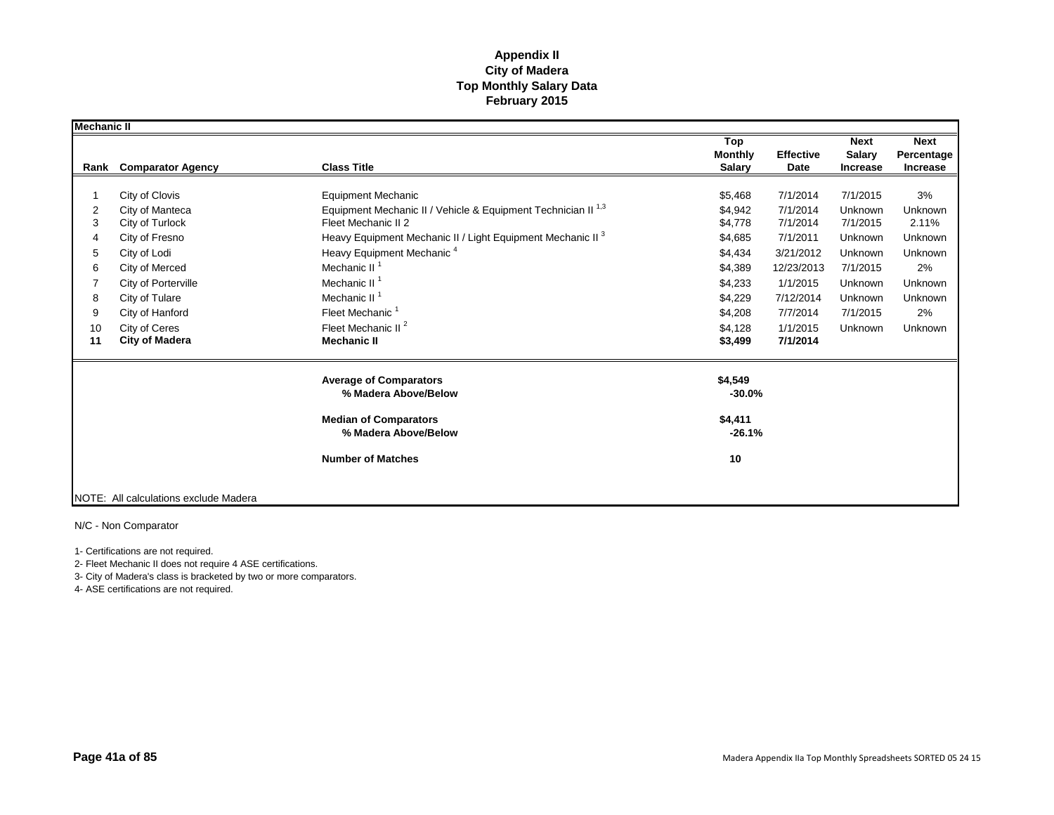# Appendix II
# City of Madera
# Top Monthly Salary Data
# February 2015

**Mechanic II**

| Rank | Comparator Agency | Class Title | Top Monthly Salary | Effective Date | Next Salary Increase | Next Percentage Increase |
|---|---|---|---|---|---|---|
| 1 | City of Clovis | Equipment Mechanic | $5,468 | 7/1/2014 | 7/1/2015 | 3% |
| 2 | City of Manteca | Equipment Mechanic II / Vehicle & Equipment Technician II [1,3] | $4,942 | 7/1/2014 | Unknown | Unknown |
| 3 | City of Turlock | Fleet Mechanic II 2 | $4,778 | 7/1/2014 | 7/1/2015 | 2.11% |
| 4 | City of Fresno | Heavy Equipment Mechanic II / Light Equipment Mechanic II [3] | $4,685 | 7/1/2011 | Unknown | Unknown |
| 5 | City of Lodi | Heavy Equipment Mechanic [4] | $4,434 | 3/21/2012 | Unknown | Unknown |
| 6 | City of Merced | Mechanic II [1] | $4,389 | 12/23/2013 | 7/1/2015 | 2% |
| 7 | City of Porterville | Mechanic II [1] | $4,233 | 1/1/2015 | Unknown | Unknown |
| 8 | City of Tulare | Mechanic II [1] | $4,229 | 7/12/2014 | Unknown | Unknown |
| 9 | City of Hanford | Fleet Mechanic [1] | $4,208 | 7/7/2014 | 7/1/2015 | 2% |
| 10 | City of Ceres | Fleet Mechanic II [2] | $4,128 | 1/1/2015 | Unknown | Unknown |
| **11** | **City of Madera** | **Mechanic II** | **$3,499** | **7/1/2014** | | |

| | |
|---|---|
| **Average of Comparators** | **$4,549** |
| **% Madera Above/Below** | **-30.0%** |
| **Median of Comparators** | **$4,411** |
| **% Madera Above/Below** | **-26.1%** |
| **Number of Matches** | **10** |

NOTE: All calculations exclude Madera

N/C - Non Comparator

1- Certifications are not required.
2- Fleet Mechanic II does not require 4 ASE certifications.
3- City of Madera's class is bracketed by two or more comparators.
4- ASE certifications are not required.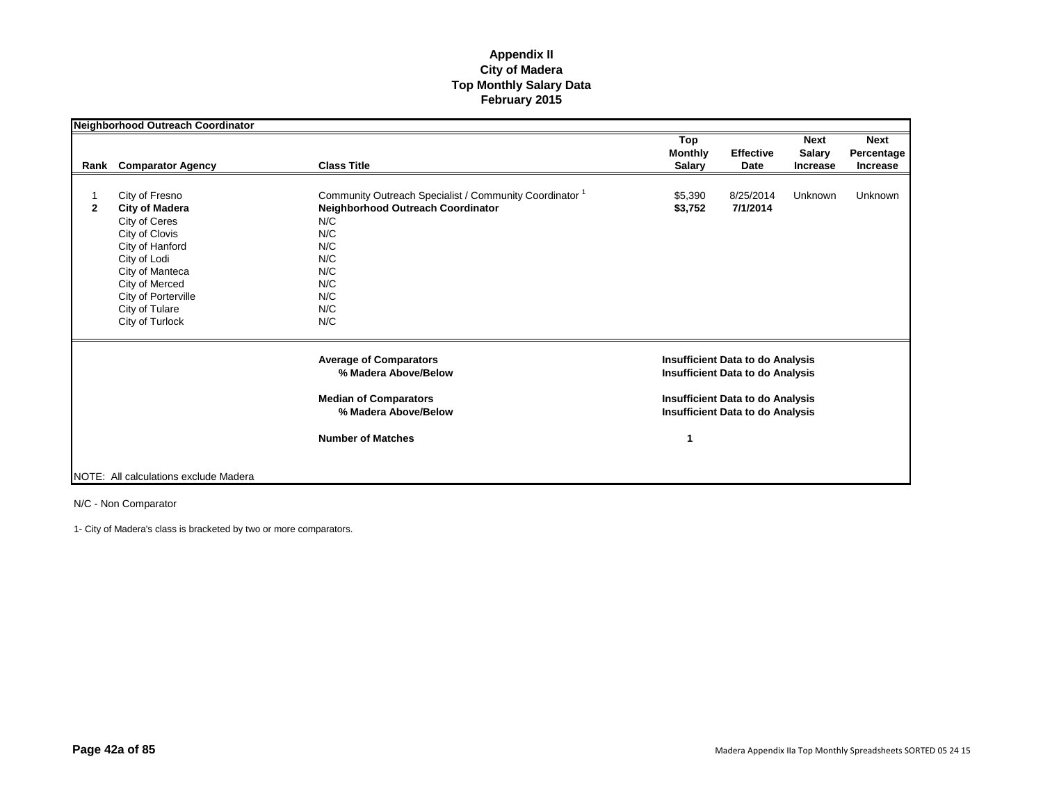# Appendix II
## City of Madera
## Top Monthly Salary Data
## February 2015

**Neighborhood Outreach Coordinator**

| Rank | Comparator Agency | Class Title | Top Monthly Salary | Effective Date | Next Salary Increase | Next Percentage Increase |
|---|---|---|---|---|---|---|
| 1 | City of Fresno | Community Outreach Specialist / Community Coordinator [1] | $5,390 | 8/25/2014 | Unknown | Unknown |
| **2** | **City of Madera** | **Neighborhood Outreach Coordinator** | **$3,752** | **7/1/2014** | | |
| | City of Ceres | N/C | | | | |
| | City of Clovis | N/C | | | | |
| | City of Hanford | N/C | | | | |
| | City of Lodi | N/C | | | | |
| | City of Manteca | N/C | | | | |
| | City of Merced | N/C | | | | |
| | City of Porterville | N/C | | | | |
| | City of Tulare | N/C | | | | |
| | City of Turlock | N/C | | | | |
| | | **Average of Comparators** | **Insufficient Data to do Analysis** | | | |
| | | **% Madera Above/Below** | **Insufficient Data to do Analysis** | | | |
| | | **Median of Comparators** | **Insufficient Data to do Analysis** | | | |
| | | **% Madera Above/Below** | **Insufficient Data to do Analysis** | | | |
| | | **Number of Matches** | **1** | | | |

NOTE: All calculations exclude Madera

N/C - Non Comparator

1- City of Madera's class is bracketed by two or more comparators.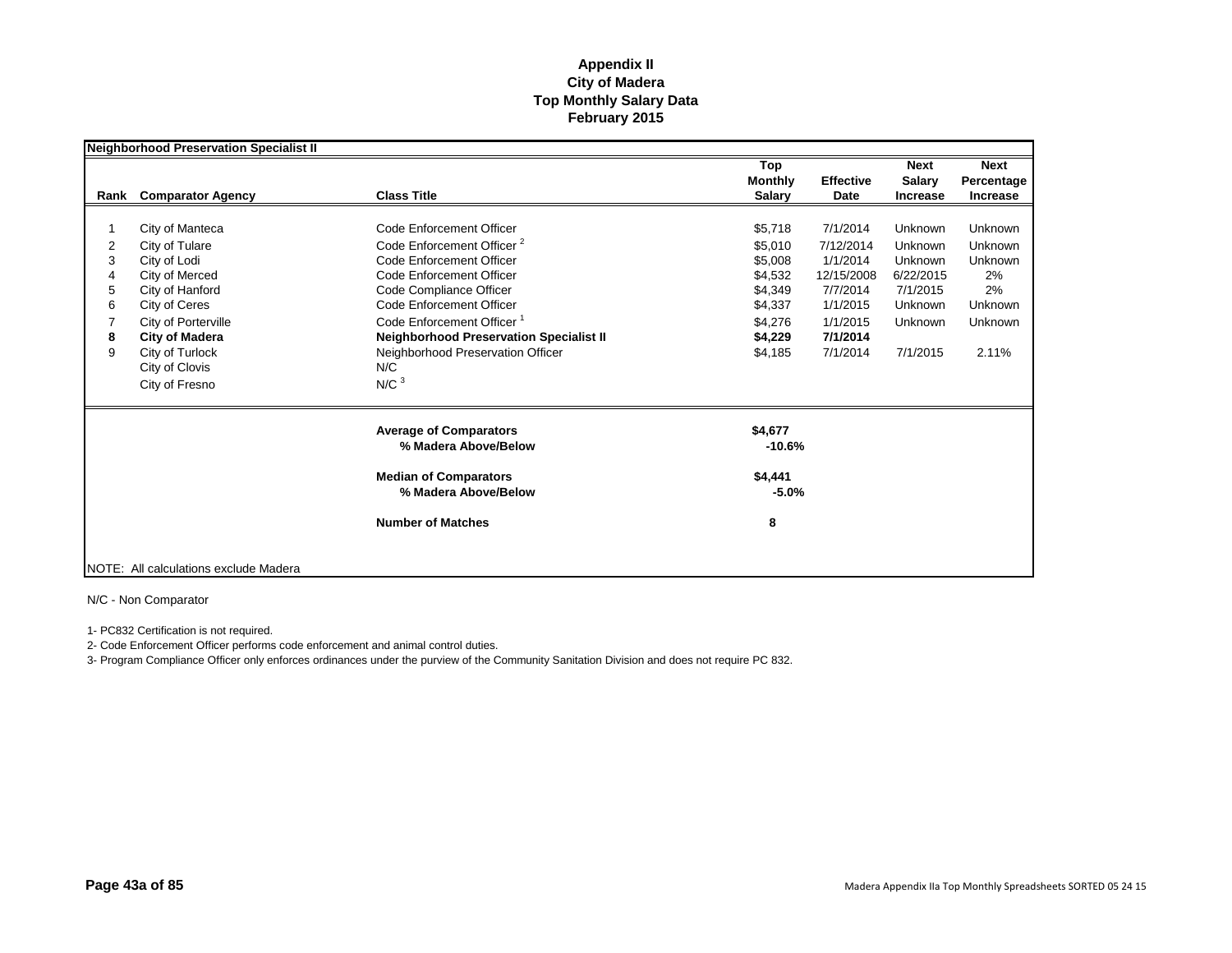# Appendix II
# City of Madera
# Top Monthly Salary Data
# February 2015

**Neighborhood Preservation Specialist II**

| Rank | Comparator Agency | Class Title | Top Monthly Salary | Effective Date | Next Salary Increase | Next Percentage Increase |
|---|---|---|---|---|---|---|
| 1 | City of Manteca | Code Enforcement Officer | $5,718 | 7/1/2014 | Unknown | Unknown |
| 2 | City of Tulare | Code Enforcement Officer [2] | $5,010 | 7/12/2014 | Unknown | Unknown |
| 3 | City of Lodi | Code Enforcement Officer | $5,008 | 1/1/2014 | Unknown | Unknown |
| 4 | City of Merced | Code Enforcement Officer | $4,532 | 12/15/2008 | 6/22/2015 | 2% |
| 5 | City of Hanford | Code Compliance Officer | $4,349 | 7/7/2014 | 7/1/2015 | 2% |
| 6 | City of Ceres | Code Enforcement Officer | $4,337 | 1/1/2015 | Unknown | Unknown |
| 7 | City of Porterville | Code Enforcement Officer [1] | $4,276 | 1/1/2015 | Unknown | Unknown |
| **8** | **City of Madera** | **Neighborhood Preservation Specialist II** | **$4,229** | **7/1/2014** | | |
| 9 | City of Turlock | Neighborhood Preservation Officer | $4,185 | 7/1/2014 | 7/1/2015 | 2.11% |
| | City of Clovis | N/C | | | | |
| | City of Fresno | N/C [3] | | | | |
| | | **Average of Comparators** | **$4,677** | | | |
| | | **% Madera Above/Below** | **-10.6%** | | | |
| | | **Median of Comparators** | **$4,441** | | | |
| | | **% Madera Above/Below** | **-5.0%** | | | |
| | | **Number of Matches** | **8** | | | |

NOTE: All calculations exclude Madera

N/C - Non Comparator

1- PC832 Certification is not required.

2- Code Enforcement Officer performs code enforcement and animal control duties.

3- Program Compliance Officer only enforces ordinances under the purview of the Community Sanitation Division and does not require PC 832.

Madera Appendix IIa Top Monthly Spreadsheets SORTED 05 24 15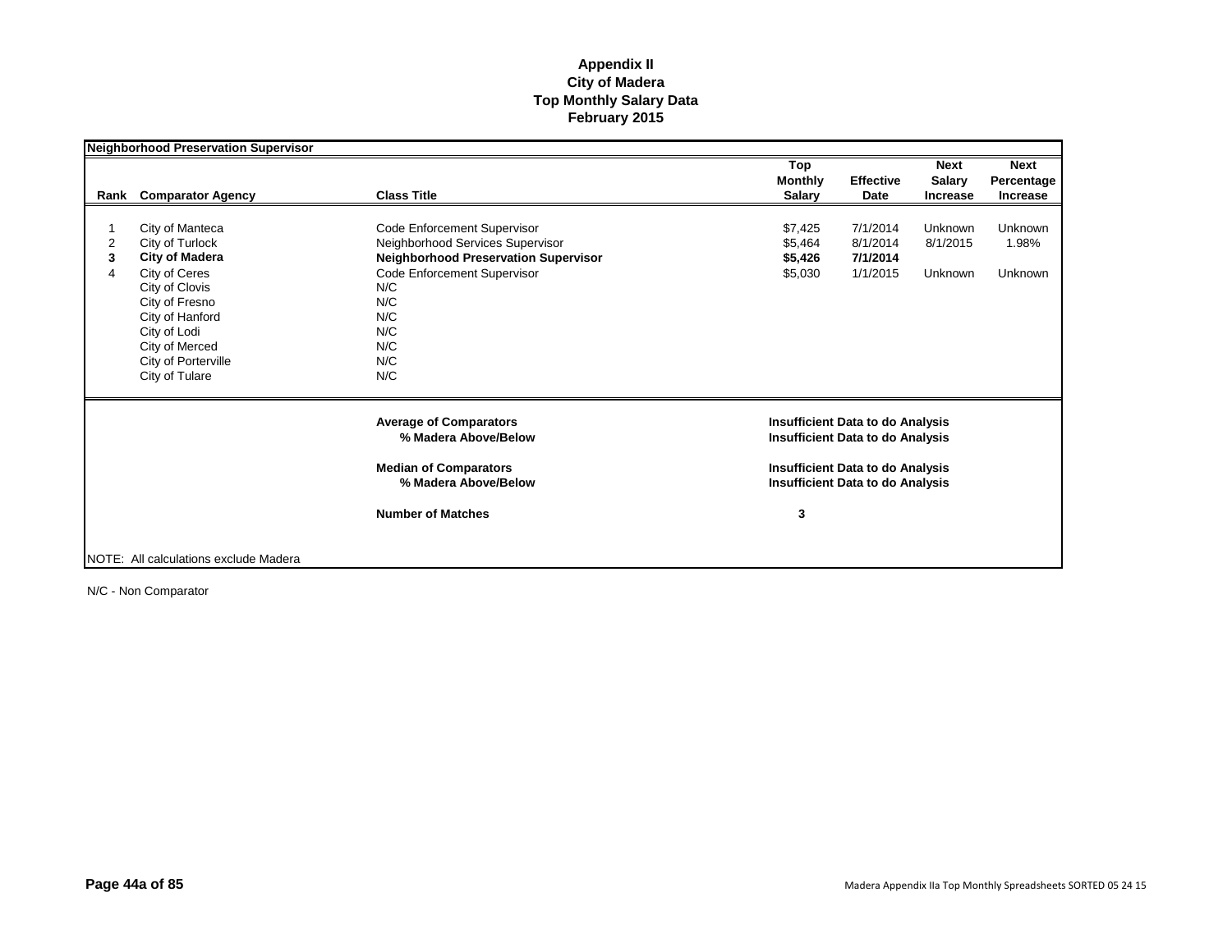# Appendix II
## City of Madera
## Top Monthly Salary Data
## February 2015

**Neighborhood Preservation Supervisor**

| Rank | Comparator Agency | Class Title | Top Monthly Salary | Effective Date | Next Salary Increase | Next Percentage Increase |
|---|---|---|---|---|---|---|
| 1 | City of Manteca | Code Enforcement Supervisor | $7,425 | 7/1/2014 | Unknown | Unknown |
| 2 | City of Turlock | Neighborhood Services Supervisor | $5,464 | 8/1/2014 | 8/1/2015 | 1.98% |
| **3** | **City of Madera** | **Neighborhood Preservation Supervisor** | **$5,426** | **7/1/2014** | | |
| 4 | City of Ceres | Code Enforcement Supervisor | $5,030 | 1/1/2015 | Unknown | Unknown |
| | City of Clovis | N/C | | | | |
| | City of Fresno | N/C | | | | |
| | City of Hanford | N/C | | | | |
| | City of Lodi | N/C | | | | |
| | City of Merced | N/C | | | | |
| | City of Porterville | N/C | | | | |
| | City of Tulare | N/C | | | | |

| | |
|---|---|
| **Average of Comparators** | **Insufficient Data to do Analysis** |
| **% Madera Above/Below** | **Insufficient Data to do Analysis** |
| **Median of Comparators** | **Insufficient Data to do Analysis** |
| **% Madera Above/Below** | **Insufficient Data to do Analysis** |
| **Number of Matches** | **3** |

NOTE: All calculations exclude Madera

N/C - Non Comparator

**Page 44a of 85**

Madera Appendix IIa Top Monthly Spreadsheets SORTED 05 24 15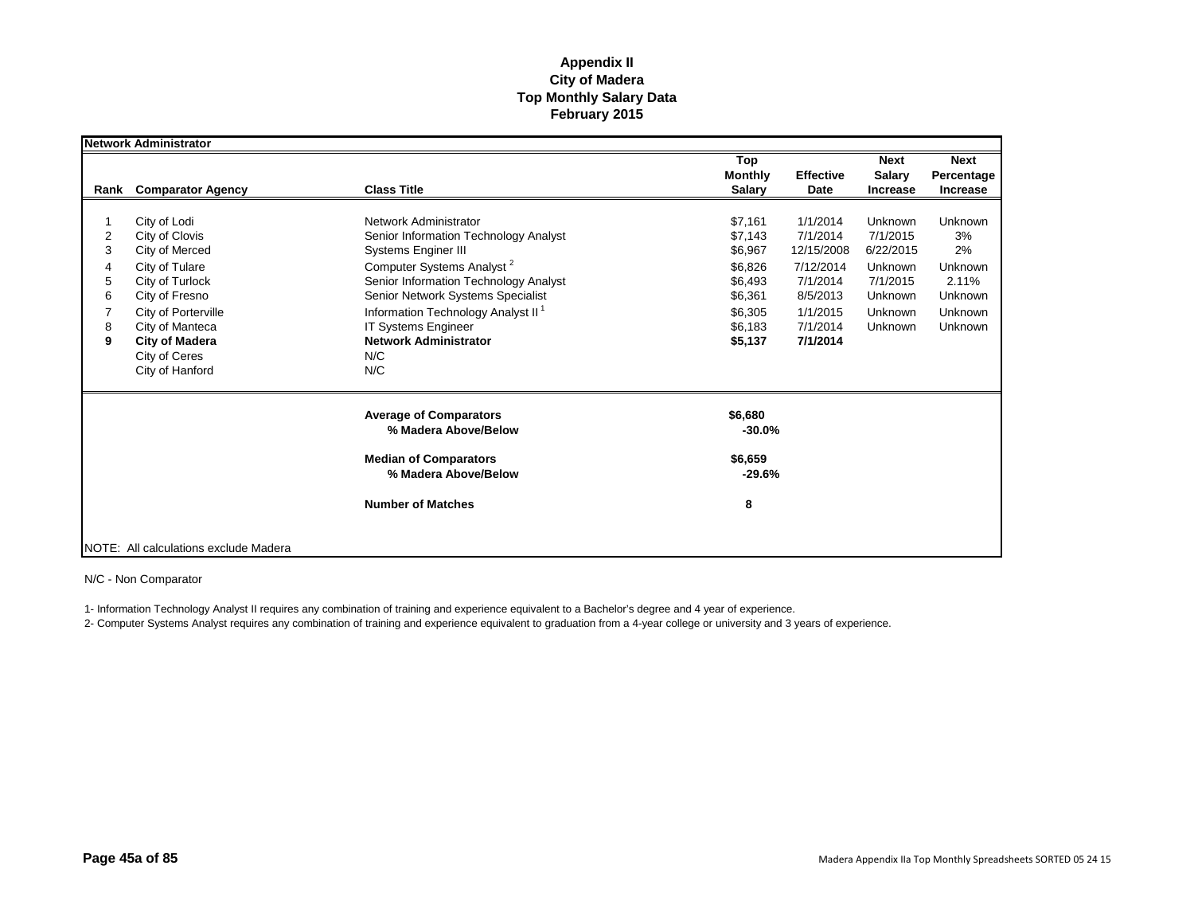# Appendix II
## City of Madera
## Top Monthly Salary Data
## February 2015

**Network Administrator**

| Rank | Comparator Agency | Class Title | Top Monthly Salary | Effective Date | Next Salary Increase | Next Percentage Increase |
|---|---|---|---|---|---|---|
| 1 | City of Lodi | Network Administrator | $7,161 | 1/1/2014 | Unknown | Unknown |
| 2 | City of Clovis | Senior Information Technology Analyst | $7,143 | 7/1/2014 | 7/1/2015 | 3% |
| 3 | City of Merced | Systems Enginer III | $6,967 | 12/15/2008 | 6/22/2015 | 2% |
| 4 | City of Tulare | Computer Systems Analyst [2] | $6,826 | 7/12/2014 | Unknown | Unknown |
| 5 | City of Turlock | Senior Information Technology Analyst | $6,493 | 7/1/2014 | 7/1/2015 | 2.11% |
| 6 | City of Fresno | Senior Network Systems Specialist | $6,361 | 8/5/2013 | Unknown | Unknown |
| 7 | City of Porterville | Information Technology Analyst II [1] | $6,305 | 1/1/2015 | Unknown | Unknown |
| 8 | City of Manteca | IT Systems Engineer | $6,183 | 7/1/2014 | Unknown | Unknown |
| **9** | **City of Madera** | **Network Administrator** | **$5,137** | **7/1/2014** | | |
| | City of Ceres | N/C | | | | |
| | City of Hanford | N/C | | | | |
| | | **Average of Comparators** | **$6,680** | | | |
| | | **% Madera Above/Below** | **-30.0%** | | | |
| | | **Median of Comparators** | **$6,659** | | | |
| | | **% Madera Above/Below** | **-29.6%** | | | |
| | | **Number of Matches** | **8** | | | |

NOTE: All calculations exclude Madera

N/C - Non Comparator

1- Information Technology Analyst II requires any combination of training and experience equivalent to a Bachelor's degree and 4 year of experience.

2- Computer Systems Analyst requires any combination of training and experience equivalent to graduation from a 4-year college or university and 3 years of experience.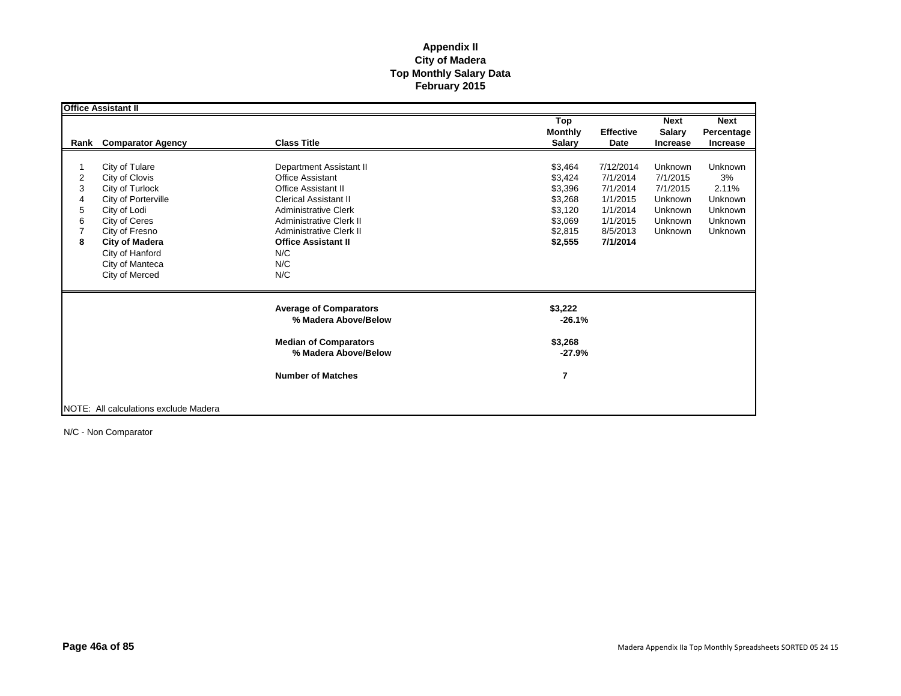**Appendix II**
**City of Madera**
**Top Monthly Salary Data**
**February 2015**

**Office Assistant II**

| Rank | Comparator Agency | Class Title | Top Monthly Salary | Effective Date | Next Salary Increase | Next Percentage Increase |
|---|---|---|---|---|---|---|
| 1 | City of Tulare | Department Assistant II | $3,464 | 7/12/2014 | Unknown | Unknown |
| 2 | City of Clovis | Office Assistant | $3,424 | 7/1/2014 | 7/1/2015 | 3% |
| 3 | City of Turlock | Office Assistant II | $3,396 | 7/1/2014 | 7/1/2015 | 2.11% |
| 4 | City of Porterville | Clerical Assistant II | $3,268 | 1/1/2015 | Unknown | Unknown |
| 5 | City of Lodi | Administrative Clerk | $3,120 | 1/1/2014 | Unknown | Unknown |
| 6 | City of Ceres | Administrative Clerk II | $3,069 | 1/1/2015 | Unknown | Unknown |
| 7 | City of Fresno | Administrative Clerk II | $2,815 | 8/5/2013 | Unknown | Unknown |
| **8** | **City of Madera** | **Office Assistant II** | **$2,555** | **7/1/2014** | | |
| | City of Hanford | N/C | | | | |
| | City of Manteca | N/C | | | | |
| | City of Merced | N/C | | | | |
| | | **Average of Comparators** | **$3,222** | | | |
| | | **% Madera Above/Below** | **-26.1%** | | | |
| | | **Median of Comparators** | **$3,268** | | | |
| | | **% Madera Above/Below** | **-27.9%** | | | |
| | | **Number of Matches** | **7** | | | |

NOTE: All calculations exclude Madera

N/C - Non Comparator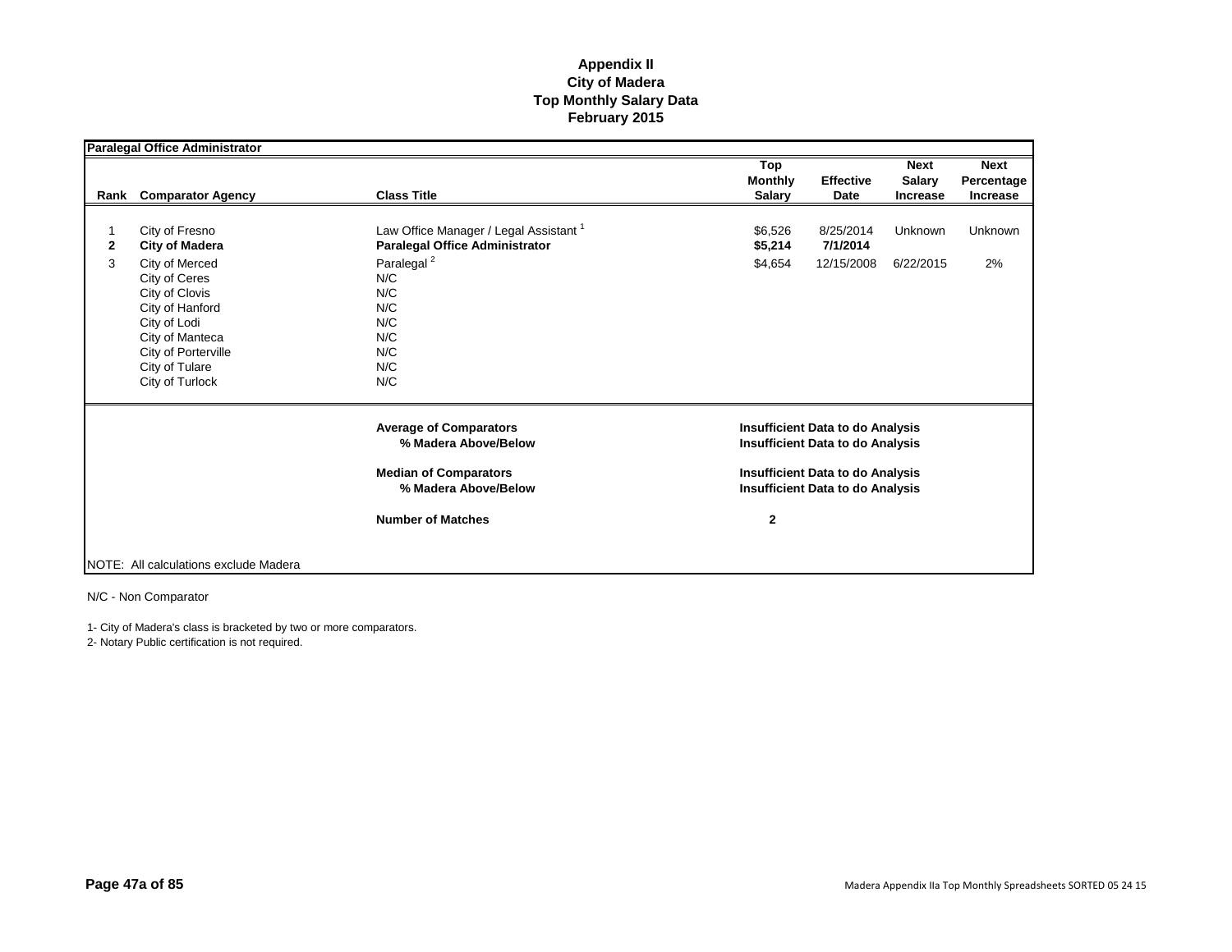# Appendix II
## City of Madera
## Top Monthly Salary Data
## February 2015

**Paralegal Office Administrator**

| Rank | Comparator Agency | Class Title | Top Monthly Salary | Effective Date | Next Salary Increase | Next Percentage Increase |
|---|---|---|---|---|---|---|
| 1 | City of Fresno | Law Office Manager / Legal Assistant [1] | $6,526 | 8/25/2014 | Unknown | Unknown |
| **2** | **City of Madera** | **Paralegal Office Administrator** | **$5,214** | **7/1/2014** | | |
| 3 | City of Merced | Paralegal [2] | $4,654 | 12/15/2008 | 6/22/2015 | 2% |
| | City of Ceres | N/C | | | | |
| | City of Clovis | N/C | | | | |
| | City of Hanford | N/C | | | | |
| | City of Lodi | N/C | | | | |
| | City of Manteca | N/C | | | | |
| | City of Porterville | N/C | | | | |
| | City of Tulare | N/C | | | | |
| | City of Turlock | N/C | | | | |
| | | **Average of Comparators** | **Insufficient Data to do Analysis** | | | |
| | | **% Madera Above/Below** | **Insufficient Data to do Analysis** | | | |
| | | **Median of Comparators** | **Insufficient Data to do Analysis** | | | |
| | | **% Madera Above/Below** | **Insufficient Data to do Analysis** | | | |
| | | **Number of Matches** | **2** | | | |

NOTE: All calculations exclude Madera

N/C - Non Comparator

1- City of Madera's class is bracketed by two or more comparators.

2- Notary Public certification is not required.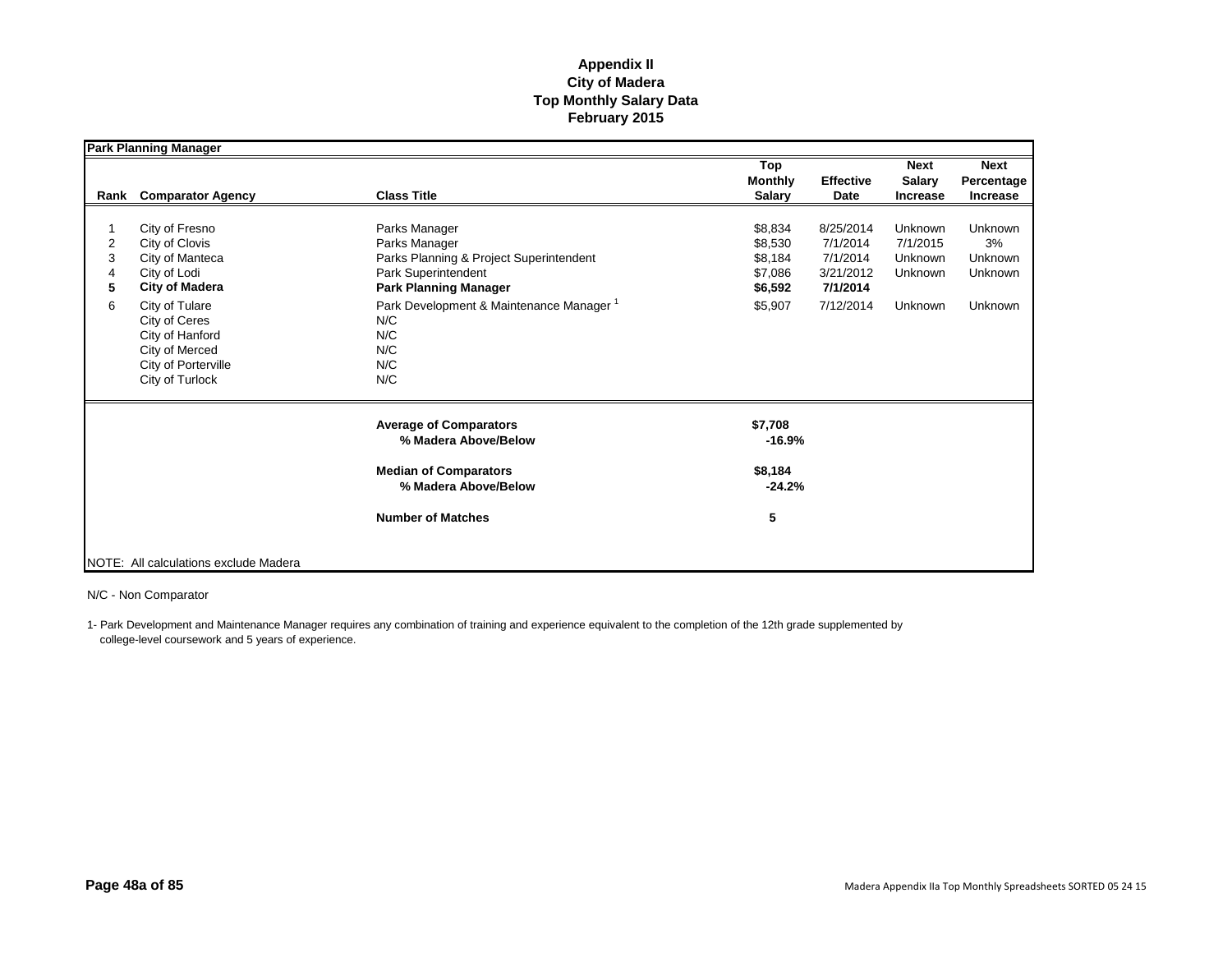**Appendix II**
**City of Madera**
**Top Monthly Salary Data**
**February 2015**

**Park Planning Manager**

| Rank | Comparator Agency | Class Title | Top Monthly Salary | Effective Date | Next Salary Increase | Next Percentage Increase |
|---|---|---|---|---|---|---|
| 1 | City of Fresno | Parks Manager | $8,834 | 8/25/2014 | Unknown | Unknown |
| 2 | City of Clovis | Parks Manager | $8,530 | 7/1/2014 | 7/1/2015 | 3% |
| 3 | City of Manteca | Parks Planning & Project Superintendent | $8,184 | 7/1/2014 | Unknown | Unknown |
| 4 | City of Lodi | Park Superintendent | $7,086 | 3/21/2012 | Unknown | Unknown |
| **5** | **City of Madera** | **Park Planning Manager** | **$6,592** | **7/1/2014** | | |
| 6 | City of Tulare | Park Development & Maintenance Manager [1] | $5,907 | 7/12/2014 | Unknown | Unknown |
| | City of Ceres | N/C | | | | |
| | City of Hanford | N/C | | | | |
| | City of Merced | N/C | | | | |
| | City of Porterville | N/C | | | | |
| | City of Turlock | N/C | | | | |
| | | **Average of Comparators** | **$7,708** | | | |
| | | **% Madera Above/Below** | **-16.9%** | | | |
| | | **Median of Comparators** | **$8,184** | | | |
| | | **% Madera Above/Below** | **-24.2%** | | | |
| | | **Number of Matches** | **5** | | | |

NOTE: All calculations exclude Madera

N/C - Non Comparator

1- Park Development and Maintenance Manager requires any combination of training and experience equivalent to the completion of the 12th grade supplemented by college-level coursework and 5 years of experience.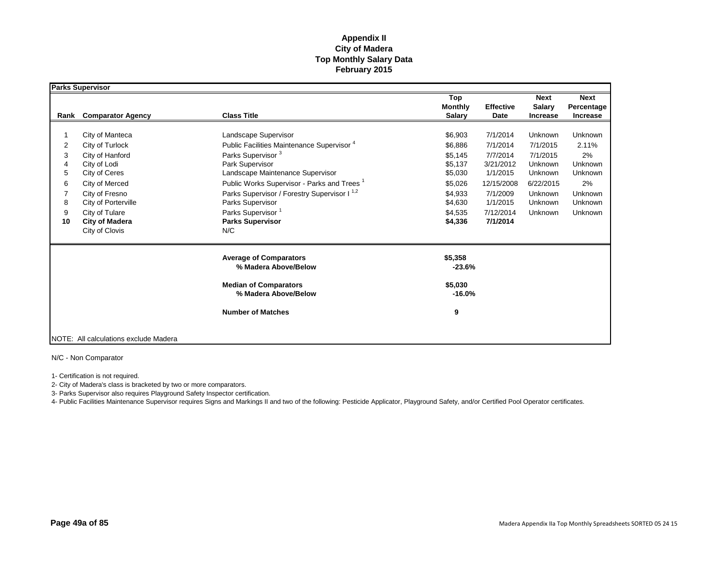# Appendix II
## City of Madera
## Top Monthly Salary Data
## February 2015

**Parks Supervisor**

| Rank | Comparator Agency | Class Title | Top Monthly Salary | Effective Date | Next Salary Increase | Next Percentage Increase |
|---|---|---|---|---|---|---|
| 1 | City of Manteca | Landscape Supervisor | $6,903 | 7/1/2014 | Unknown | Unknown |
| 2 | City of Turlock | Public Facilities Maintenance Supervisor [4] | $6,886 | 7/1/2014 | 7/1/2015 | 2.11% |
| 3 | City of Hanford | Parks Supervisor [3] | $5,145 | 7/7/2014 | 7/1/2015 | 2% |
| 4 | City of Lodi | Park Supervisor | $5,137 | 3/21/2012 | Unknown | Unknown |
| 5 | City of Ceres | Landscape Maintenance Supervisor | $5,030 | 1/1/2015 | Unknown | Unknown |
| 6 | City of Merced | Public Works Supervisor - Parks and Trees [1] | $5,026 | 12/15/2008 | 6/22/2015 | 2% |
| 7 | City of Fresno | Parks Supervisor / Forestry Supervisor I [1,2] | $4,933 | 7/1/2009 | Unknown | Unknown |
| 8 | City of Porterville | Parks Supervisor | $4,630 | 1/1/2015 | Unknown | Unknown |
| 9 | City of Tulare | Parks Supervisor [1] | $4,535 | 7/12/2014 | Unknown | Unknown |
| **10** | **City of Madera** | **Parks Supervisor** | **$4,336** | **7/1/2014** | | |
| | City of Clovis | N/C | | | | |
| | | **Average of Comparators** | **$5,358** | | | |
| | | **% Madera Above/Below** | **-23.6%** | | | |
| | | **Median of Comparators** | **$5,030** | | | |
| | | **% Madera Above/Below** | **-16.0%** | | | |
| | | **Number of Matches** | **9** | | | |

NOTE: All calculations exclude Madera

N/C - Non Comparator

1- Certification is not required.

2- City of Madera's class is bracketed by two or more comparators.

3- Parks Supervisor also requires Playground Safety Inspector certification.

4- Public Facilities Maintenance Supervisor requires Signs and Markings II and two of the following: Pesticide Applicator, Playground Safety, and/or Certified Pool Operator certificates.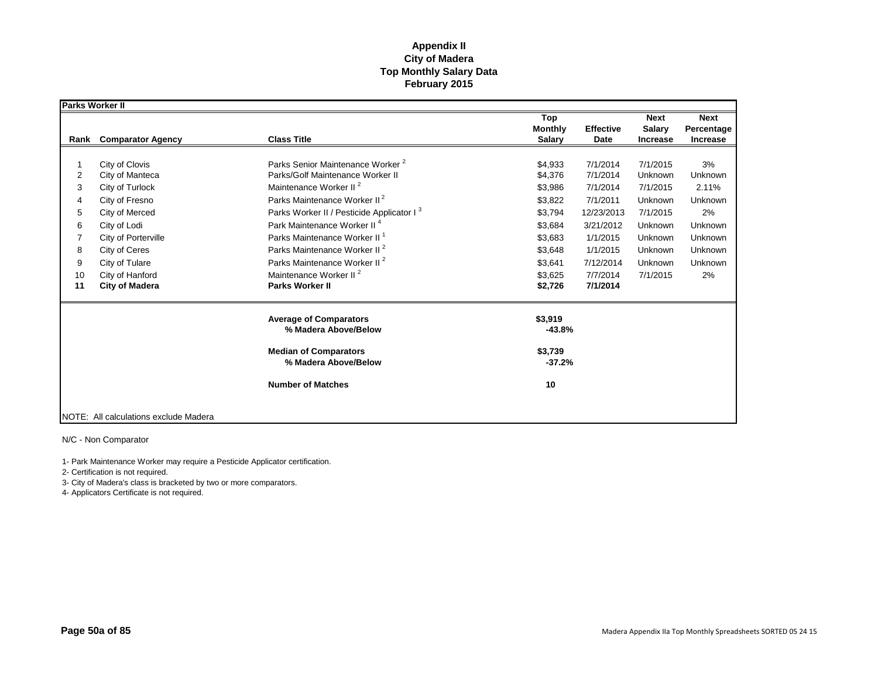# Appendix II
## City of Madera
## Top Monthly Salary Data
## February 2015

**Parks Worker II**

| Rank | Comparator Agency | Class Title | Top Monthly Salary | Effective Date | Next Salary Increase | Next Percentage Increase |
|---|---|---|---|---|---|---|
| 1 | City of Clovis | Parks Senior Maintenance Worker [2] | $4,933 | 7/1/2014 | 7/1/2015 | 3% |
| 2 | City of Manteca | Parks/Golf Maintenance Worker II | $4,376 | 7/1/2014 | Unknown | Unknown |
| 3 | City of Turlock | Maintenance Worker II [2] | $3,986 | 7/1/2014 | 7/1/2015 | 2.11% |
| 4 | City of Fresno | Parks Maintenance Worker II [2] | $3,822 | 7/1/2011 | Unknown | Unknown |
| 5 | City of Merced | Parks Worker II / Pesticide Applicator I [3] | $3,794 | 12/23/2013 | 7/1/2015 | 2% |
| 6 | City of Lodi | Park Maintenance Worker II [4] | $3,684 | 3/21/2012 | Unknown | Unknown |
| 7 | City of Porterville | Parks Maintenance Worker II [1] | $3,683 | 1/1/2015 | Unknown | Unknown |
| 8 | City of Ceres | Parks Maintenance Worker II [2] | $3,648 | 1/1/2015 | Unknown | Unknown |
| 9 | City of Tulare | Parks Maintenance Worker II [2] | $3,641 | 7/12/2014 | Unknown | Unknown |
| 10 | City of Hanford | Maintenance Worker II [2] | $3,625 | 7/7/2014 | 7/1/2015 | 2% |
| **11** | **City of Madera** | **Parks Worker II** | **$2,726** | **7/1/2014** | | |
| | | **Average of Comparators** | **$3,919** | | | |
| | | **% Madera Above/Below** | **-43.8%** | | | |
| | | **Median of Comparators** | **$3,739** | | | |
| | | **% Madera Above/Below** | **-37.2%** | | | |
| | | **Number of Matches** | **10** | | | |

NOTE: All calculations exclude Madera

N/C - Non Comparator

1- Park Maintenance Worker may require a Pesticide Applicator certification.

2- Certification is not required.

3- City of Madera's class is bracketed by two or more comparators.

4- Applicators Certificate is not required.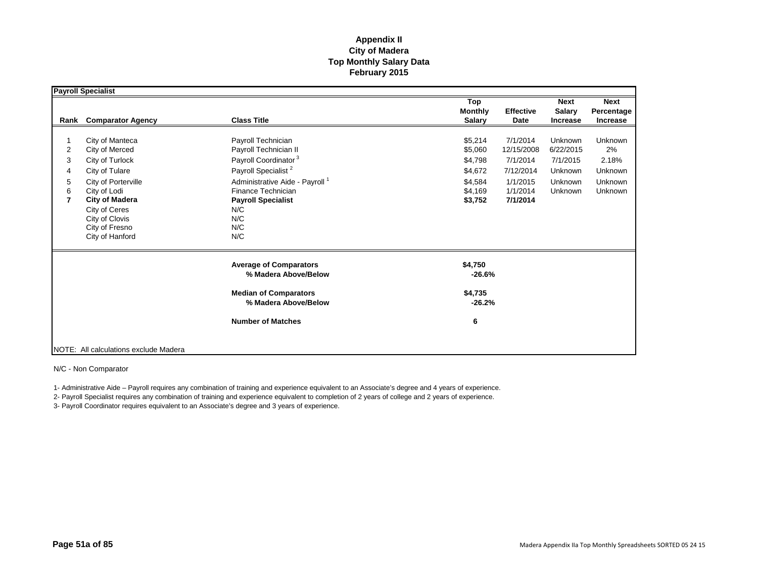# Appendix II
## City of Madera
## Top Monthly Salary Data
## February 2015

**Payroll Specialist**

| Rank | Comparator Agency | Class Title | Top Monthly Salary | Effective Date | Next Salary Increase | Next Percentage Increase |
|---|---|---|---|---|---|---|
| 1 | City of Manteca | Payroll Technician | $5,214 | 7/1/2014 | Unknown | Unknown |
| 2 | City of Merced | Payroll Technician II | $5,060 | 12/15/2008 | 6/22/2015 | 2% |
| 3 | City of Turlock | Payroll Coordinator [3] | $4,798 | 7/1/2014 | 7/1/2015 | 2.18% |
| 4 | City of Tulare | Payroll Specialist [2] | $4,672 | 7/12/2014 | Unknown | Unknown |
| 5 | City of Porterville | Administrative Aide - Payroll [1] | $4,584 | 1/1/2015 | Unknown | Unknown |
| 6 | City of Lodi | Finance Technician | $4,169 | 1/1/2014 | Unknown | Unknown |
| **7** | **City of Madera** | **Payroll Specialist** | **$3,752** | **7/1/2014** | | |
| | City of Ceres | N/C | | | | |
| | City of Clovis | N/C | | | | |
| | City of Fresno | N/C | | | | |
| | City of Hanford | N/C | | | | |
| | | **Average of Comparators** | **$4,750** | | | |
| | | **% Madera Above/Below** | **-26.6%** | | | |
| | | **Median of Comparators** | **$4,735** | | | |
| | | **% Madera Above/Below** | **-26.2%** | | | |
| | | **Number of Matches** | **6** | | | |

NOTE: All calculations exclude Madera

N/C - Non Comparator

1- Administrative Aide – Payroll requires any combination of training and experience equivalent to an Associate's degree and 4 years of experience.

2- Payroll Specialist requires any combination of training and experience equivalent to completion of 2 years of college and 2 years of experience.

3- Payroll Coordinator requires equivalent to an Associate's degree and 3 years of experience.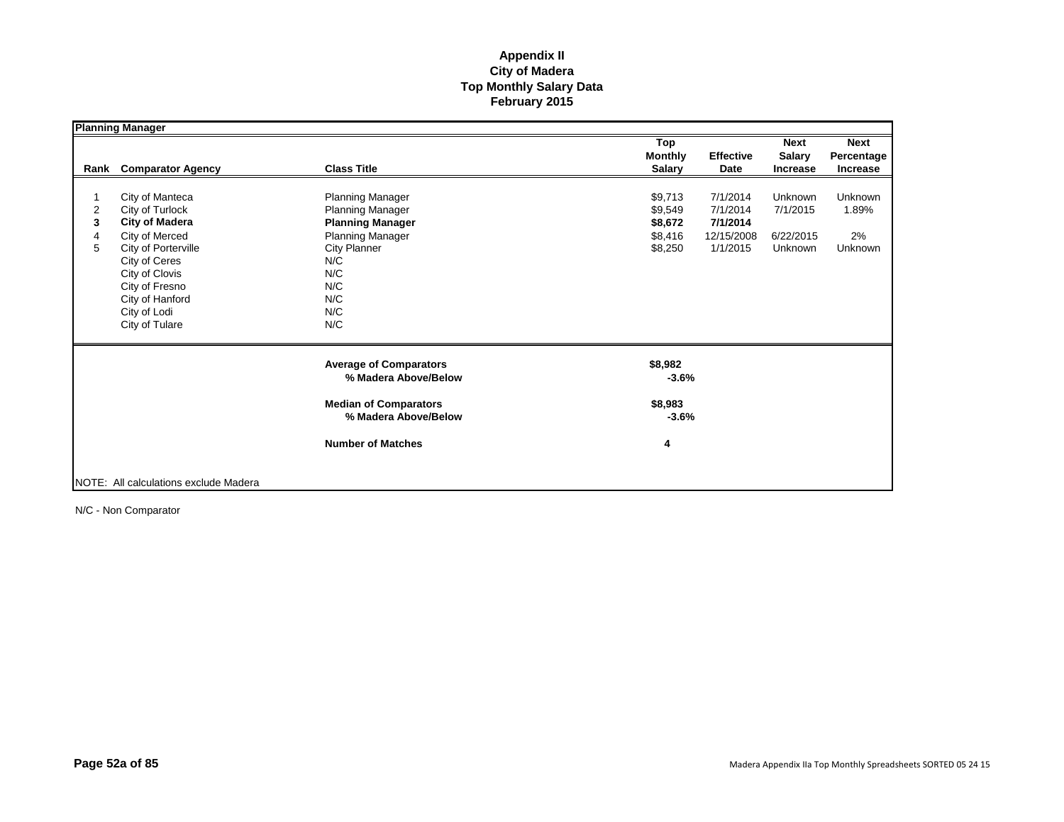# Appendix II
# City of Madera
# Top Monthly Salary Data
# February 2015

**Planning Manager**

| Rank | Comparator Agency | Class Title | Top Monthly Salary | Effective Date | Next Salary Increase | Next Percentage Increase |
|---|---|---|---|---|---|---|
| 1 | City of Manteca | Planning Manager | $9,713 | 7/1/2014 | Unknown | Unknown |
| 2 | City of Turlock | Planning Manager | $9,549 | 7/1/2014 | 7/1/2015 | 1.89% |
| **3** | **City of Madera** | **Planning Manager** | **$8,672** | **7/1/2014** | | |
| 4 | City of Merced | Planning Manager | $8,416 | 12/15/2008 | 6/22/2015 | 2% |
| 5 | City of Porterville | City Planner | $8,250 | 1/1/2015 | Unknown | Unknown |
| | City of Ceres | N/C | | | | |
| | City of Clovis | N/C | | | | |
| | City of Fresno | N/C | | | | |
| | City of Hanford | N/C | | | | |
| | City of Lodi | N/C | | | | |
| | City of Tulare | N/C | | | | |

| | |
|---|---|
| **Average of Comparators** | **$8,982** |
| **% Madera Above/Below** | **-3.6%** |
| **Median of Comparators** | **$8,983** |
| **% Madera Above/Below** | **-3.6%** |
| **Number of Matches** | **4** |

NOTE: All calculations exclude Madera

N/C - Non Comparator

Madera Appendix IIa Top Monthly Spreadsheets SORTED 05 24 15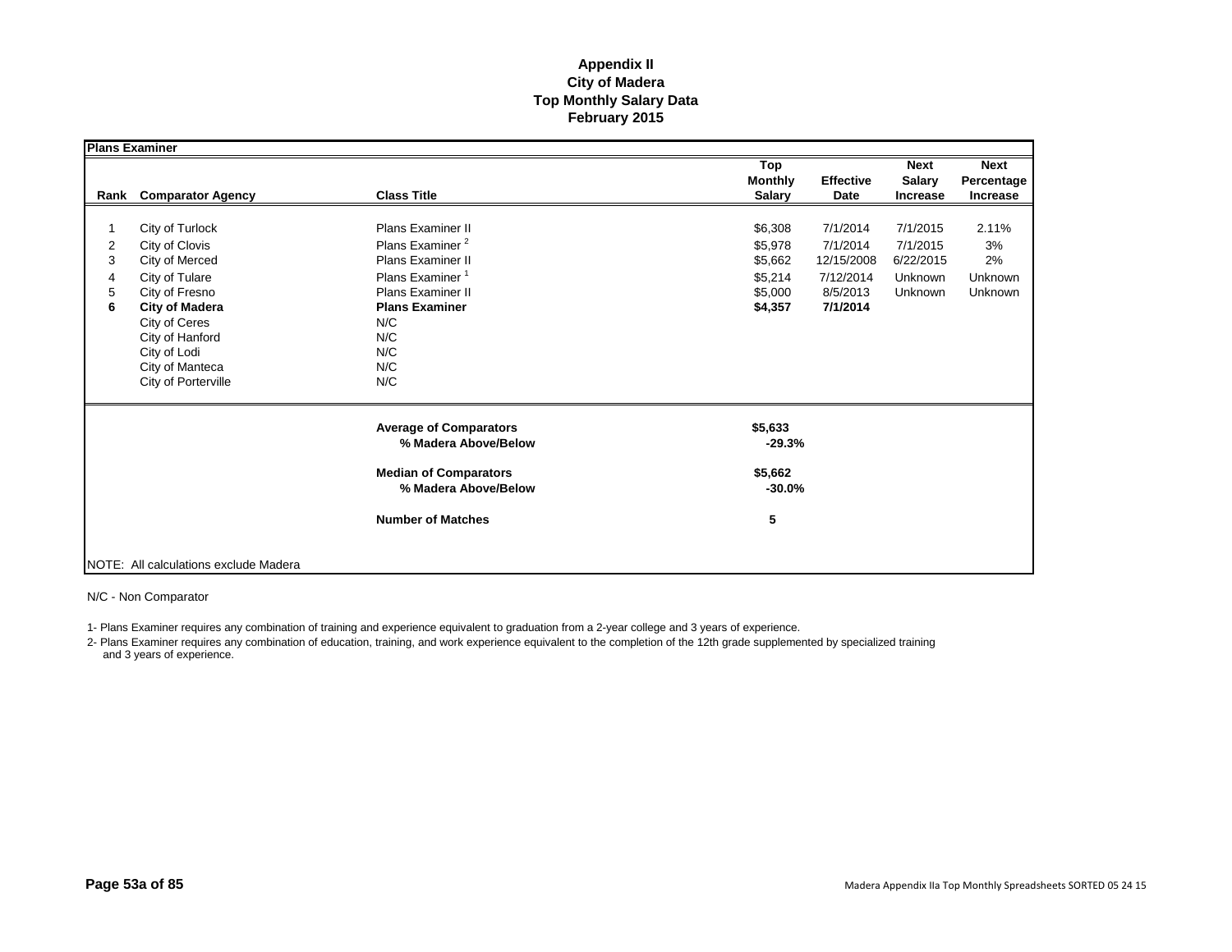**Appendix II**
**City of Madera**
**Top Monthly Salary Data**
**February 2015**

**Plans Examiner**

| Rank | Comparator Agency | Class Title | Top Monthly Salary | Effective Date | Next Salary Increase | Next Percentage Increase |
|---|---|---|---|---|---|---|
| 1 | City of Turlock | Plans Examiner II | $6,308 | 7/1/2014 | 7/1/2015 | 2.11% |
| 2 | City of Clovis | Plans Examiner [2] | $5,978 | 7/1/2014 | 7/1/2015 | 3% |
| 3 | City of Merced | Plans Examiner II | $5,662 | 12/15/2008 | 6/22/2015 | 2% |
| 4 | City of Tulare | Plans Examiner [1] | $5,214 | 7/12/2014 | Unknown | Unknown |
| 5 | City of Fresno | Plans Examiner II | $5,000 | 8/5/2013 | Unknown | Unknown |
| **6** | **City of Madera** | **Plans Examiner** | **$4,357** | **7/1/2014** | | |
| | City of Ceres | N/C | | | | |
| | City of Hanford | N/C | | | | |
| | City of Lodi | N/C | | | | |
| | City of Manteca | N/C | | | | |
| | City of Porterville | N/C | | | | |
| | | **Average of Comparators** | **$5,633** | | | |
| | | **% Madera Above/Below** | **-29.3%** | | | |
| | | **Median of Comparators** | **$5,662** | | | |
| | | **% Madera Above/Below** | **-30.0%** | | | |
| | | **Number of Matches** | **5** | | | |

NOTE: All calculations exclude Madera

N/C - Non Comparator

1- Plans Examiner requires any combination of training and experience equivalent to graduation from a 2-year college and 3 years of experience.

2- Plans Examiner requires any combination of education, training, and work experience equivalent to the completion of the 12th grade supplemented by specialized training and 3 years of experience.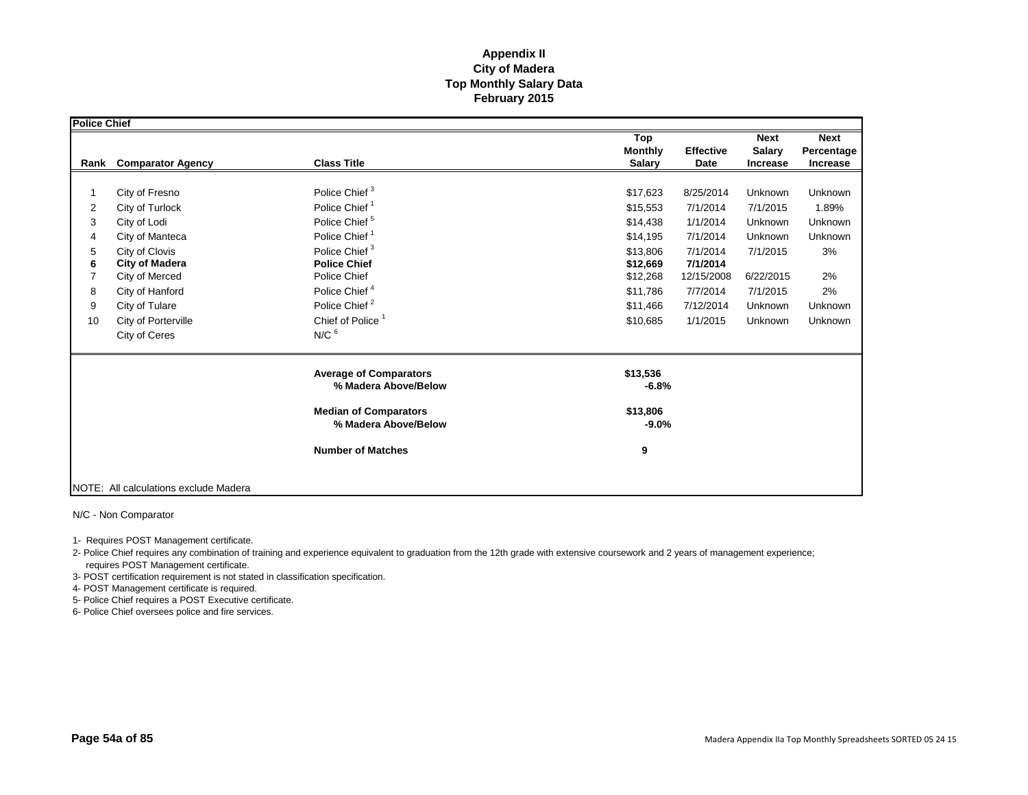# Appendix II
## City of Madera
## Top Monthly Salary Data
## February 2015

**Police Chief**

| Rank | Comparator Agency | Class Title | Top Monthly Salary | Effective Date | Next Salary Increase | Next Percentage Increase |
|---|---|---|---|---|---|---|
| 1 | City of Fresno | Police Chief [3] | $17,623 | 8/25/2014 | Unknown | Unknown |
| 2 | City of Turlock | Police Chief [1] | $15,553 | 7/1/2014 | 7/1/2015 | 1.89% |
| 3 | City of Lodi | Police Chief [5] | $14,438 | 1/1/2014 | Unknown | Unknown |
| 4 | City of Manteca | Police Chief [1] | $14,195 | 7/1/2014 | Unknown | Unknown |
| 5 | City of Clovis | Police Chief [3] | $13,806 | 7/1/2014 | 7/1/2015 | 3% |
| **6** | **City of Madera** | **Police Chief** | **$12,669** | **7/1/2014** | | |
| 7 | City of Merced | Police Chief | $12,268 | 12/15/2008 | 6/22/2015 | 2% |
| 8 | City of Hanford | Police Chief [4] | $11,786 | 7/7/2014 | 7/1/2015 | 2% |
| 9 | City of Tulare | Police Chief [2] | $11,466 | 7/12/2014 | Unknown | Unknown |
| 10 | City of Porterville | Chief of Police [1] | $10,685 | 1/1/2015 | Unknown | Unknown |
| | City of Ceres | N/C [6] | | | | |
| | | **Average of Comparators** | **$13,536** | | | |
| | | **% Madera Above/Below** | **-6.8%** | | | |
| | | **Median of Comparators** | **$13,806** | | | |
| | | **% Madera Above/Below** | **-9.0%** | | | |
| | | **Number of Matches** | **9** | | | |

NOTE: All calculations exclude Madera

N/C - Non Comparator

1- Requires POST Management certificate.

2- Police Chief requires any combination of training and experience equivalent to graduation from the 12th grade with extensive coursework and 2 years of management experience; requires POST Management certificate.

3- POST certification requirement is not stated in classification specification.

4- POST Management certificate is required.

5- Police Chief requires a POST Executive certificate.

6- Police Chief oversees police and fire services.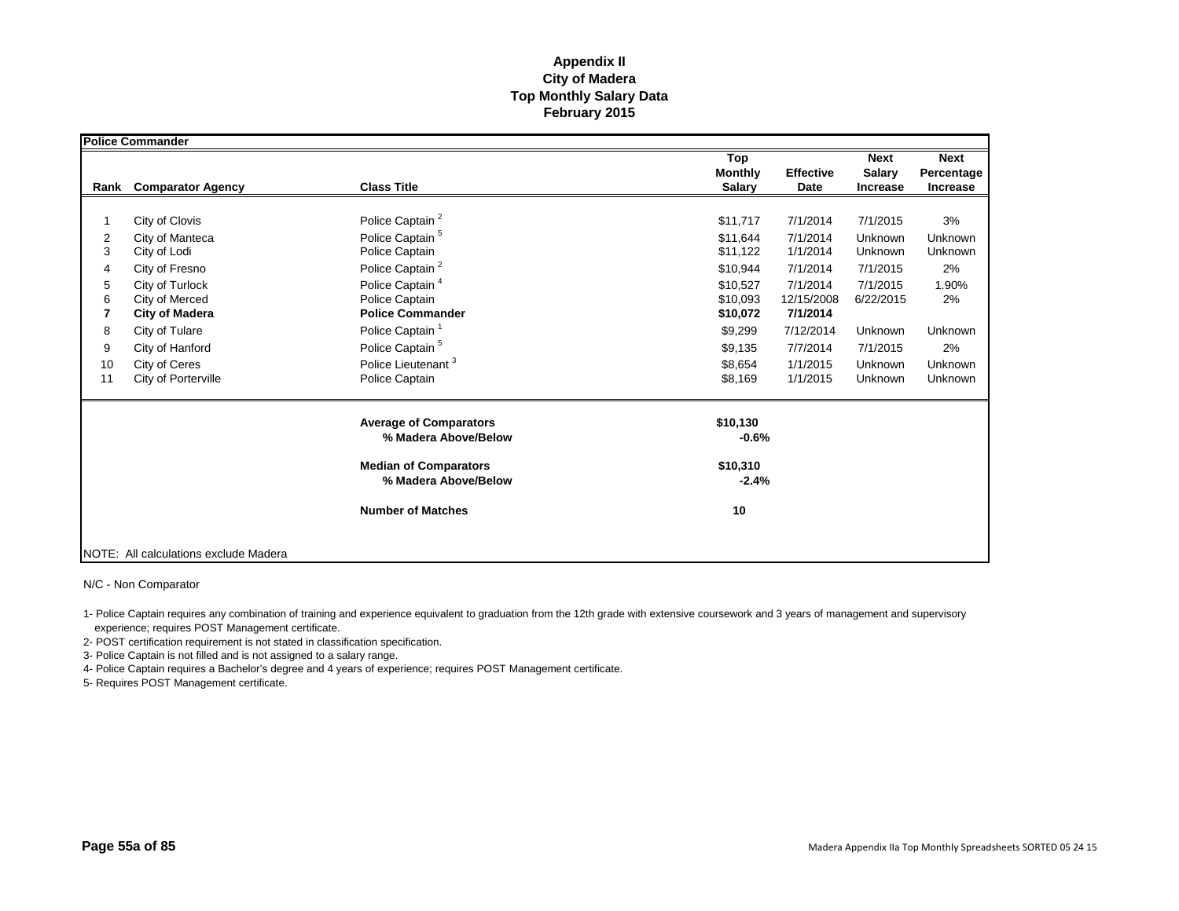# Appendix II
# City of Madera
# Top Monthly Salary Data
# February 2015

**Police Commander**

| Rank | Comparator Agency | Class Title | Top Monthly Salary | Effective Date | Next Salary Increase | Next Percentage Increase |
|---|---|---|---|---|---|---|
| 1 | City of Clovis | Police Captain [2] | $11,717 | 7/1/2014 | 7/1/2015 | 3% |
| 2 | City of Manteca | Police Captain [5] | $11,644 | 7/1/2014 | Unknown | Unknown |
| 3 | City of Lodi | Police Captain | $11,122 | 1/1/2014 | Unknown | Unknown |
| 4 | City of Fresno | Police Captain [2] | $10,944 | 7/1/2014 | 7/1/2015 | 2% |
| 5 | City of Turlock | Police Captain [4] | $10,527 | 7/1/2014 | 7/1/2015 | 1.90% |
| 6 | City of Merced | Police Captain | $10,093 | 12/15/2008 | 6/22/2015 | 2% |
| **7** | **City of Madera** | **Police Commander** | **$10,072** | **7/1/2014** | | |
| 8 | City of Tulare | Police Captain [1] | $9,299 | 7/12/2014 | Unknown | Unknown |
| 9 | City of Hanford | Police Captain [5] | $9,135 | 7/7/2014 | 7/1/2015 | 2% |
| 10 | City of Ceres | Police Lieutenant [3] | $8,654 | 1/1/2015 | Unknown | Unknown |
| 11 | City of Porterville | Police Captain | $8,169 | 1/1/2015 | Unknown | Unknown |
| | | **Average of Comparators** | **$10,130** | | | |
| | | **% Madera Above/Below** | **-0.6%** | | | |
| | | **Median of Comparators** | **$10,310** | | | |
| | | **% Madera Above/Below** | **-2.4%** | | | |
| | | **Number of Matches** | **10** | | | |

NOTE: All calculations exclude Madera

N/C - Non Comparator

1- Police Captain requires any combination of training and experience equivalent to graduation from the 12th grade with extensive coursework and 3 years of management and supervisory experience; requires POST Management certificate.

2- POST certification requirement is not stated in classification specification.

3- Police Captain is not filled and is not assigned to a salary range.

4- Police Captain requires a Bachelor's degree and 4 years of experience; requires POST Management certificate.

5- Requires POST Management certificate.

Madera Appendix IIa Top Monthly Spreadsheets SORTED 05 24 15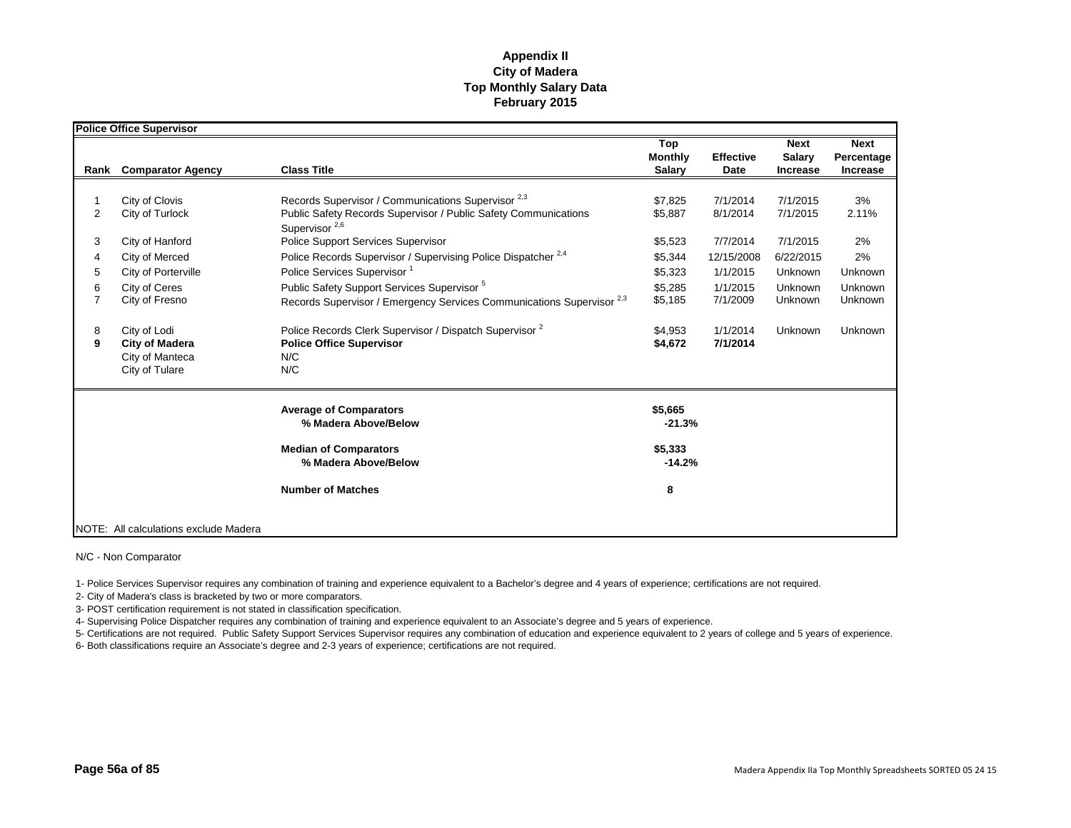# Appendix II
## City of Madera
## Top Monthly Salary Data
## February 2015

**Police Office Supervisor**

| Rank | Comparator Agency | Class Title | Top Monthly Salary | Effective Date | Next Salary Increase | Next Percentage Increase |
|---|---|---|---|---|---|---|
| 1 | City of Clovis | Records Supervisor / Communications Supervisor [2,3] | $7,825 | 7/1/2014 | 7/1/2015 | 3% |
| 2 | City of Turlock | Public Safety Records Supervisor / Public Safety Communications Supervisor [2,6] | $5,887 | 8/1/2014 | 7/1/2015 | 2.11% |
| 3 | City of Hanford | Police Support Services Supervisor | $5,523 | 7/7/2014 | 7/1/2015 | 2% |
| 4 | City of Merced | Police Records Supervisor / Supervising Police Dispatcher [2,4] | $5,344 | 12/15/2008 | 6/22/2015 | 2% |
| 5 | City of Porterville | Police Services Supervisor [1] | $5,323 | 1/1/2015 | Unknown | Unknown |
| 6 | City of Ceres | Public Safety Support Services Supervisor [5] | $5,285 | 1/1/2015 | Unknown | Unknown |
| 7 | City of Fresno | Records Supervisor / Emergency Services Communications Supervisor [2,3] | $5,185 | 7/1/2009 | Unknown | Unknown |
| 8 | City of Lodi | Police Records Clerk Supervisor / Dispatch Supervisor [2] | $4,953 | 1/1/2014 | Unknown | Unknown |
| **9** | **City of Madera** | **Police Office Supervisor** | **$4,672** | **7/1/2014** | | |
| | City of Manteca | N/C | | | | |
| | City of Tulare | N/C | | | | |
| | | **Average of Comparators** | **$5,665** | | | |
| | | **% Madera Above/Below** | **-21.3%** | | | |
| | | **Median of Comparators** | **$5,333** | | | |
| | | **% Madera Above/Below** | **-14.2%** | | | |
| | | **Number of Matches** | **8** | | | |

NOTE: All calculations exclude Madera

N/C - Non Comparator

1- Police Services Supervisor requires any combination of training and experience equivalent to a Bachelor's degree and 4 years of experience; certifications are not required.

2- City of Madera's class is bracketed by two or more comparators.

3- POST certification requirement is not stated in classification specification.

4- Supervising Police Dispatcher requires any combination of training and experience equivalent to an Associate's degree and 5 years of experience.

5- Certifications are not required. Public Safety Support Services Supervisor requires any combination of education and experience equivalent to 2 years of college and 5 years of experience.

6- Both classifications require an Associate's degree and 2-3 years of experience; certifications are not required.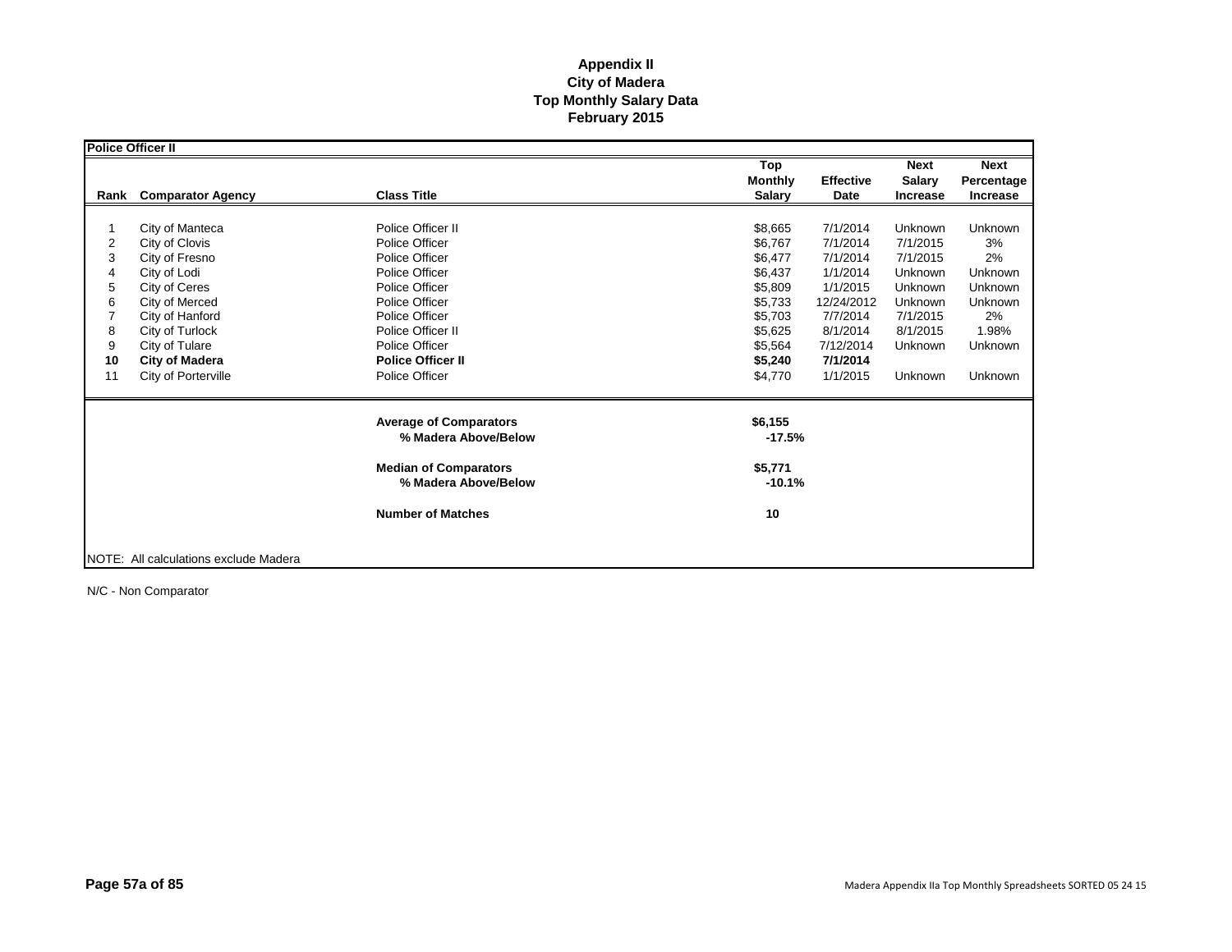# Appendix II
# City of Madera
# Top Monthly Salary Data
# February 2015

**Police Officer II**

| Rank | Comparator Agency | Class Title | Top Monthly Salary | Effective Date | Next Salary Increase | Next Percentage Increase |
|---|---|---|---|---|---|---|
| 1 | City of Manteca | Police Officer II | $8,665 | 7/1/2014 | Unknown | Unknown |
| 2 | City of Clovis | Police Officer | $6,767 | 7/1/2014 | 7/1/2015 | 3% |
| 3 | City of Fresno | Police Officer | $6,477 | 7/1/2014 | 7/1/2015 | 2% |
| 4 | City of Lodi | Police Officer | $6,437 | 1/1/2014 | Unknown | Unknown |
| 5 | City of Ceres | Police Officer | $5,809 | 1/1/2015 | Unknown | Unknown |
| 6 | City of Merced | Police Officer | $5,733 | 12/24/2012 | Unknown | Unknown |
| 7 | City of Hanford | Police Officer | $5,703 | 7/7/2014 | 7/1/2015 | 2% |
| 8 | City of Turlock | Police Officer II | $5,625 | 8/1/2014 | 8/1/2015 | 1.98% |
| 9 | City of Tulare | Police Officer | $5,564 | 7/12/2014 | Unknown | Unknown |
| **10** | **City of Madera** | **Police Officer II** | **$5,240** | **7/1/2014** | | |
| 11 | City of Porterville | Police Officer | $4,770 | 1/1/2015 | Unknown | Unknown |
| | | **Average of Comparators** | **$6,155** | | | |
| | | **% Madera Above/Below** | **-17.5%** | | | |
| | | **Median of Comparators** | **$5,771** | | | |
| | | **% Madera Above/Below** | **-10.1%** | | | |
| | | **Number of Matches** | **10** | | | |

NOTE: All calculations exclude Madera

N/C - Non Comparator

Madera Appendix IIa Top Monthly Spreadsheets SORTED 05 24 15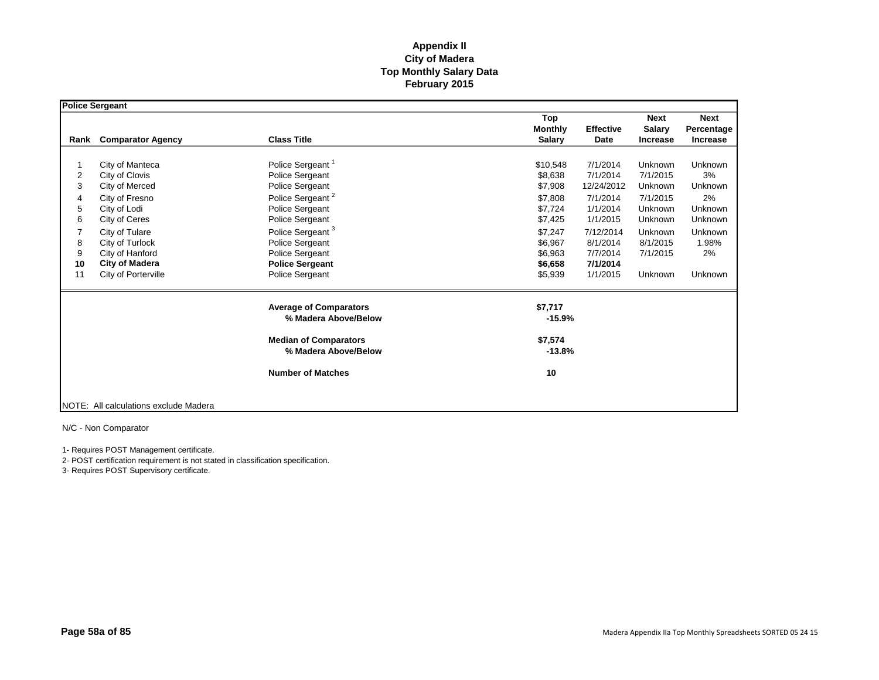# Appendix II
# City of Madera
# Top Monthly Salary Data
# February 2015

**Police Sergeant**

| Rank | Comparator Agency | Class Title | Top Monthly Salary | Effective Date | Next Salary Increase | Next Percentage Increase |
|---|---|---|---|---|---|---|
| 1 | City of Manteca | Police Sergeant [1] | $10,548 | 7/1/2014 | Unknown | Unknown |
| 2 | City of Clovis | Police Sergeant | $8,638 | 7/1/2014 | 7/1/2015 | 3% |
| 3 | City of Merced | Police Sergeant | $7,908 | 12/24/2012 | Unknown | Unknown |
| 4 | City of Fresno | Police Sergeant [2] | $7,808 | 7/1/2014 | 7/1/2015 | 2% |
| 5 | City of Lodi | Police Sergeant | $7,724 | 1/1/2014 | Unknown | Unknown |
| 6 | City of Ceres | Police Sergeant | $7,425 | 1/1/2015 | Unknown | Unknown |
| 7 | City of Tulare | Police Sergeant [3] | $7,247 | 7/12/2014 | Unknown | Unknown |
| 8 | City of Turlock | Police Sergeant | $6,967 | 8/1/2014 | 8/1/2015 | 1.98% |
| 9 | City of Hanford | Police Sergeant | $6,963 | 7/7/2014 | 7/1/2015 | 2% |
| **10** | **City of Madera** | **Police Sergeant** | **$6,658** | **7/1/2014** | | |
| 11 | City of Porterville | Police Sergeant | $5,939 | 1/1/2015 | Unknown | Unknown |
| | | **Average of Comparators** | **$7,717** | | | |
| | | **% Madera Above/Below** | **-15.9%** | | | |
| | | **Median of Comparators** | **$7,574** | | | |
| | | **% Madera Above/Below** | **-13.8%** | | | |
| | | **Number of Matches** | **10** | | | |

NOTE: All calculations exclude Madera

N/C - Non Comparator

1- Requires POST Management certificate.

2- POST certification requirement is not stated in classification specification.

3- Requires POST Supervisory certificate.

Madera Appendix IIa Top Monthly Spreadsheets SORTED 05 24 15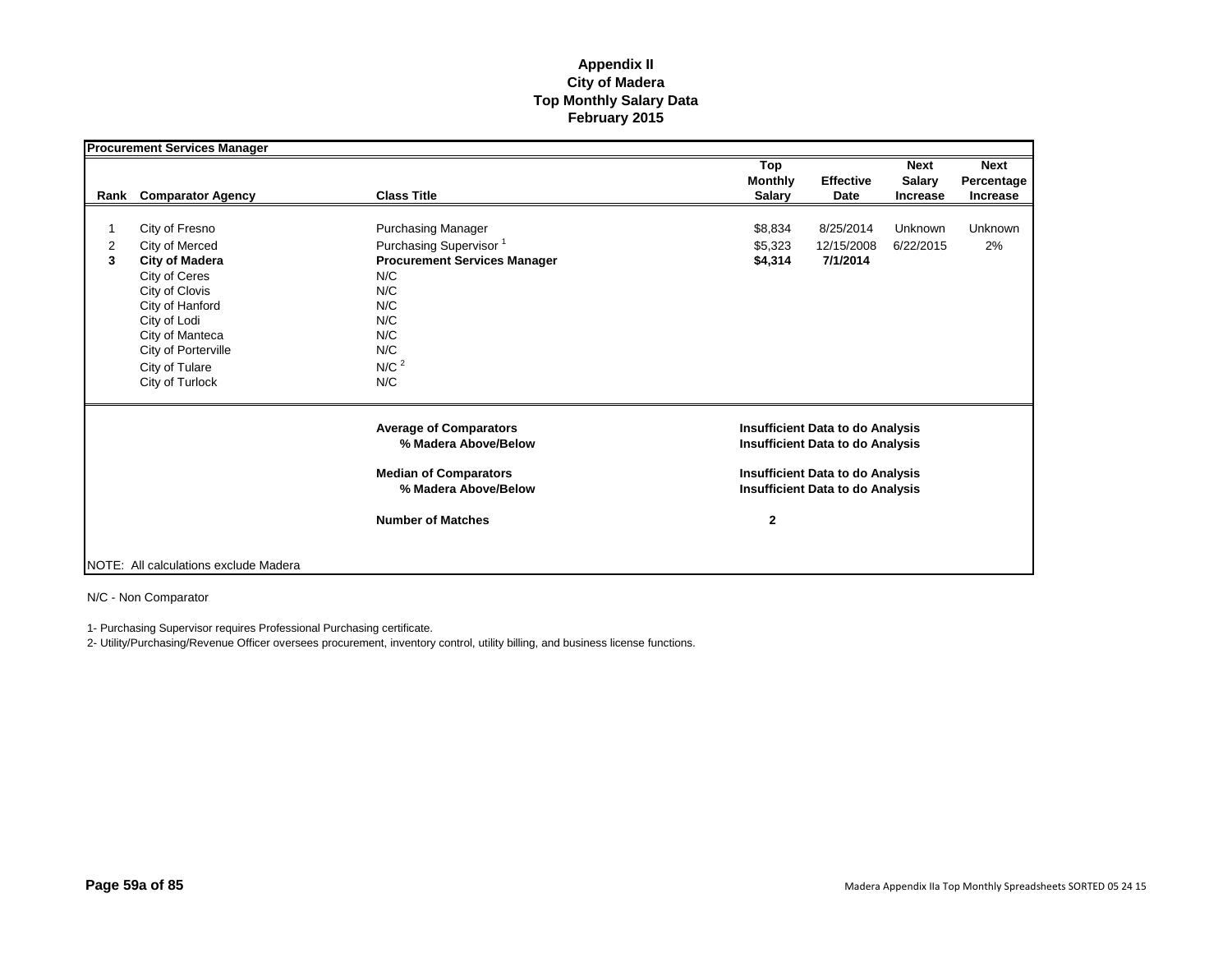# Appendix II
# City of Madera
# Top Monthly Salary Data
# February 2015

| Procurement Services Manager | | | | | | |
|---|---|---|---|---|---|---|
| **Rank** | **Comparator Agency** | **Class Title** | **Top Monthly Salary** | **Effective Date** | **Next Salary Increase** | **Next Percentage Increase** |
| 1 | City of Fresno | Purchasing Manager | $8,834 | 8/25/2014 | Unknown | Unknown |
| 2 | City of Merced | Purchasing Supervisor [1] | $5,323 | 12/15/2008 | 6/22/2015 | 2% |
| **3** | **City of Madera** | **Procurement Services Manager** | **$4,314** | **7/1/2014** | | |
| | City of Ceres | N/C | | | | |
| | City of Clovis | N/C | | | | |
| | City of Hanford | N/C | | | | |
| | City of Lodi | N/C | | | | |
| | City of Manteca | N/C | | | | |
| | City of Porterville | N/C | | | | |
| | City of Tulare | N/C [2] | | | | |
| | City of Turlock | N/C | | | | |
| | | **Average of Comparators** | **Insufficient Data to do Analysis** | | | |
| | | **% Madera Above/Below** | **Insufficient Data to do Analysis** | | | |
| | | **Median of Comparators** | **Insufficient Data to do Analysis** | | | |
| | | **% Madera Above/Below** | **Insufficient Data to do Analysis** | | | |
| | | **Number of Matches** | **2** | | | |

NOTE: All calculations exclude Madera

N/C - Non Comparator

1- Purchasing Supervisor requires Professional Purchasing certificate.

2- Utility/Purchasing/Revenue Officer oversees procurement, inventory control, utility billing, and business license functions.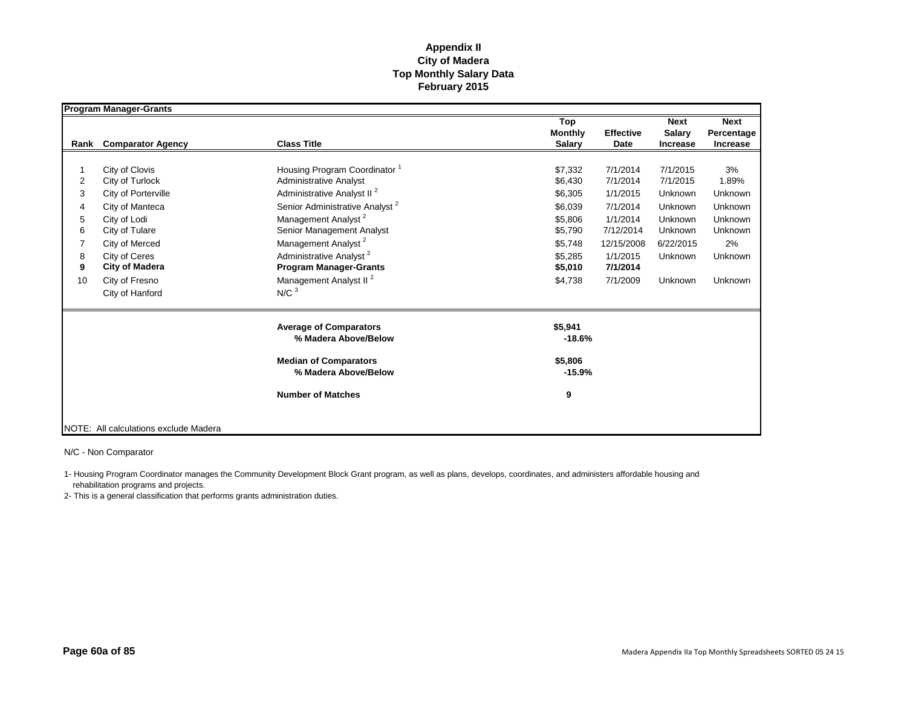**Appendix II**
**City of Madera**
**Top Monthly Salary Data**
**February 2015**

**Program Manager-Grants**

| Rank | Comparator Agency | Class Title | Top Monthly Salary | Effective Date | Next Salary Increase | Next Percentage Increase |
|---|---|---|---|---|---|---|
| 1 | City of Clovis | Housing Program Coordinator [1] | $7,332 | 7/1/2014 | 7/1/2015 | 3% |
| 2 | City of Turlock | Administrative Analyst | $6,430 | 7/1/2014 | 7/1/2015 | 1.89% |
| 3 | City of Porterville | Administrative Analyst II [2] | $6,305 | 1/1/2015 | Unknown | Unknown |
| 4 | City of Manteca | Senior Administrative Analyst [2] | $6,039 | 7/1/2014 | Unknown | Unknown |
| 5 | City of Lodi | Management Analyst [2] | $5,806 | 1/1/2014 | Unknown | Unknown |
| 6 | City of Tulare | Senior Management Analyst | $5,790 | 7/12/2014 | Unknown | Unknown |
| 7 | City of Merced | Management Analyst [2] | $5,748 | 12/15/2008 | 6/22/2015 | 2% |
| 8 | City of Ceres | Administrative Analyst [2] | $5,285 | 1/1/2015 | Unknown | Unknown |
| **9** | **City of Madera** | **Program Manager-Grants** | **$5,010** | **7/1/2014** | | |
| 10 | City of Fresno | Management Analyst II [2] | $4,738 | 7/1/2009 | Unknown | Unknown |
| | City of Hanford | N/C [3] | | | | |
| | | **Average of Comparators** | **$5,941** | | | |
| | | **% Madera Above/Below** | **-18.6%** | | | |
| | | **Median of Comparators** | **$5,806** | | | |
| | | **% Madera Above/Below** | **-15.9%** | | | |
| | | **Number of Matches** | **9** | | | |

NOTE: All calculations exclude Madera

N/C - Non Comparator

1- Housing Program Coordinator manages the Community Development Block Grant program, as well as plans, develops, coordinates, and administers affordable housing and rehabilitation programs and projects.

2- This is a general classification that performs grants administration duties.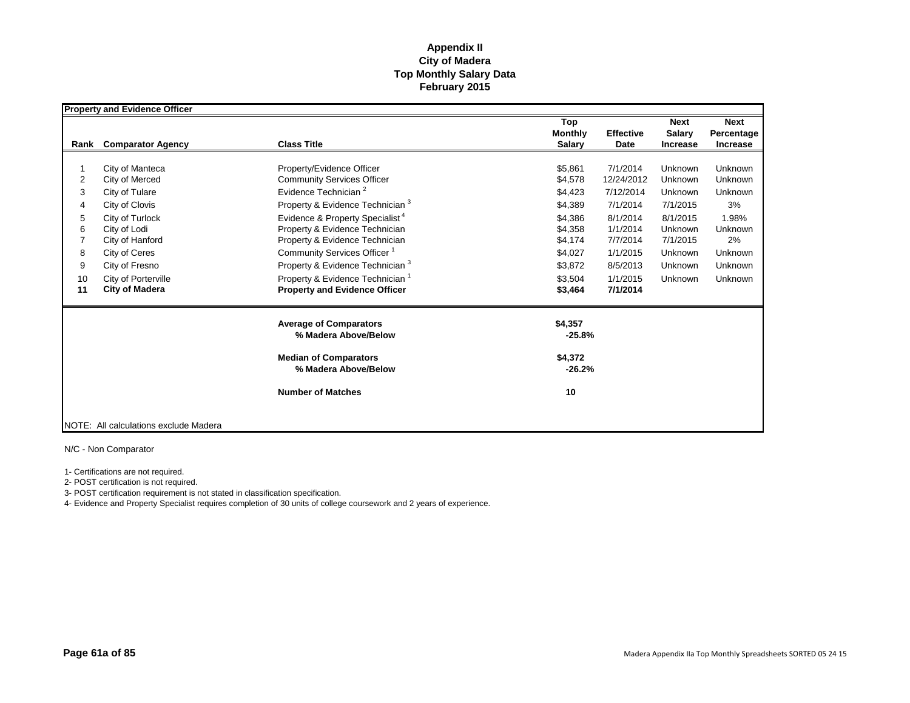# Appendix II
# City of Madera
# Top Monthly Salary Data
# February 2015

**Property and Evidence Officer**

| Rank | Comparator Agency | Class Title | Top Monthly Salary | Effective Date | Next Salary Increase | Next Percentage Increase |
|---|---|---|---|---|---|---|
| 1 | City of Manteca | Property/Evidence Officer | $5,861 | 7/1/2014 | Unknown | Unknown |
| 2 | City of Merced | Community Services Officer | $4,578 | 12/24/2012 | Unknown | Unknown |
| 3 | City of Tulare | Evidence Technician [2] | $4,423 | 7/12/2014 | Unknown | Unknown |
| 4 | City of Clovis | Property & Evidence Technician [3] | $4,389 | 7/1/2014 | 7/1/2015 | 3% |
| 5 | City of Turlock | Evidence & Property Specialist [4] | $4,386 | 8/1/2014 | 8/1/2015 | 1.98% |
| 6 | City of Lodi | Property & Evidence Technician | $4,358 | 1/1/2014 | Unknown | Unknown |
| 7 | City of Hanford | Property & Evidence Technician | $4,174 | 7/7/2014 | 7/1/2015 | 2% |
| 8 | City of Ceres | Community Services Officer [1] | $4,027 | 1/1/2015 | Unknown | Unknown |
| 9 | City of Fresno | Property & Evidence Technician [3] | $3,872 | 8/5/2013 | Unknown | Unknown |
| 10 | City of Porterville | Property & Evidence Technician [1] | $3,504 | 1/1/2015 | Unknown | Unknown |
| **11** | **City of Madera** | **Property and Evidence Officer** | **$3,464** | **7/1/2014** | | |
| | | **Average of Comparators** | **$4,357** | | | |
| | | **% Madera Above/Below** | **-25.8%** | | | |
| | | **Median of Comparators** | **$4,372** | | | |
| | | **% Madera Above/Below** | **-26.2%** | | | |
| | | **Number of Matches** | **10** | | | |

NOTE: All calculations exclude Madera

N/C - Non Comparator

1- Certifications are not required.
2- POST certification is not required.
3- POST certification requirement is not stated in classification specification.
4- Evidence and Property Specialist requires completion of 30 units of college coursework and 2 years of experience.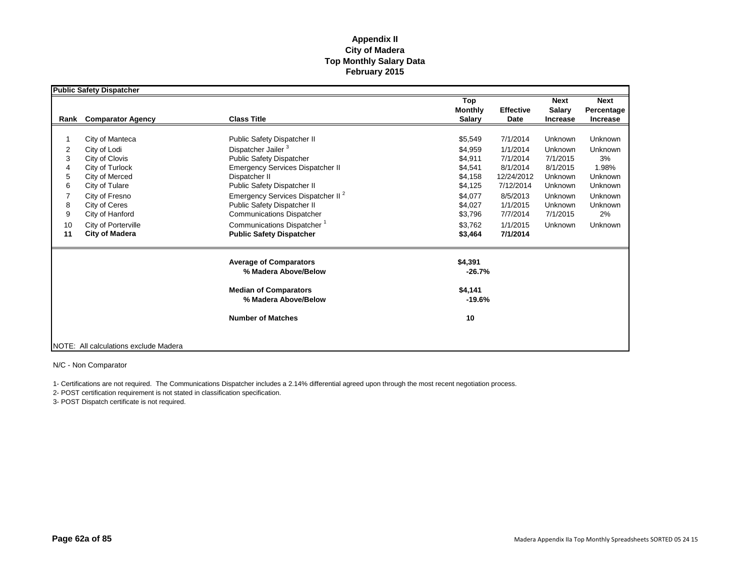**Appendix II**
**City of Madera**
**Top Monthly Salary Data**
**February 2015**

| Public Safety Dispatcher | | | | | | |
|---|---|---|---|---|---|---|
| **Rank** | **Comparator Agency** | **Class Title** | **Top Monthly Salary** | **Effective Date** | **Next Salary Increase** | **Next Percentage Increase** |
| 1 | City of Manteca | Public Safety Dispatcher II | $5,549 | 7/1/2014 | Unknown | Unknown |
| 2 | City of Lodi | Dispatcher Jailer [3] | $4,959 | 1/1/2014 | Unknown | Unknown |
| 3 | City of Clovis | Public Safety Dispatcher | $4,911 | 7/1/2014 | 7/1/2015 | 3% |
| 4 | City of Turlock | Emergency Services Dispatcher II | $4,541 | 8/1/2014 | 8/1/2015 | 1.98% |
| 5 | City of Merced | Dispatcher II | $4,158 | 12/24/2012 | Unknown | Unknown |
| 6 | City of Tulare | Public Safety Dispatcher II | $4,125 | 7/12/2014 | Unknown | Unknown |
| 7 | City of Fresno | Emergency Services Dispatcher II [2] | $4,077 | 8/5/2013 | Unknown | Unknown |
| 8 | City of Ceres | Public Safety Dispatcher II | $4,027 | 1/1/2015 | Unknown | Unknown |
| 9 | City of Hanford | Communications Dispatcher | $3,796 | 7/7/2014 | 7/1/2015 | 2% |
| 10 | City of Porterville | Communications Dispatcher [1] | $3,762 | 1/1/2015 | Unknown | Unknown |
| **11** | **City of Madera** | **Public Safety Dispatcher** | **$3,464** | **7/1/2014** | | |
| | | **Average of Comparators** | **$4,391** | | | |
| | | **% Madera Above/Below** | **-26.7%** | | | |
| | | **Median of Comparators** | **$4,141** | | | |
| | | **% Madera Above/Below** | **-19.6%** | | | |
| | | **Number of Matches** | **10** | | | |

NOTE: All calculations exclude Madera

N/C - Non Comparator

1- Certifications are not required. The Communications Dispatcher includes a 2.14% differential agreed upon through the most recent negotiation process.

2- POST certification requirement is not stated in classification specification.

3- POST Dispatch certificate is not required.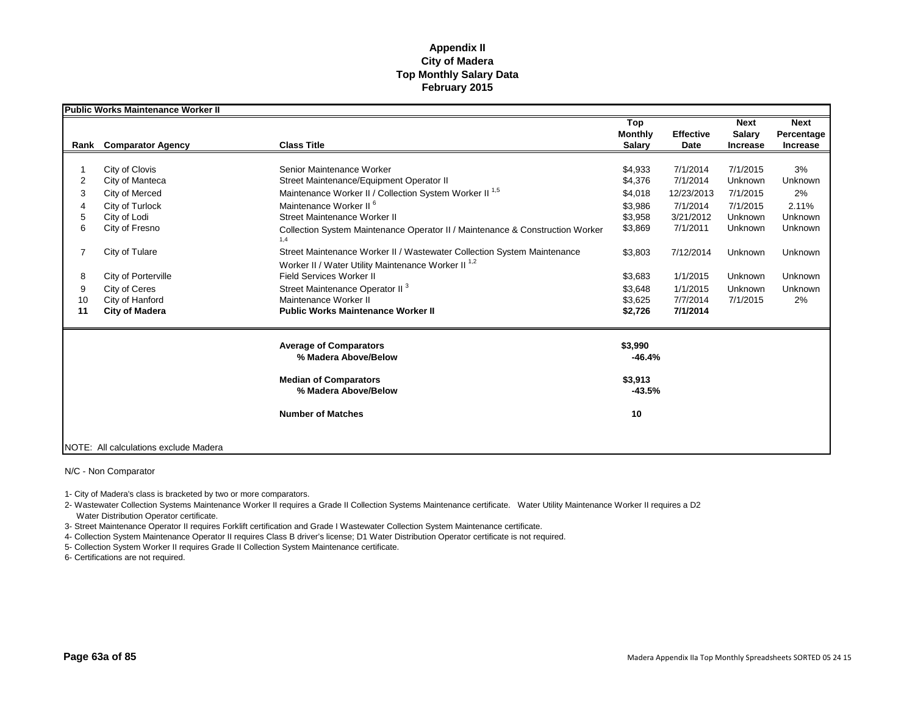**Appendix II**
**City of Madera**
**Top Monthly Salary Data**
**February 2015**

**Public Works Maintenance Worker II**

| Rank | Comparator Agency | Class Title | Top Monthly Salary | Effective Date | Next Salary Increase | Next Percentage Increase |
|---|---|---|---|---|---|---|
| 1 | City of Clovis | Senior Maintenance Worker | $4,933 | 7/1/2014 | 7/1/2015 | 3% |
| 2 | City of Manteca | Street Maintenance/Equipment Operator II | $4,376 | 7/1/2014 | Unknown | Unknown |
| 3 | City of Merced | Maintenance Worker II / Collection System Worker II [1,5] | $4,018 | 12/23/2013 | 7/1/2015 | 2% |
| 4 | City of Turlock | Maintenance Worker II [6] | $3,986 | 7/1/2014 | 7/1/2015 | 2.11% |
| 5 | City of Lodi | Street Maintenance Worker II | $3,958 | 3/21/2012 | Unknown | Unknown |
| 6 | City of Fresno | Collection System Maintenance Operator II / Maintenance & Construction Worker [1,4] | $3,869 | 7/1/2011 | Unknown | Unknown |
| 7 | City of Tulare | Street Maintenance Worker II / Wastewater Collection System Maintenance Worker II / Water Utility Maintenance Worker II [1,2] | $3,803 | 7/12/2014 | Unknown | Unknown |
| 8 | City of Porterville | Field Services Worker II | $3,683 | 1/1/2015 | Unknown | Unknown |
| 9 | City of Ceres | Street Maintenance Operator II [3] | $3,648 | 1/1/2015 | Unknown | Unknown |
| 10 | City of Hanford | Maintenance Worker II | $3,625 | 7/7/2014 | 7/1/2015 | 2% |
| **11** | **City of Madera** | **Public Works Maintenance Worker II** | **$2,726** | **7/1/2014** | | |
| | | **Average of Comparators** | **$3,990** | | | |
| | | **% Madera Above/Below** | **-46.4%** | | | |
| | | **Median of Comparators** | **$3,913** | | | |
| | | **% Madera Above/Below** | **-43.5%** | | | |
| | | **Number of Matches** | **10** | | | |

NOTE: All calculations exclude Madera

N/C - Non Comparator

1- City of Madera's class is bracketed by two or more comparators.

2- Wastewater Collection Systems Maintenance Worker II requires a Grade II Collection Systems Maintenance certificate. Water Utility Maintenance Worker II requires a D2 Water Distribution Operator certificate.

3- Street Maintenance Operator II requires Forklift certification and Grade I Wastewater Collection System Maintenance certificate.

4- Collection System Maintenance Operator II requires Class B driver's license; D1 Water Distribution Operator certificate is not required.

5- Collection System Worker II requires Grade II Collection System Maintenance certificate.

6- Certifications are not required.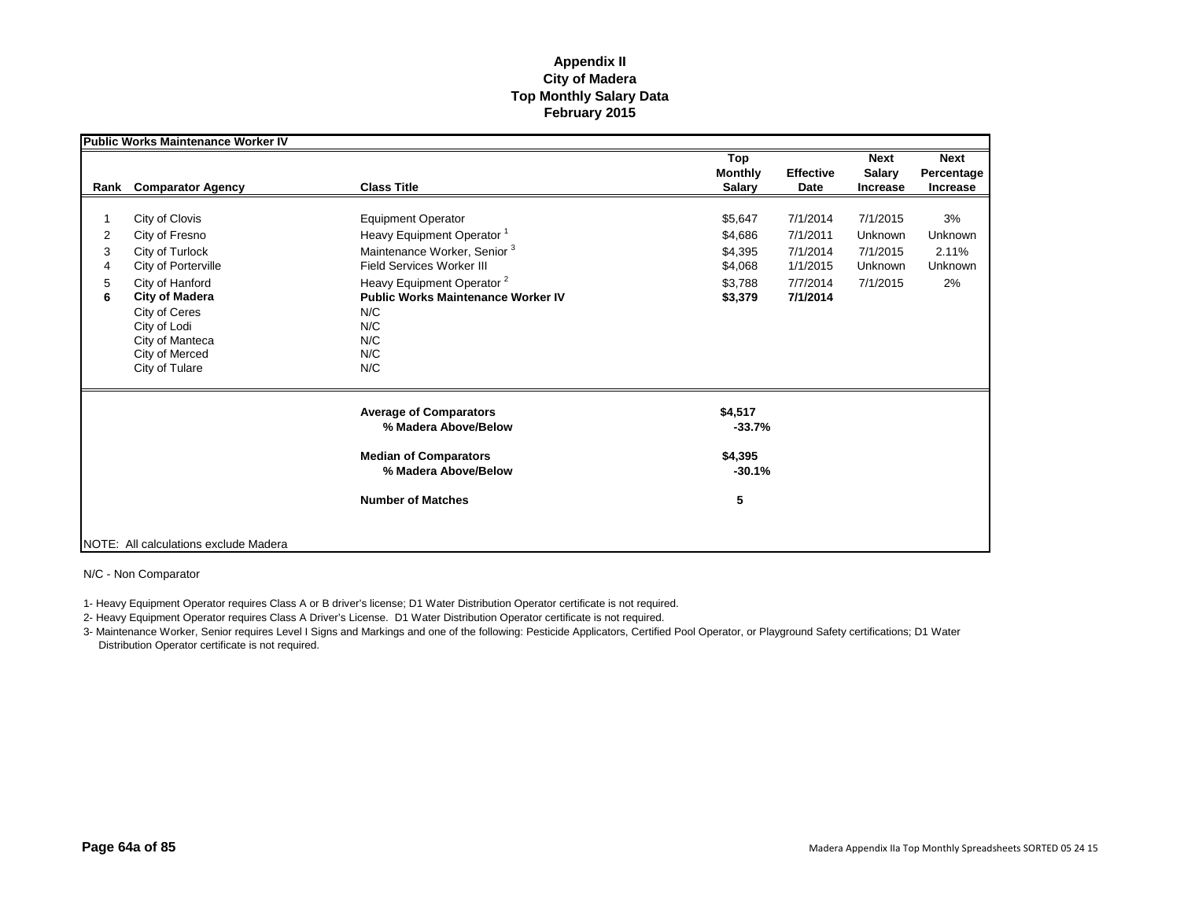**Appendix II**
**City of Madera**
**Top Monthly Salary Data**
**February 2015**

**Public Works Maintenance Worker IV**

| Rank | Comparator Agency | Class Title | Top Monthly Salary | Effective Date | Next Salary Increase | Next Percentage Increase |
|---|---|---|---|---|---|---|
| 1 | City of Clovis | Equipment Operator | $5,647 | 7/1/2014 | 7/1/2015 | 3% |
| 2 | City of Fresno | Heavy Equipment Operator [1] | $4,686 | 7/1/2011 | Unknown | Unknown |
| 3 | City of Turlock | Maintenance Worker, Senior [3] | $4,395 | 7/1/2014 | 7/1/2015 | 2.11% |
| 4 | City of Porterville | Field Services Worker III | $4,068 | 1/1/2015 | Unknown | Unknown |
| 5 | City of Hanford | Heavy Equipment Operator [2] | $3,788 | 7/7/2014 | 7/1/2015 | 2% |
| **6** | **City of Madera** | **Public Works Maintenance Worker IV** | **$3,379** | **7/1/2014** | | |
| | City of Ceres | N/C | | | | |
| | City of Lodi | N/C | | | | |
| | City of Manteca | N/C | | | | |
| | City of Merced | N/C | | | | |
| | City of Tulare | N/C | | | | |
| | | **Average of Comparators** | **$4,517** | | | |
| | | **% Madera Above/Below** | **-33.7%** | | | |
| | | **Median of Comparators** | **$4,395** | | | |
| | | **% Madera Above/Below** | **-30.1%** | | | |
| | | **Number of Matches** | **5** | | | |

NOTE: All calculations exclude Madera

N/C - Non Comparator

1- Heavy Equipment Operator requires Class A or B driver's license; D1 Water Distribution Operator certificate is not required.

2- Heavy Equipment Operator requires Class A Driver's License. D1 Water Distribution Operator certificate is not required.

3- Maintenance Worker, Senior requires Level I Signs and Markings and one of the following: Pesticide Applicators, Certified Pool Operator, or Playground Safety certifications; D1 Water Distribution Operator certificate is not required.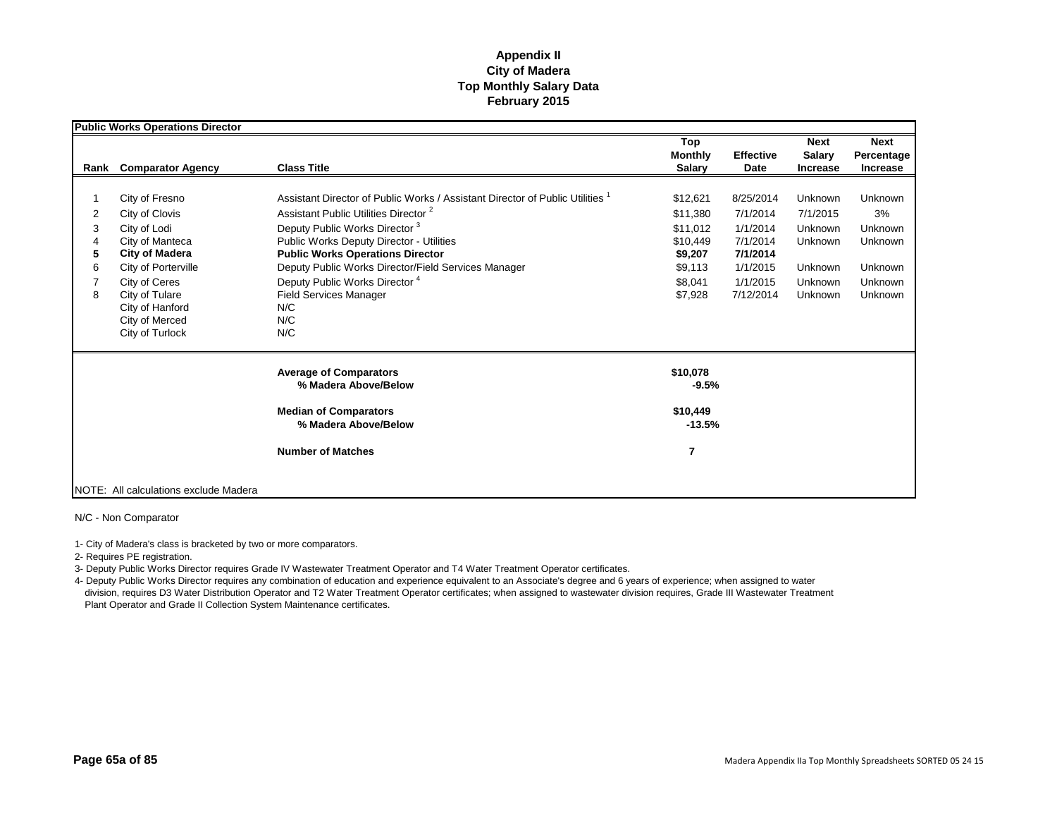# Appendix II
## City of Madera
## Top Monthly Salary Data
## February 2015

**Public Works Operations Director**

| Rank | Comparator Agency | Class Title | Top Monthly Salary | Effective Date | Next Salary Increase | Next Percentage Increase |
|---|---|---|---|---|---|---|
| 1 | City of Fresno | Assistant Director of Public Works / Assistant Director of Public Utilities [1] | $12,621 | 8/25/2014 | Unknown | Unknown |
| 2 | City of Clovis | Assistant Public Utilities Director [2] | $11,380 | 7/1/2014 | 7/1/2015 | 3% |
| 3 | City of Lodi | Deputy Public Works Director [3] | $11,012 | 1/1/2014 | Unknown | Unknown |
| 4 | City of Manteca | Public Works Deputy Director - Utilities | $10,449 | 7/1/2014 | Unknown | Unknown |
| **5** | **City of Madera** | **Public Works Operations Director** | **$9,207** | **7/1/2014** | | |
| 6 | City of Porterville | Deputy Public Works Director/Field Services Manager | $9,113 | 1/1/2015 | Unknown | Unknown |
| 7 | City of Ceres | Deputy Public Works Director [4] | $8,041 | 1/1/2015 | Unknown | Unknown |
| 8 | City of Tulare | Field Services Manager | $7,928 | 7/12/2014 | Unknown | Unknown |
| | City of Hanford | N/C | | | | |
| | City of Merced | N/C | | | | |
| | City of Turlock | N/C | | | | |
| | | **Average of Comparators** | **$10,078** | | | |
| | | **% Madera Above/Below** | **-9.5%** | | | |
| | | **Median of Comparators** | **$10,449** | | | |
| | | **% Madera Above/Below** | **-13.5%** | | | |
| | | **Number of Matches** | **7** | | | |

NOTE: All calculations exclude Madera

N/C - Non Comparator

1- City of Madera's class is bracketed by two or more comparators.

2- Requires PE registration.

3- Deputy Public Works Director requires Grade IV Wastewater Treatment Operator and T4 Water Treatment Operator certificates.

4- Deputy Public Works Director requires any combination of education and experience equivalent to an Associate's degree and 6 years of experience; when assigned to water division, requires D3 Water Distribution Operator and T2 Water Treatment Operator certificates; when assigned to wastewater division requires, Grade III Wastewater Treatment Plant Operator and Grade II Collection System Maintenance certificates.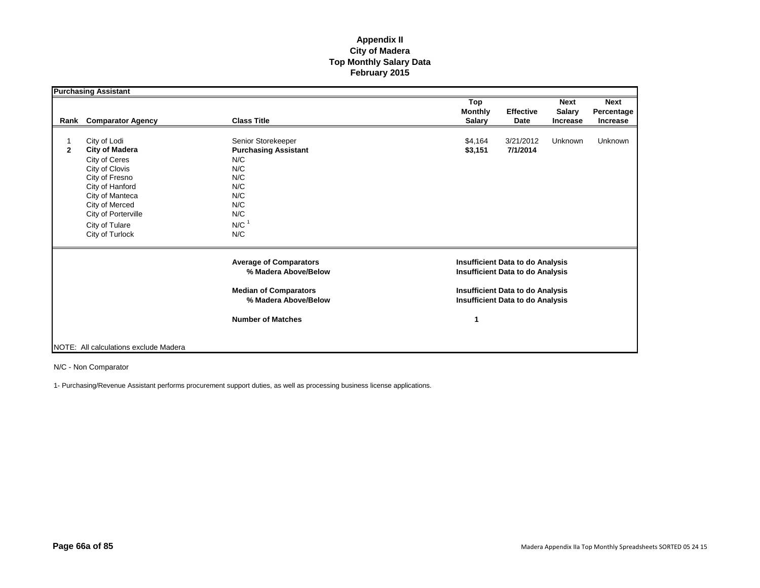# Appendix II
# City of Madera
# Top Monthly Salary Data
# February 2015

**Purchasing Assistant**

| Rank | Comparator Agency | Class Title | Top Monthly Salary | Effective Date | Next Salary Increase | Next Percentage Increase |
|---|---|---|---|---|---|---|
| 1 | City of Lodi | Senior Storekeeper | $4,164 | 3/21/2012 | Unknown | Unknown |
| **2** | **City of Madera** | **Purchasing Assistant** | **$3,151** | **7/1/2014** | | |
| | City of Ceres | N/C | | | | |
| | City of Clovis | N/C | | | | |
| | City of Fresno | N/C | | | | |
| | City of Hanford | N/C | | | | |
| | City of Manteca | N/C | | | | |
| | City of Merced | N/C | | | | |
| | City of Porterville | N/C | | | | |
| | City of Tulare | N/C [1] | | | | |
| | City of Turlock | N/C | | | | |

| | |
|---|---|
| **Average of Comparators** | **Insufficient Data to do Analysis** |
| **% Madera Above/Below** | **Insufficient Data to do Analysis** |
| **Median of Comparators** | **Insufficient Data to do Analysis** |
| **% Madera Above/Below** | **Insufficient Data to do Analysis** |
| **Number of Matches** | **1** |

NOTE: All calculations exclude Madera

N/C - Non Comparator

1- Purchasing/Revenue Assistant performs procurement support duties, as well as processing business license applications.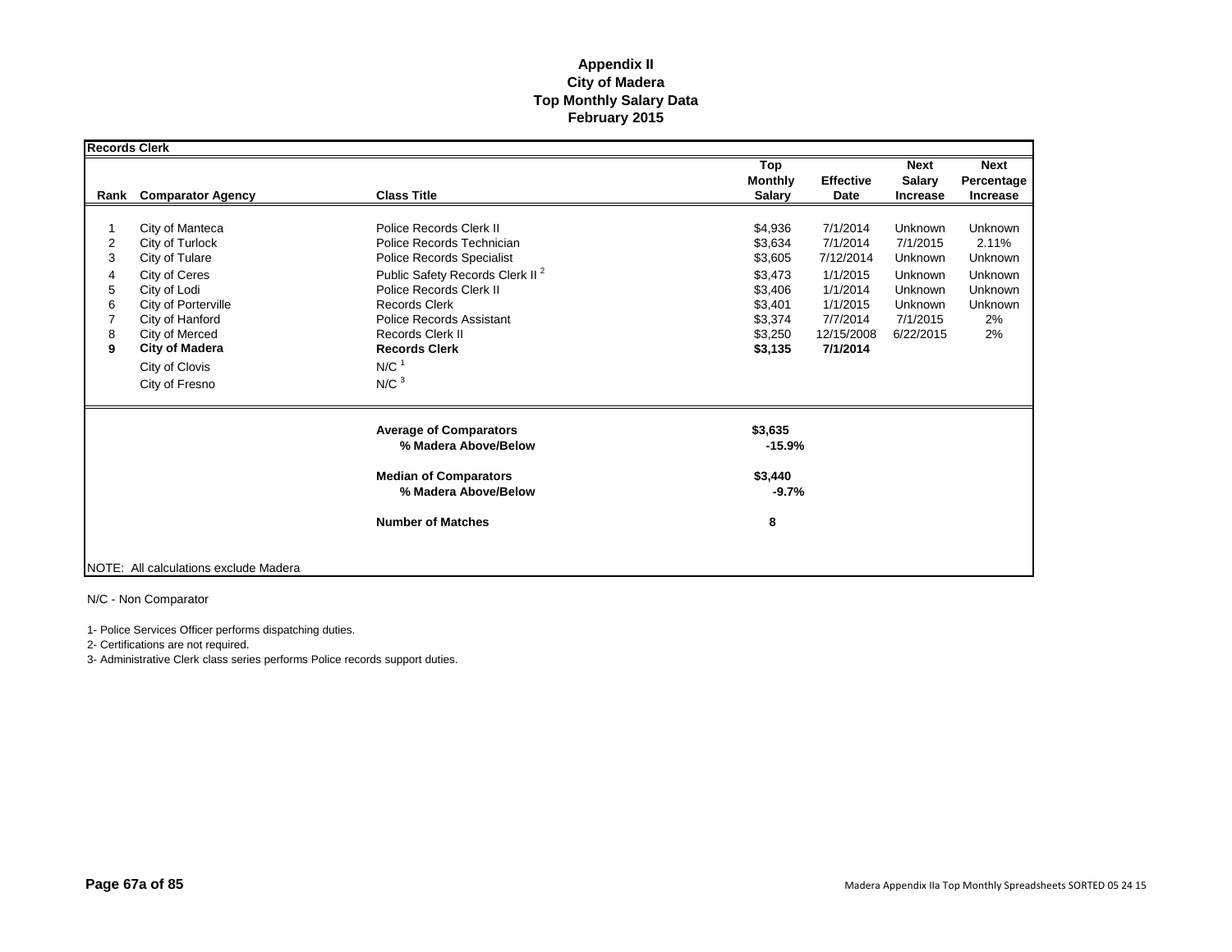# Appendix II
## City of Madera
## Top Monthly Salary Data
## February 2015

**Records Clerk**

| Rank | Comparator Agency | Class Title | Top Monthly Salary | Effective Date | Next Salary Increase | Next Percentage Increase |
|---|---|---|---|---|---|---|
| 1 | City of Manteca | Police Records Clerk II | $4,936 | 7/1/2014 | Unknown | Unknown |
| 2 | City of Turlock | Police Records Technician | $3,634 | 7/1/2014 | 7/1/2015 | 2.11% |
| 3 | City of Tulare | Police Records Specialist | $3,605 | 7/12/2014 | Unknown | Unknown |
| 4 | City of Ceres | Public Safety Records Clerk II [2] | $3,473 | 1/1/2015 | Unknown | Unknown |
| 5 | City of Lodi | Police Records Clerk II | $3,406 | 1/1/2014 | Unknown | Unknown |
| 6 | City of Porterville | Records Clerk | $3,401 | 1/1/2015 | Unknown | Unknown |
| 7 | City of Hanford | Police Records Assistant | $3,374 | 7/7/2014 | 7/1/2015 | 2% |
| 8 | City of Merced | Records Clerk II | $3,250 | 12/15/2008 | 6/22/2015 | 2% |
| **9** | **City of Madera** | **Records Clerk** | **$3,135** | **7/1/2014** | | |
| | City of Clovis | N/C [1] | | | | |
| | City of Fresno | N/C [3] | | | | |
| | | **Average of Comparators** | **$3,635** | | | |
| | | **% Madera Above/Below** | **-15.9%** | | | |
| | | **Median of Comparators** | **$3,440** | | | |
| | | **% Madera Above/Below** | **-9.7%** | | | |
| | | **Number of Matches** | **8** | | | |

NOTE: All calculations exclude Madera

N/C - Non Comparator

1- Police Services Officer performs dispatching duties.

2- Certifications are not required.

3- Administrative Clerk class series performs Police records support duties.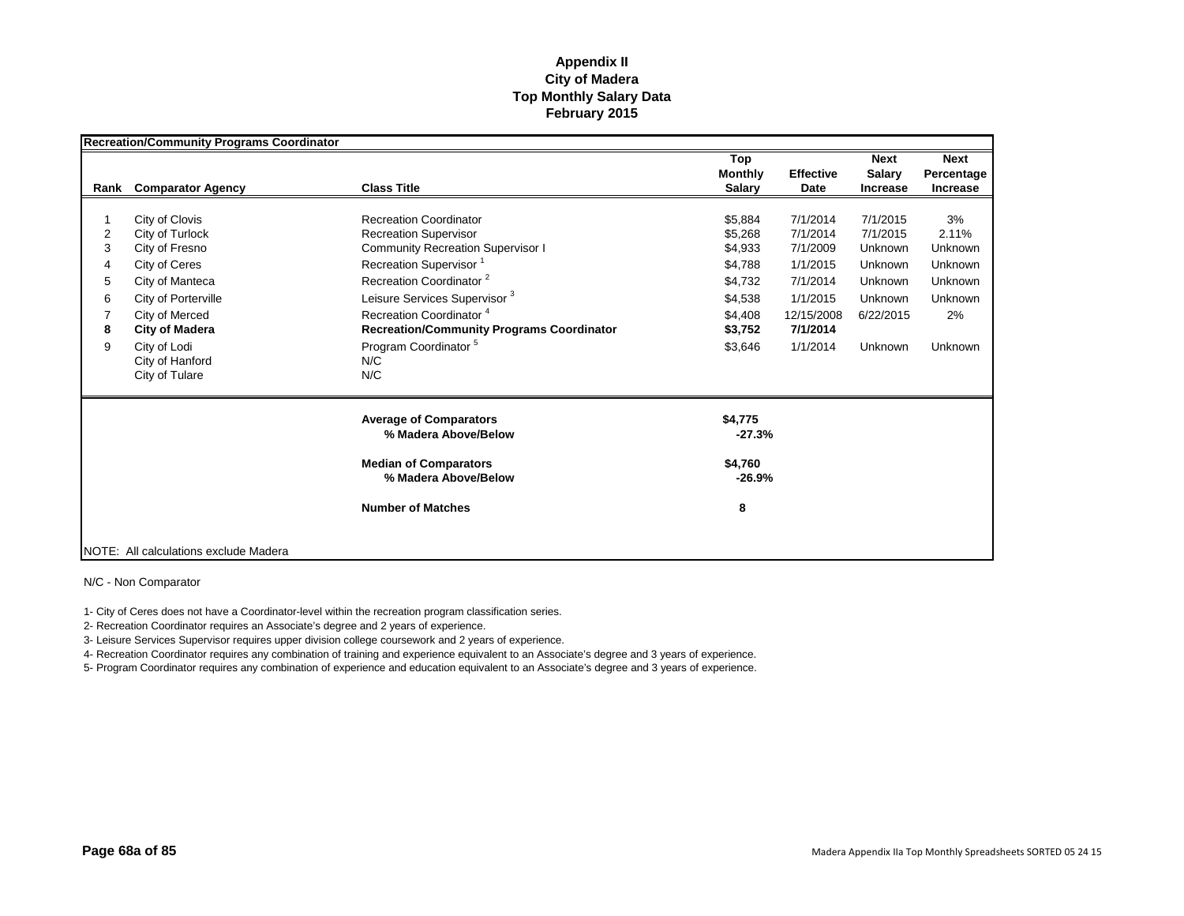# Appendix II
## City of Madera
## Top Monthly Salary Data
## February 2015

**Recreation/Community Programs Coordinator**

| Rank | Comparator Agency | Class Title | Top Monthly Salary | Effective Date | Next Salary Increase | Next Percentage Increase |
|---|---|---|---|---|---|---|
| 1 | City of Clovis | Recreation Coordinator | $5,884 | 7/1/2014 | 7/1/2015 | 3% |
| 2 | City of Turlock | Recreation Supervisor | $5,268 | 7/1/2014 | 7/1/2015 | 2.11% |
| 3 | City of Fresno | Community Recreation Supervisor I | $4,933 | 7/1/2009 | Unknown | Unknown |
| 4 | City of Ceres | Recreation Supervisor [1] | $4,788 | 1/1/2015 | Unknown | Unknown |
| 5 | City of Manteca | Recreation Coordinator [2] | $4,732 | 7/1/2014 | Unknown | Unknown |
| 6 | City of Porterville | Leisure Services Supervisor [3] | $4,538 | 1/1/2015 | Unknown | Unknown |
| 7 | City of Merced | Recreation Coordinator [4] | $4,408 | 12/15/2008 | 6/22/2015 | 2% |
| **8** | **City of Madera** | **Recreation/Community Programs Coordinator** | **$3,752** | **7/1/2014** | | |
| 9 | City of Lodi | Program Coordinator [5] | $3,646 | 1/1/2014 | Unknown | Unknown |
| | City of Hanford | N/C | | | | |
| | City of Tulare | N/C | | | | |
| | | **Average of Comparators** | **$4,775** | | | |
| | | **% Madera Above/Below** | **-27.3%** | | | |
| | | **Median of Comparators** | **$4,760** | | | |
| | | **% Madera Above/Below** | **-26.9%** | | | |
| | | **Number of Matches** | **8** | | | |

NOTE: All calculations exclude Madera

N/C - Non Comparator

1- City of Ceres does not have a Coordinator-level within the recreation program classification series.

2- Recreation Coordinator requires an Associate's degree and 2 years of experience.

3- Leisure Services Supervisor requires upper division college coursework and 2 years of experience.

4- Recreation Coordinator requires any combination of training and experience equivalent to an Associate's degree and 3 years of experience.

5- Program Coordinator requires any combination of experience and education equivalent to an Associate's degree and 3 years of experience.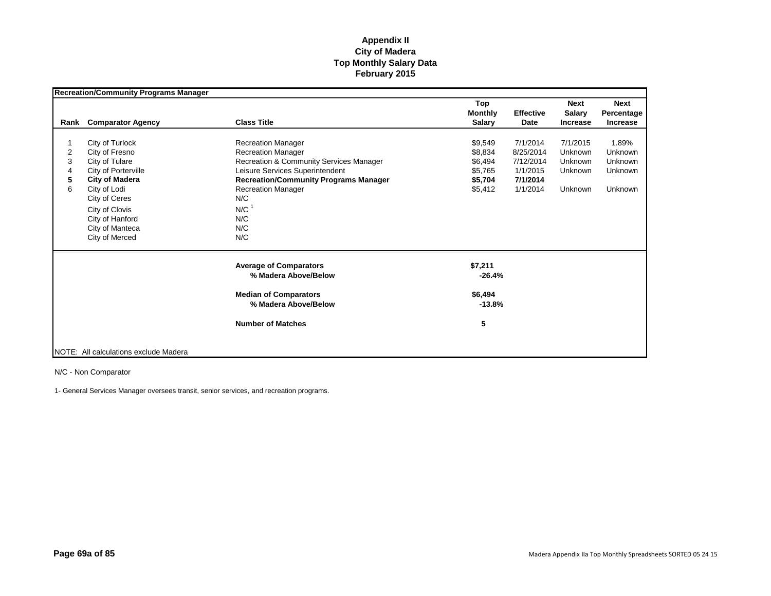**Appendix II**
**City of Madera**
**Top Monthly Salary Data**
**February 2015**

**Recreation/Community Programs Manager**

| Rank | Comparator Agency | Class Title | Top Monthly Salary | Effective Date | Next Salary Increase | Next Percentage Increase |
|---|---|---|---|---|---|---|
| 1 | City of Turlock | Recreation Manager | $9,549 | 7/1/2014 | 7/1/2015 | 1.89% |
| 2 | City of Fresno | Recreation Manager | $8,834 | 8/25/2014 | Unknown | Unknown |
| 3 | City of Tulare | Recreation & Community Services Manager | $6,494 | 7/12/2014 | Unknown | Unknown |
| 4 | City of Porterville | Leisure Services Superintendent | $5,765 | 1/1/2015 | Unknown | Unknown |
| **5** | **City of Madera** | **Recreation/Community Programs Manager** | **$5,704** | **7/1/2014** | | |
| 6 | City of Lodi | Recreation Manager | $5,412 | 1/1/2014 | Unknown | Unknown |
| | City of Ceres | N/C | | | | |
| | City of Clovis | N/C [1] | | | | |
| | City of Hanford | N/C | | | | |
| | City of Manteca | N/C | | | | |
| | City of Merced | N/C | | | | |
| | | **Average of Comparators** | **$7,211** | | | |
| | | **% Madera Above/Below** | **-26.4%** | | | |
| | | **Median of Comparators** | **$6,494** | | | |
| | | **% Madera Above/Below** | **-13.8%** | | | |
| | | **Number of Matches** | **5** | | | |

NOTE: All calculations exclude Madera

N/C - Non Comparator

1- General Services Manager oversees transit, senior services, and recreation programs.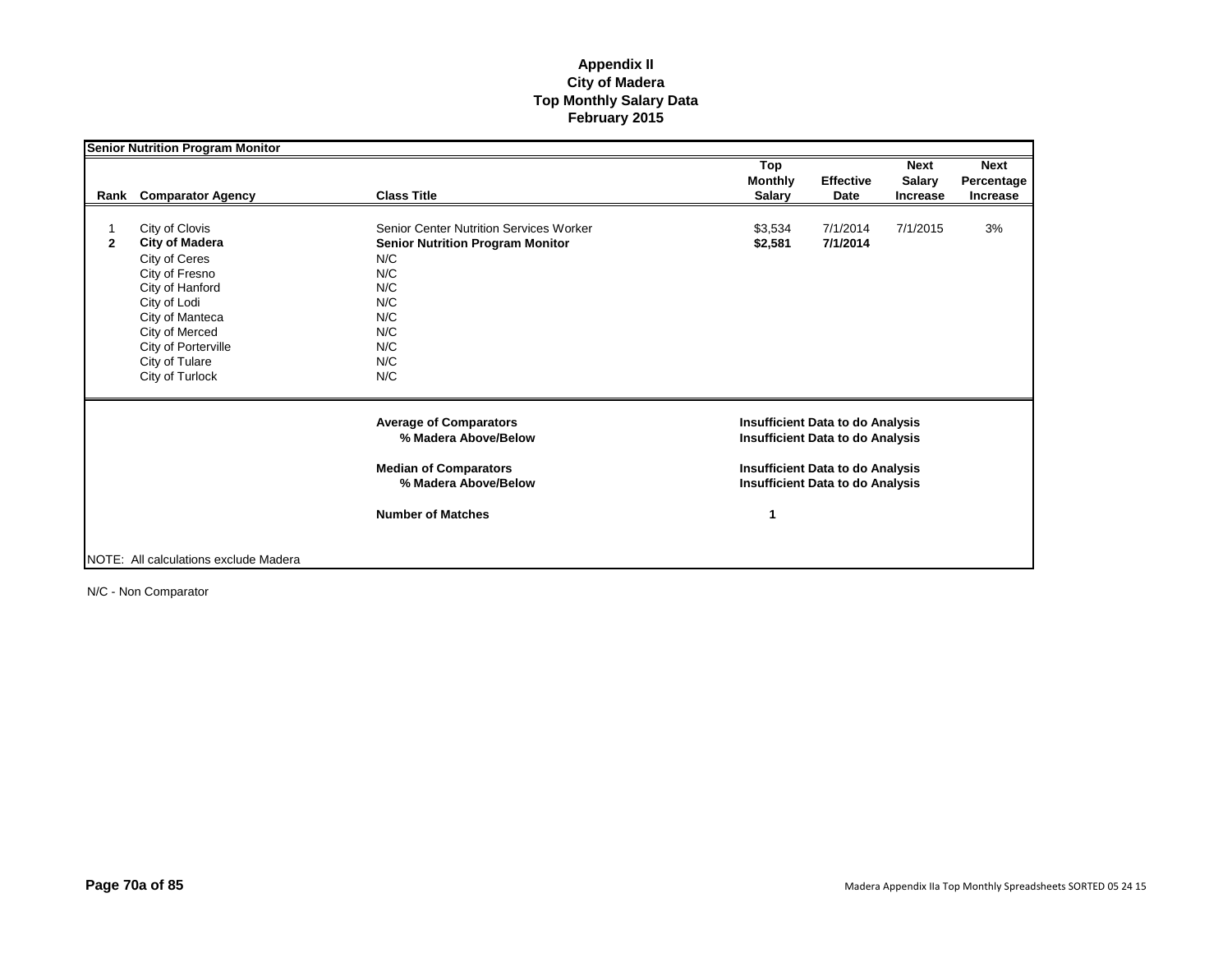# Appendix II
## City of Madera
## Top Monthly Salary Data
## February 2015

**Senior Nutrition Program Monitor**

| Rank | Comparator Agency | Class Title | Top Monthly Salary | Effective Date | Next Salary Increase | Next Percentage Increase |
|---|---|---|---|---|---|---|
| 1 | City of Clovis | Senior Center Nutrition Services Worker | $3,534 | 7/1/2014 | 7/1/2015 | 3% |
| **2** | **City of Madera** | **Senior Nutrition Program Monitor** | **$2,581** | **7/1/2014** | | |
| | City of Ceres | N/C | | | | |
| | City of Fresno | N/C | | | | |
| | City of Hanford | N/C | | | | |
| | City of Lodi | N/C | | | | |
| | City of Manteca | N/C | | | | |
| | City of Merced | N/C | | | | |
| | City of Porterville | N/C | | | | |
| | City of Tulare | N/C | | | | |
| | City of Turlock | N/C | | | | |

| | |
|---|---|
| **Average of Comparators** | **Insufficient Data to do Analysis** |
| **% Madera Above/Below** | **Insufficient Data to do Analysis** |
| **Median of Comparators** | **Insufficient Data to do Analysis** |
| **% Madera Above/Below** | **Insufficient Data to do Analysis** |
| **Number of Matches** | **1** |

NOTE: All calculations exclude Madera

N/C - Non Comparator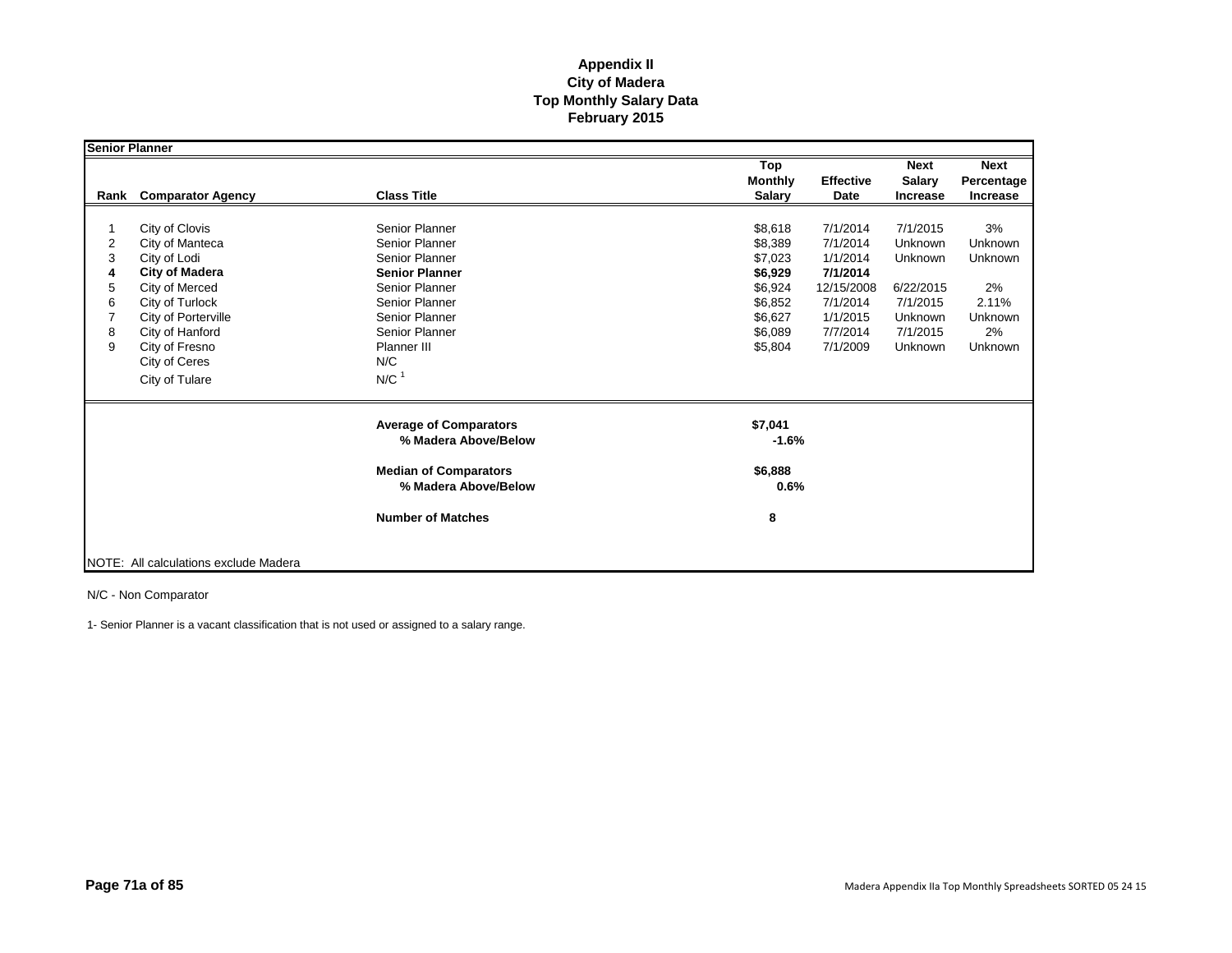# Appendix II
# City of Madera
# Top Monthly Salary Data
# February 2015

**Senior Planner**

| Rank | Comparator Agency | Class Title | Top Monthly Salary | Effective Date | Next Salary Increase | Next Percentage Increase |
|---|---|---|---|---|---|---|
| 1 | City of Clovis | Senior Planner | $8,618 | 7/1/2014 | 7/1/2015 | 3% |
| 2 | City of Manteca | Senior Planner | $8,389 | 7/1/2014 | Unknown | Unknown |
| 3 | City of Lodi | Senior Planner | $7,023 | 1/1/2014 | Unknown | Unknown |
| **4** | **City of Madera** | **Senior Planner** | **$6,929** | **7/1/2014** | | |
| 5 | City of Merced | Senior Planner | $6,924 | 12/15/2008 | 6/22/2015 | 2% |
| 6 | City of Turlock | Senior Planner | $6,852 | 7/1/2014 | 7/1/2015 | 2.11% |
| 7 | City of Porterville | Senior Planner | $6,627 | 1/1/2015 | Unknown | Unknown |
| 8 | City of Hanford | Senior Planner | $6,089 | 7/7/2014 | 7/1/2015 | 2% |
| 9 | City of Fresno | Planner III | $5,804 | 7/1/2009 | Unknown | Unknown |
| | City of Ceres | N/C | | | | |
| | City of Tulare | N/C [1] | | | | |
| | | **Average of Comparators** | **$7,041** | | | |
| | | **% Madera Above/Below** | **-1.6%** | | | |
| | | **Median of Comparators** | **$6,888** | | | |
| | | **% Madera Above/Below** | **0.6%** | | | |
| | | **Number of Matches** | **8** | | | |

NOTE: All calculations exclude Madera

N/C - Non Comparator

1- Senior Planner is a vacant classification that is not used or assigned to a salary range.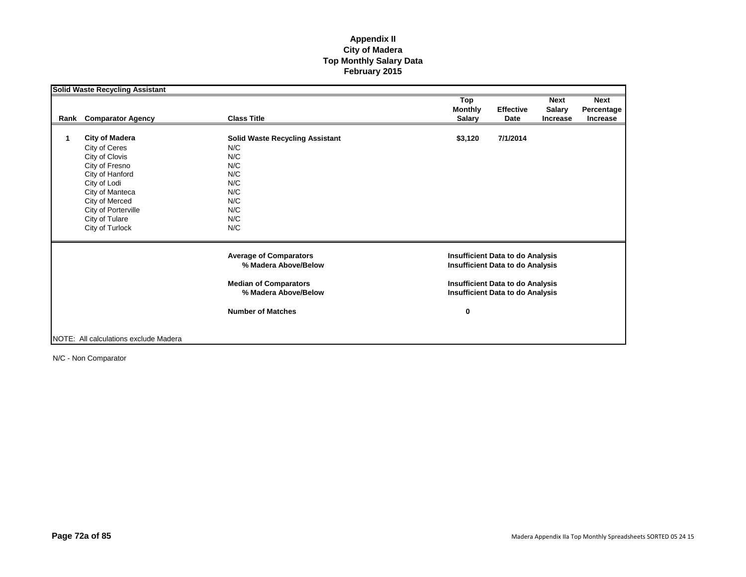# Appendix II
# City of Madera
# Top Monthly Salary Data
# February 2015

**Solid Waste Recycling Assistant**

| Rank | Comparator Agency | Class Title | Top Monthly Salary | Effective Date | Next Salary Increase | Next Percentage Increase |
|---|---|---|---|---|---|---|
| **1** | **City of Madera** | **Solid Waste Recycling Assistant** | **$3,120** | **7/1/2014** | | |
| | City of Ceres | N/C | | | | |
| | City of Clovis | N/C | | | | |
| | City of Fresno | N/C | | | | |
| | City of Hanford | N/C | | | | |
| | City of Lodi | N/C | | | | |
| | City of Manteca | N/C | | | | |
| | City of Merced | N/C | | | | |
| | City of Porterville | N/C | | | | |
| | City of Tulare | N/C | | | | |
| | City of Turlock | N/C | | | | |

| | |
|---|---|
| **Average of Comparators** | **Insufficient Data to do Analysis** |
| **% Madera Above/Below** | **Insufficient Data to do Analysis** |
| **Median of Comparators** | **Insufficient Data to do Analysis** |
| **% Madera Above/Below** | **Insufficient Data to do Analysis** |
| **Number of Matches** | **0** |

NOTE: All calculations exclude Madera

N/C - Non Comparator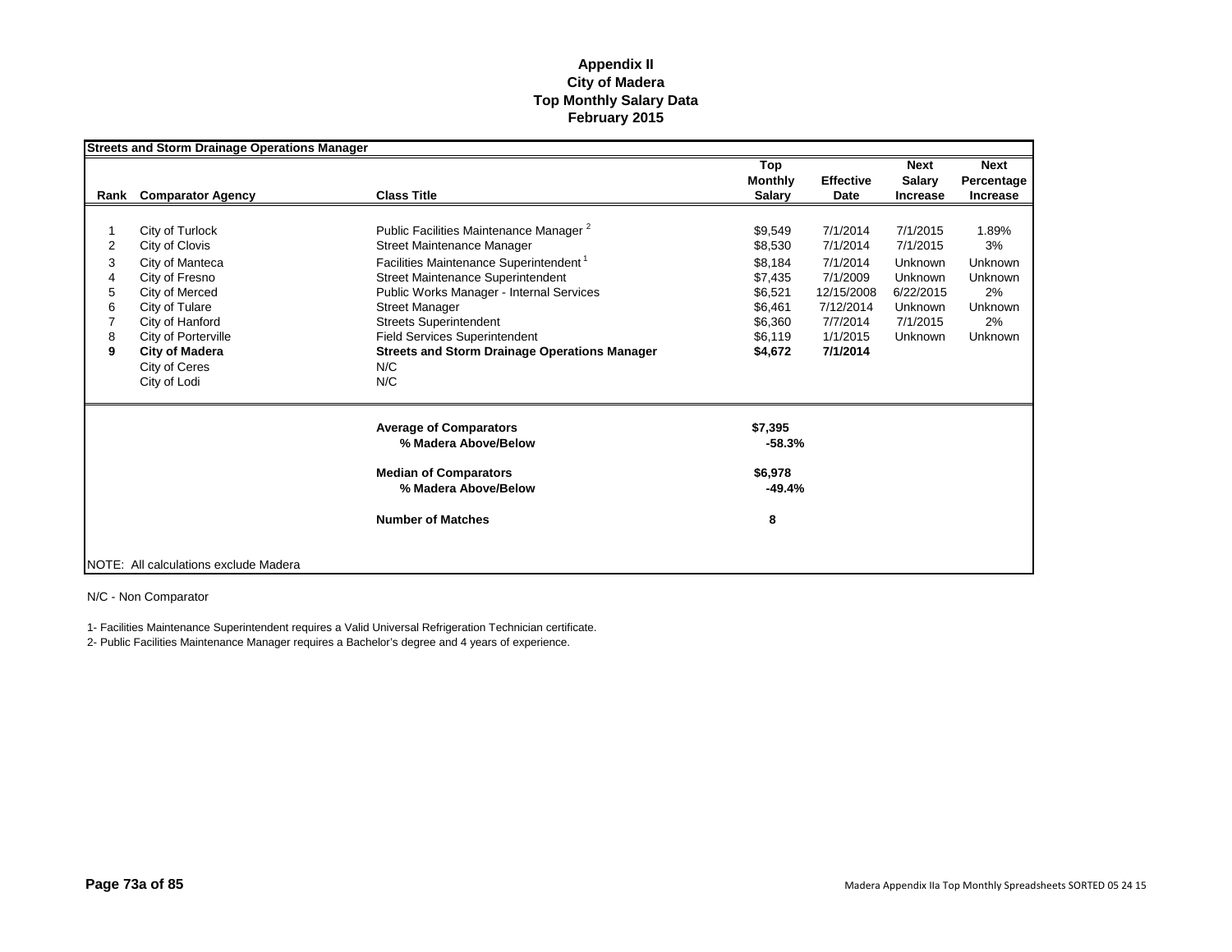# Appendix II
# City of Madera
# Top Monthly Salary Data
# February 2015

**Streets and Storm Drainage Operations Manager**

| Rank | Comparator Agency | Class Title | Top Monthly Salary | Effective Date | Next Salary Increase | Next Percentage Increase |
|---|---|---|---|---|---|---|
| 1 | City of Turlock | Public Facilities Maintenance Manager [2] | $9,549 | 7/1/2014 | 7/1/2015 | 1.89% |
| 2 | City of Clovis | Street Maintenance Manager | $8,530 | 7/1/2014 | 7/1/2015 | 3% |
| 3 | City of Manteca | Facilities Maintenance Superintendent [1] | $8,184 | 7/1/2014 | Unknown | Unknown |
| 4 | City of Fresno | Street Maintenance Superintendent | $7,435 | 7/1/2009 | Unknown | Unknown |
| 5 | City of Merced | Public Works Manager - Internal Services | $6,521 | 12/15/2008 | 6/22/2015 | 2% |
| 6 | City of Tulare | Street Manager | $6,461 | 7/12/2014 | Unknown | Unknown |
| 7 | City of Hanford | Streets Superintendent | $6,360 | 7/7/2014 | 7/1/2015 | 2% |
| 8 | City of Porterville | Field Services Superintendent | $6,119 | 1/1/2015 | Unknown | Unknown |
| **9** | **City of Madera** | **Streets and Storm Drainage Operations Manager** | **$4,672** | **7/1/2014** | | |
| | City of Ceres | N/C | | | | |
| | City of Lodi | N/C | | | | |
| | | **Average of Comparators** | **$7,395** | | | |
| | | **% Madera Above/Below** | **-58.3%** | | | |
| | | **Median of Comparators** | **$6,978** | | | |
| | | **% Madera Above/Below** | **-49.4%** | | | |
| | | **Number of Matches** | **8** | | | |

NOTE: All calculations exclude Madera

N/C - Non Comparator

1- Facilities Maintenance Superintendent requires a Valid Universal Refrigeration Technician certificate.
2- Public Facilities Maintenance Manager requires a Bachelor's degree and 4 years of experience.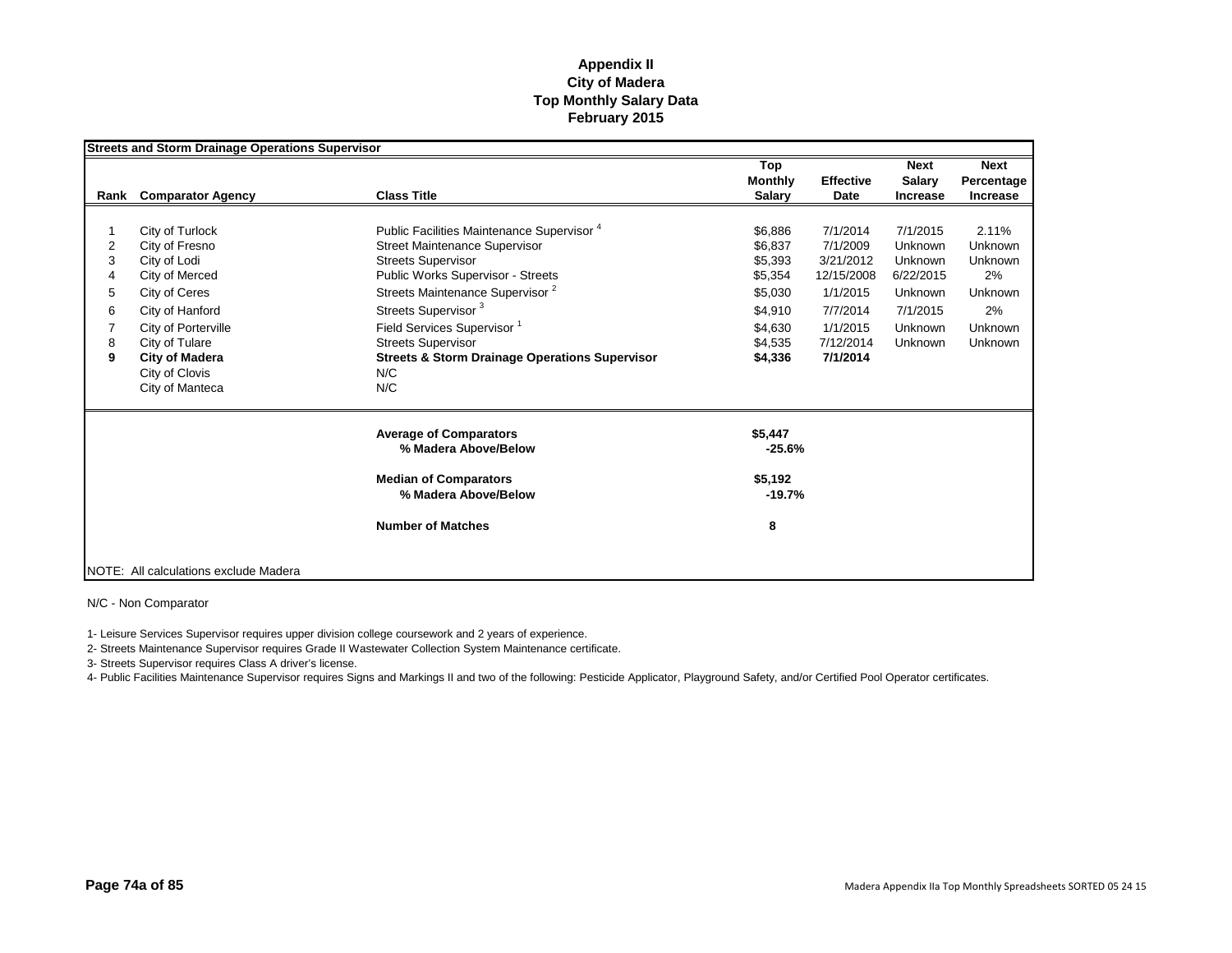# Appendix II
# City of Madera
# Top Monthly Salary Data
# February 2015

**Streets and Storm Drainage Operations Supervisor**

| Rank | Comparator Agency | Class Title | Top Monthly Salary | Effective Date | Next Salary Increase | Next Percentage Increase |
|---|---|---|---|---|---|---|
| 1 | City of Turlock | Public Facilities Maintenance Supervisor [4] | $6,886 | 7/1/2014 | 7/1/2015 | 2.11% |
| 2 | City of Fresno | Street Maintenance Supervisor | $6,837 | 7/1/2009 | Unknown | Unknown |
| 3 | City of Lodi | Streets Supervisor | $5,393 | 3/21/2012 | Unknown | Unknown |
| 4 | City of Merced | Public Works Supervisor - Streets | $5,354 | 12/15/2008 | 6/22/2015 | 2% |
| 5 | City of Ceres | Streets Maintenance Supervisor [2] | $5,030 | 1/1/2015 | Unknown | Unknown |
| 6 | City of Hanford | Streets Supervisor [3] | $4,910 | 7/7/2014 | 7/1/2015 | 2% |
| 7 | City of Porterville | Field Services Supervisor [1] | $4,630 | 1/1/2015 | Unknown | Unknown |
| 8 | City of Tulare | Streets Supervisor | $4,535 | 7/12/2014 | Unknown | Unknown |
| **9** | **City of Madera** | **Streets & Storm Drainage Operations Supervisor** | **$4,336** | **7/1/2014** | | |
| | City of Clovis | N/C | | | | |
| | City of Manteca | N/C | | | | |
| | | **Average of Comparators** | **$5,447** | | | |
| | | **% Madera Above/Below** | **-25.6%** | | | |
| | | **Median of Comparators** | **$5,192** | | | |
| | | **% Madera Above/Below** | **-19.7%** | | | |
| | | **Number of Matches** | **8** | | | |

NOTE: All calculations exclude Madera

N/C - Non Comparator

1- Leisure Services Supervisor requires upper division college coursework and 2 years of experience.

2- Streets Maintenance Supervisor requires Grade II Wastewater Collection System Maintenance certificate.

3- Streets Supervisor requires Class A driver's license.

4- Public Facilities Maintenance Supervisor requires Signs and Markings II and two of the following: Pesticide Applicator, Playground Safety, and/or Certified Pool Operator certificates.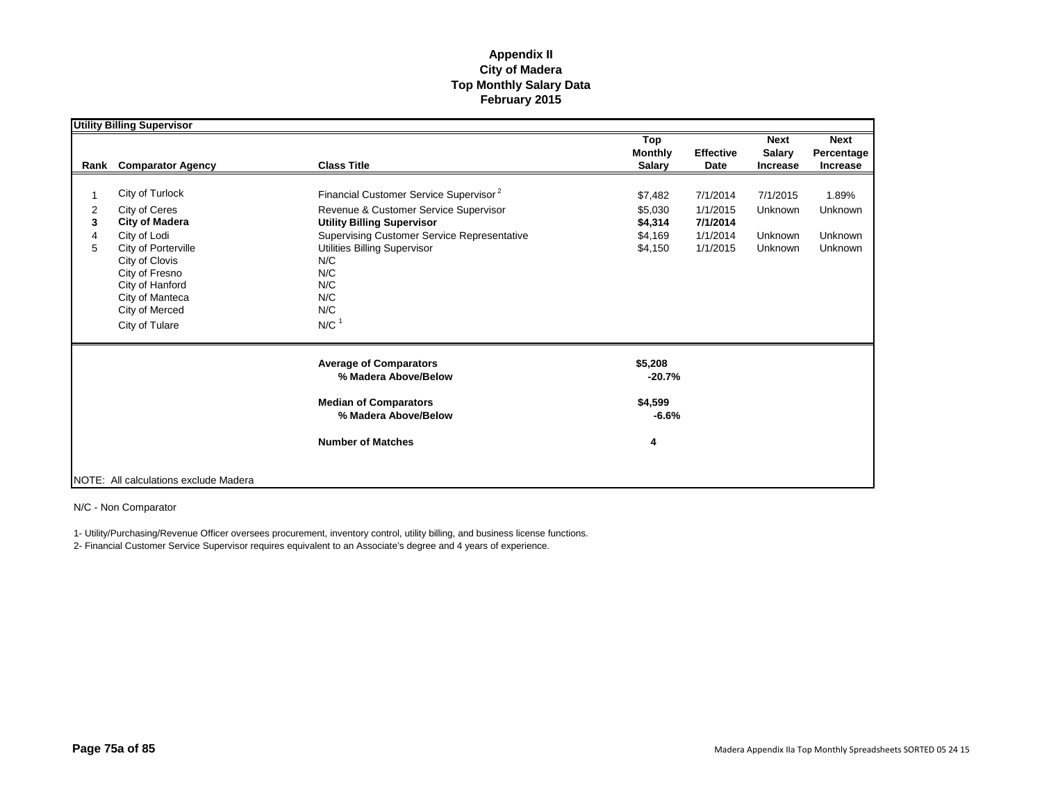# Appendix II
# City of Madera
# Top Monthly Salary Data
# February 2015

**Utility Billing Supervisor**

| Rank | Comparator Agency | Class Title | Top Monthly Salary | Effective Date | Next Salary Increase | Next Percentage Increase |
|---|---|---|---|---|---|---|
| 1 | City of Turlock | Financial Customer Service Supervisor [2] | $7,482 | 7/1/2014 | 7/1/2015 | 1.89% |
| 2 | City of Ceres | Revenue & Customer Service Supervisor | $5,030 | 1/1/2015 | Unknown | Unknown |
| **3** | **City of Madera** | **Utility Billing Supervisor** | **$4,314** | **7/1/2014** | | |
| 4 | City of Lodi | Supervising Customer Service Representative | $4,169 | 1/1/2014 | Unknown | Unknown |
| 5 | City of Porterville | Utilities Billing Supervisor | $4,150 | 1/1/2015 | Unknown | Unknown |
| | City of Clovis | N/C | | | | |
| | City of Fresno | N/C | | | | |
| | City of Hanford | N/C | | | | |
| | City of Manteca | N/C | | | | |
| | City of Merced | N/C | | | | |
| | City of Tulare | N/C [1] | | | | |
| | | **Average of Comparators** | **$5,208** | | | |
| | | **% Madera Above/Below** | **-20.7%** | | | |
| | | **Median of Comparators** | **$4,599** | | | |
| | | **% Madera Above/Below** | **-6.6%** | | | |
| | | **Number of Matches** | **4** | | | |

NOTE: All calculations exclude Madera

N/C - Non Comparator

1- Utility/Purchasing/Revenue Officer oversees procurement, inventory control, utility billing, and business license functions.

2- Financial Customer Service Supervisor requires equivalent to an Associate's degree and 4 years of experience.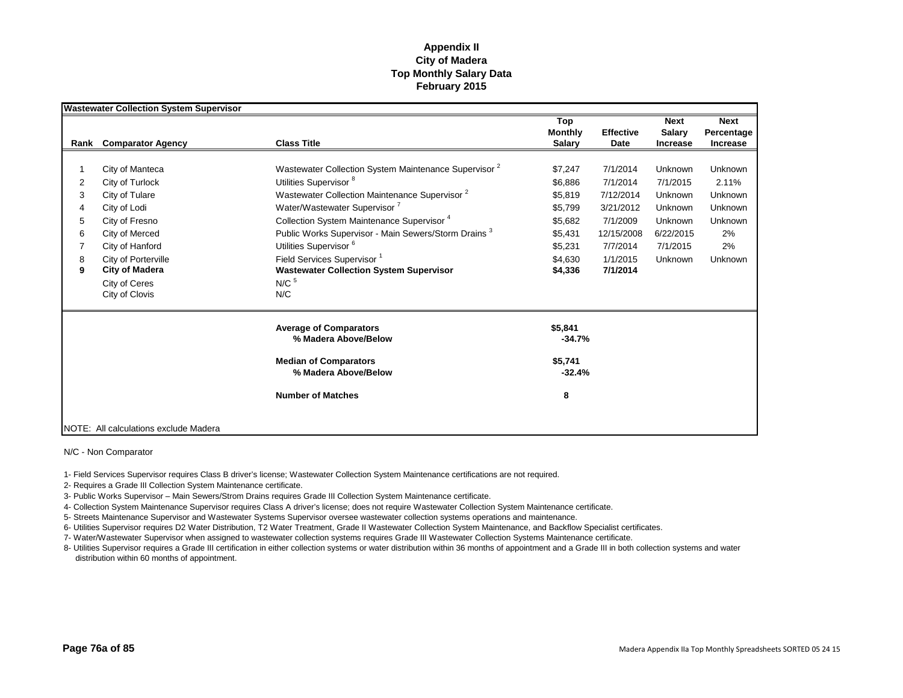# Appendix II
## City of Madera
## Top Monthly Salary Data
## February 2015

**Wastewater Collection System Supervisor**

| Rank | Comparator Agency | Class Title | Top Monthly Salary | Effective Date | Next Salary Increase | Next Percentage Increase |
|---|---|---|---|---|---|---|
| 1 | City of Manteca | Wastewater Collection System Maintenance Supervisor [2] | $7,247 | 7/1/2014 | Unknown | Unknown |
| 2 | City of Turlock | Utilities Supervisor [8] | $6,886 | 7/1/2014 | 7/1/2015 | 2.11% |
| 3 | City of Tulare | Wastewater Collection Maintenance Supervisor [2] | $5,819 | 7/12/2014 | Unknown | Unknown |
| 4 | City of Lodi | Water/Wastewater Supervisor [7] | $5,799 | 3/21/2012 | Unknown | Unknown |
| 5 | City of Fresno | Collection System Maintenance Supervisor [4] | $5,682 | 7/1/2009 | Unknown | Unknown |
| 6 | City of Merced | Public Works Supervisor - Main Sewers/Storm Drains [3] | $5,431 | 12/15/2008 | 6/22/2015 | 2% |
| 7 | City of Hanford | Utilities Supervisor [6] | $5,231 | 7/7/2014 | 7/1/2015 | 2% |
| 8 | City of Porterville | Field Services Supervisor [1] | $4,630 | 1/1/2015 | Unknown | Unknown |
| **9** | **City of Madera** | **Wastewater Collection System Supervisor** | **$4,336** | **7/1/2014** | | |
| | City of Ceres | N/C [5] | | | | |
| | City of Clovis | N/C | | | | |
| | | **Average of Comparators** | **$5,841** | | | |
| | | **% Madera Above/Below** | **-34.7%** | | | |
| | | **Median of Comparators** | **$5,741** | | | |
| | | **% Madera Above/Below** | **-32.4%** | | | |
| | | **Number of Matches** | **8** | | | |

NOTE: All calculations exclude Madera

N/C - Non Comparator

1- Field Services Supervisor requires Class B driver's license; Wastewater Collection System Maintenance certifications are not required.

2- Requires a Grade III Collection System Maintenance certificate.

3- Public Works Supervisor – Main Sewers/Strom Drains requires Grade III Collection System Maintenance certificate.

4- Collection System Maintenance Supervisor requires Class A driver's license; does not require Wastewater Collection System Maintenance certificate.

5- Streets Maintenance Supervisor and Wastewater Systems Supervisor oversee wastewater collection systems operations and maintenance.

6- Utilities Supervisor requires D2 Water Distribution, T2 Water Treatment, Grade II Wastewater Collection System Maintenance, and Backflow Specialist certificates.

7- Water/Wastewater Supervisor when assigned to wastewater collection systems requires Grade III Wastewater Collection Systems Maintenance certificate.

8- Utilities Supervisor requires a Grade III certification in either collection systems or water distribution within 36 months of appointment and a Grade III in both collection systems and water distribution within 60 months of appointment.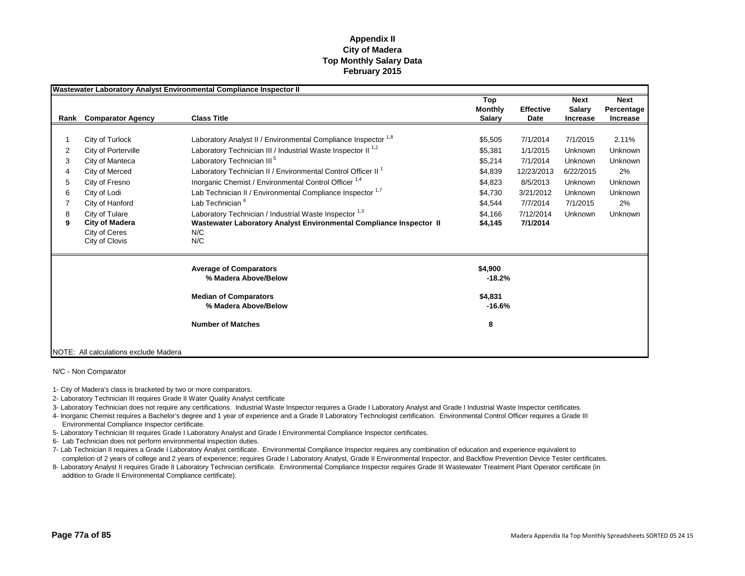**Appendix II**
**City of Madera**
**Top Monthly Salary Data**
**February 2015**

**Wastewater Laboratory Analyst Environmental Compliance Inspector II**

| Rank | Comparator Agency | Class Title | Top Monthly Salary | Effective Date | Next Salary Increase | Next Percentage Increase |
|---|---|---|---|---|---|---|
| 1 | City of Turlock | Laboratory Analyst II / Environmental Compliance Inspector [1,8] | $5,505 | 7/1/2014 | 7/1/2015 | 2.11% |
| 2 | City of Porterville | Laboratory Technician III / Industrial Waste Inspector II [1,2] | $5,381 | 1/1/2015 | Unknown | Unknown |
| 3 | City of Manteca | Laboratory Technician III [5] | $5,214 | 7/1/2014 | Unknown | Unknown |
| 4 | City of Merced | Laboratory Technician II / Environmental Control Officer II [1] | $4,839 | 12/23/2013 | 6/22/2015 | 2% |
| 5 | City of Fresno | Inorganic Chemist / Environmental Control Officer [1,4] | $4,823 | 8/5/2013 | Unknown | Unknown |
| 6 | City of Lodi | Lab Technician II / Environmental Compliance Inspector [1,7] | $4,730 | 3/21/2012 | Unknown | Unknown |
| 7 | City of Hanford | Lab Technician [6] | $4,544 | 7/7/2014 | 7/1/2015 | 2% |
| 8 | City of Tulare | Laboratory Technician / Industrial Waste Inspector [1,3] | $4,166 | 7/12/2014 | Unknown | Unknown |
| **9** | **City of Madera** | **Wastewater Laboratory Analyst Environmental Compliance Inspector II** | **$4,145** | **7/1/2014** | | |
| | City of Ceres | N/C | | | | |
| | City of Clovis | N/C | | | | |
| | | **Average of Comparators** | **$4,900** | | | |
| | | **% Madera Above/Below** | **-18.2%** | | | |
| | | **Median of Comparators** | **$4,831** | | | |
| | | **% Madera Above/Below** | **-16.6%** | | | |
| | | **Number of Matches** | **8** | | | |

NOTE: All calculations exclude Madera

N/C - Non Comparator

1- City of Madera's class is bracketed by two or more comparators.
2- Laboratory Technician III requires Grade II Water Quality Analyst certificate
3- Laboratory Technician does not require any certifications. Industrial Waste Inspector requires a Grade I Laboratory Analyst and Grade I Industrial Waste Inspector certificates.
4- Inorganic Chemist requires a Bachelor's degree and 1 year of experience and a Grade II Laboratory Technologist certification. Environmental Control Officer requires a Grade III Environmental Compliance Inspector certificate.
5- Laboratory Technician III requires Grade I Laboratory Analyst and Grade I Environmental Compliance Inspector certificates.
6- Lab Technician does not perform environmental inspection duties.
7- Lab Technician II requires a Grade I Laboratory Analyst certificate. Environmental Compliance Inspector requires any combination of education and experience equivalent to completion of 2 years of college and 2 years of experience; requires Grade I Laboratory Analyst, Grade II Environmental Inspector, and Backflow Prevention Device Tester certificates.
8- Laboratory Analyst II requires Grade II Laboratory Technician certificate. Environmental Compliance Inspector requires Grade III Wastewater Treatment Plant Operator certificate (in addition to Grade II Environmental Compliance certificate).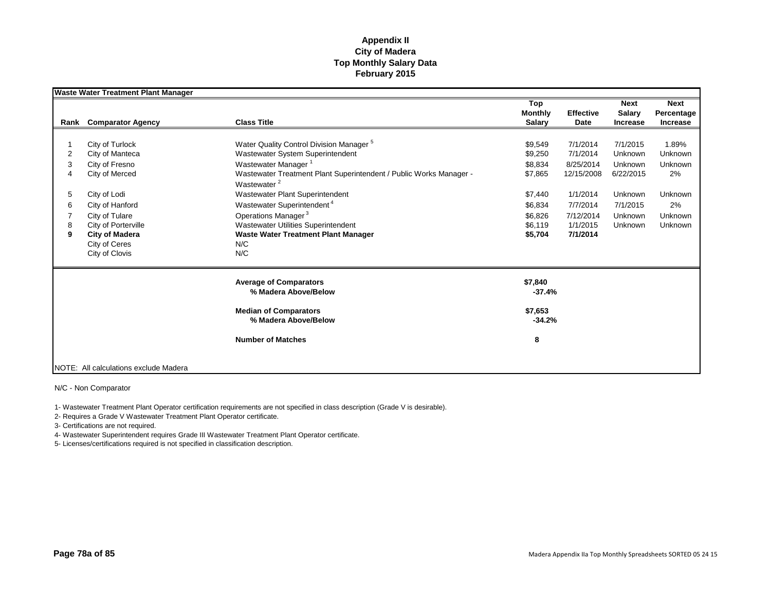# Appendix II
## City of Madera
## Top Monthly Salary Data
## February 2015

**Waste Water Treatment Plant Manager**

| Rank | Comparator Agency | Class Title | Top Monthly Salary | Effective Date | Next Salary Increase | Next Percentage Increase |
|---|---|---|---|---|---|---|
| 1 | City of Turlock | Water Quality Control Division Manager [5] | $9,549 | 7/1/2014 | 7/1/2015 | 1.89% |
| 2 | City of Manteca | Wastewater System Superintendent | $9,250 | 7/1/2014 | Unknown | Unknown |
| 3 | City of Fresno | Wastewater Manager [1] | $8,834 | 8/25/2014 | Unknown | Unknown |
| 4 | City of Merced | Wastewater Treatment Plant Superintendent / Public Works Manager - Wastewater [2] | $7,865 | 12/15/2008 | 6/22/2015 | 2% |
| 5 | City of Lodi | Wastewater Plant Superintendent | $7,440 | 1/1/2014 | Unknown | Unknown |
| 6 | City of Hanford | Wastewater Superintendent [4] | $6,834 | 7/7/2014 | 7/1/2015 | 2% |
| 7 | City of Tulare | Operations Manager [3] | $6,826 | 7/12/2014 | Unknown | Unknown |
| 8 | City of Porterville | Wastewater Utilities Superintendent | $6,119 | 1/1/2015 | Unknown | Unknown |
| **9** | **City of Madera** | **Waste Water Treatment Plant Manager** | **$5,704** | **7/1/2014** | | |
| | City of Ceres | N/C | | | | |
| | City of Clovis | N/C | | | | |
| | | **Average of Comparators** | **$7,840** | | | |
| | | **% Madera Above/Below** | **-37.4%** | | | |
| | | **Median of Comparators** | **$7,653** | | | |
| | | **% Madera Above/Below** | **-34.2%** | | | |
| | | **Number of Matches** | **8** | | | |

NOTE: All calculations exclude Madera

N/C - Non Comparator

1- Wastewater Treatment Plant Operator certification requirements are not specified in class description (Grade V is desirable).

2- Requires a Grade V Wastewater Treatment Plant Operator certificate.

3- Certifications are not required.

4- Wastewater Superintendent requires Grade III Wastewater Treatment Plant Operator certificate.

5- Licenses/certifications required is not specified in classification description.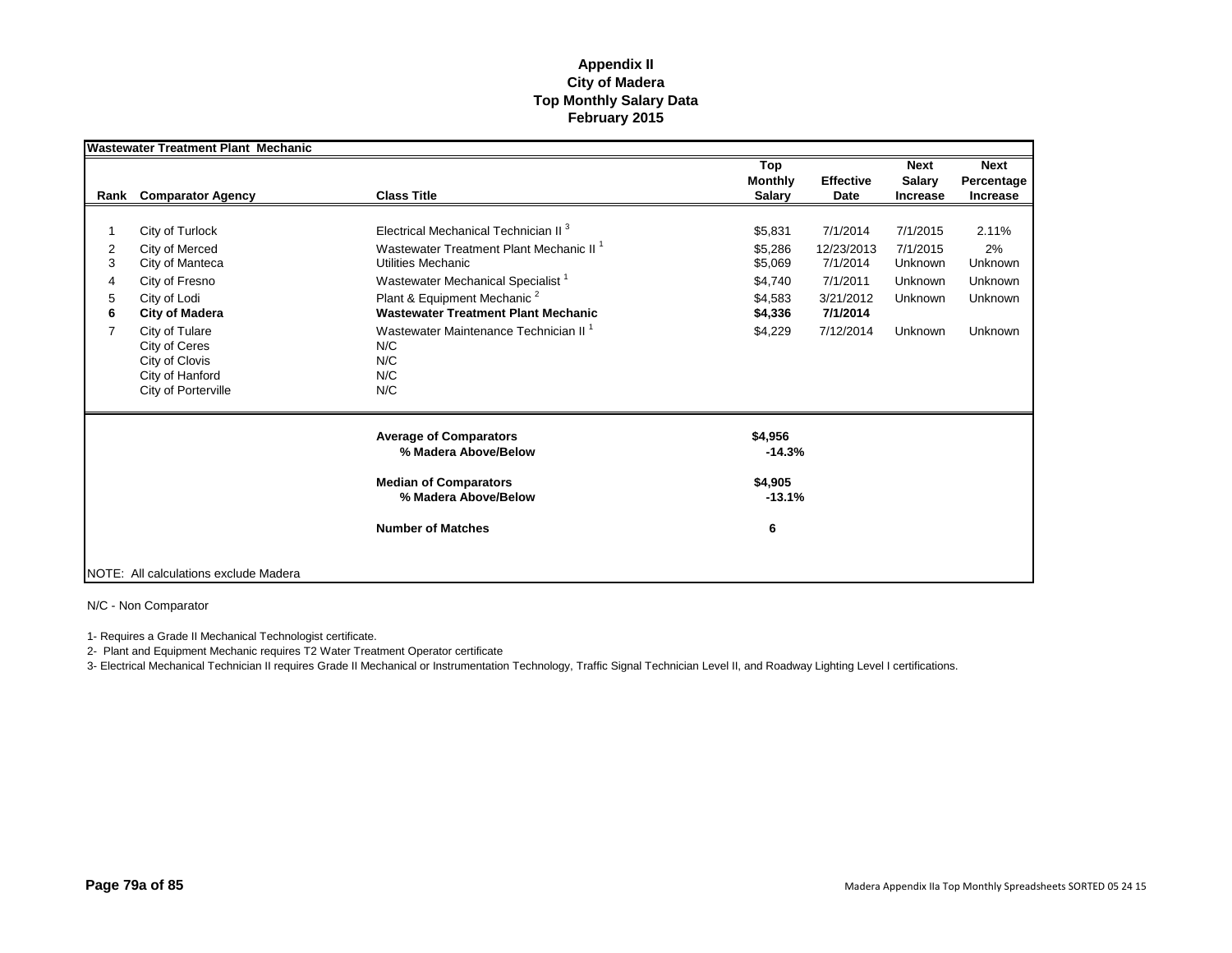# Appendix II
## City of Madera
## Top Monthly Salary Data
## February 2015

**Wastewater Treatment Plant Mechanic**

| Rank | Comparator Agency | Class Title | Top Monthly Salary | Effective Date | Next Salary Increase | Next Percentage Increase |
|---|---|---|---|---|---|---|
| 1 | City of Turlock | Electrical Mechanical Technician II [3] | $5,831 | 7/1/2014 | 7/1/2015 | 2.11% |
| 2 | City of Merced | Wastewater Treatment Plant Mechanic II [1] | $5,286 | 12/23/2013 | 7/1/2015 | 2% |
| 3 | City of Manteca | Utilities Mechanic | $5,069 | 7/1/2014 | Unknown | Unknown |
| 4 | City of Fresno | Wastewater Mechanical Specialist [1] | $4,740 | 7/1/2011 | Unknown | Unknown |
| 5 | City of Lodi | Plant & Equipment Mechanic [2] | $4,583 | 3/21/2012 | Unknown | Unknown |
| **6** | **City of Madera** | **Wastewater Treatment Plant Mechanic** | **$4,336** | **7/1/2014** | | |
| 7 | City of Tulare | Wastewater Maintenance Technician II [1] | $4,229 | 7/12/2014 | Unknown | Unknown |
| | City of Ceres | N/C | | | | |
| | City of Clovis | N/C | | | | |
| | City of Hanford | N/C | | | | |
| | City of Porterville | N/C | | | | |
| | | **Average of Comparators** | **$4,956** | | | |
| | | **% Madera Above/Below** | **-14.3%** | | | |
| | | **Median of Comparators** | **$4,905** | | | |
| | | **% Madera Above/Below** | **-13.1%** | | | |
| | | **Number of Matches** | **6** | | | |

NOTE: All calculations exclude Madera

N/C - Non Comparator

1- Requires a Grade II Mechanical Technologist certificate.

2- Plant and Equipment Mechanic requires T2 Water Treatment Operator certificate

3- Electrical Mechanical Technician II requires Grade II Mechanical or Instrumentation Technology, Traffic Signal Technician Level II, and Roadway Lighting Level I certifications.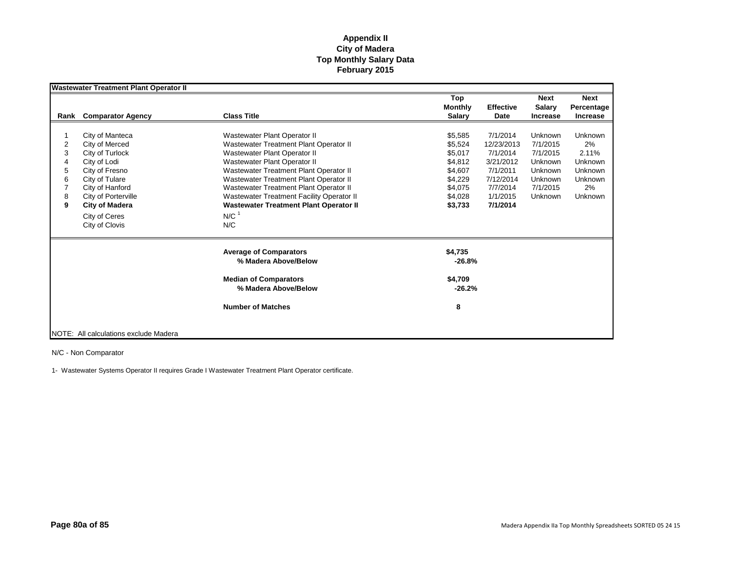**Appendix II**
**City of Madera**
**Top Monthly Salary Data**
**February 2015**

**Wastewater Treatment Plant Operator II**

| Rank | Comparator Agency | Class Title | Top Monthly Salary | Effective Date | Next Salary Increase | Next Percentage Increase |
|---|---|---|---|---|---|---|
| 1 | City of Manteca | Wastewater Plant Operator II | $5,585 | 7/1/2014 | Unknown | Unknown |
| 2 | City of Merced | Wastewater Treatment Plant Operator II | $5,524 | 12/23/2013 | 7/1/2015 | 2% |
| 3 | City of Turlock | Wastewater Plant Operator II | $5,017 | 7/1/2014 | 7/1/2015 | 2.11% |
| 4 | City of Lodi | Wastewater Plant Operator II | $4,812 | 3/21/2012 | Unknown | Unknown |
| 5 | City of Fresno | Wastewater Treatment Plant Operator II | $4,607 | 7/1/2011 | Unknown | Unknown |
| 6 | City of Tulare | Wastewater Treatment Plant Operator II | $4,229 | 7/12/2014 | Unknown | Unknown |
| 7 | City of Hanford | Wastewater Treatment Plant Operator II | $4,075 | 7/7/2014 | 7/1/2015 | 2% |
| 8 | City of Porterville | Wastewater Treatment Facility Operator II | $4,028 | 1/1/2015 | Unknown | Unknown |
| **9** | **City of Madera** | **Wastewater Treatment Plant Operator II** | **$3,733** | **7/1/2014** | | |
| | City of Ceres | N/C [1] | | | | |
| | City of Clovis | N/C | | | | |
| | | **Average of Comparators** | **$4,735** | | | |
| | | **% Madera Above/Below** | **-26.8%** | | | |
| | | **Median of Comparators** | **$4,709** | | | |
| | | **% Madera Above/Below** | **-26.2%** | | | |
| | | **Number of Matches** | **8** | | | |

NOTE: All calculations exclude Madera

N/C - Non Comparator

1- Wastewater Systems Operator II requires Grade I Wastewater Treatment Plant Operator certificate.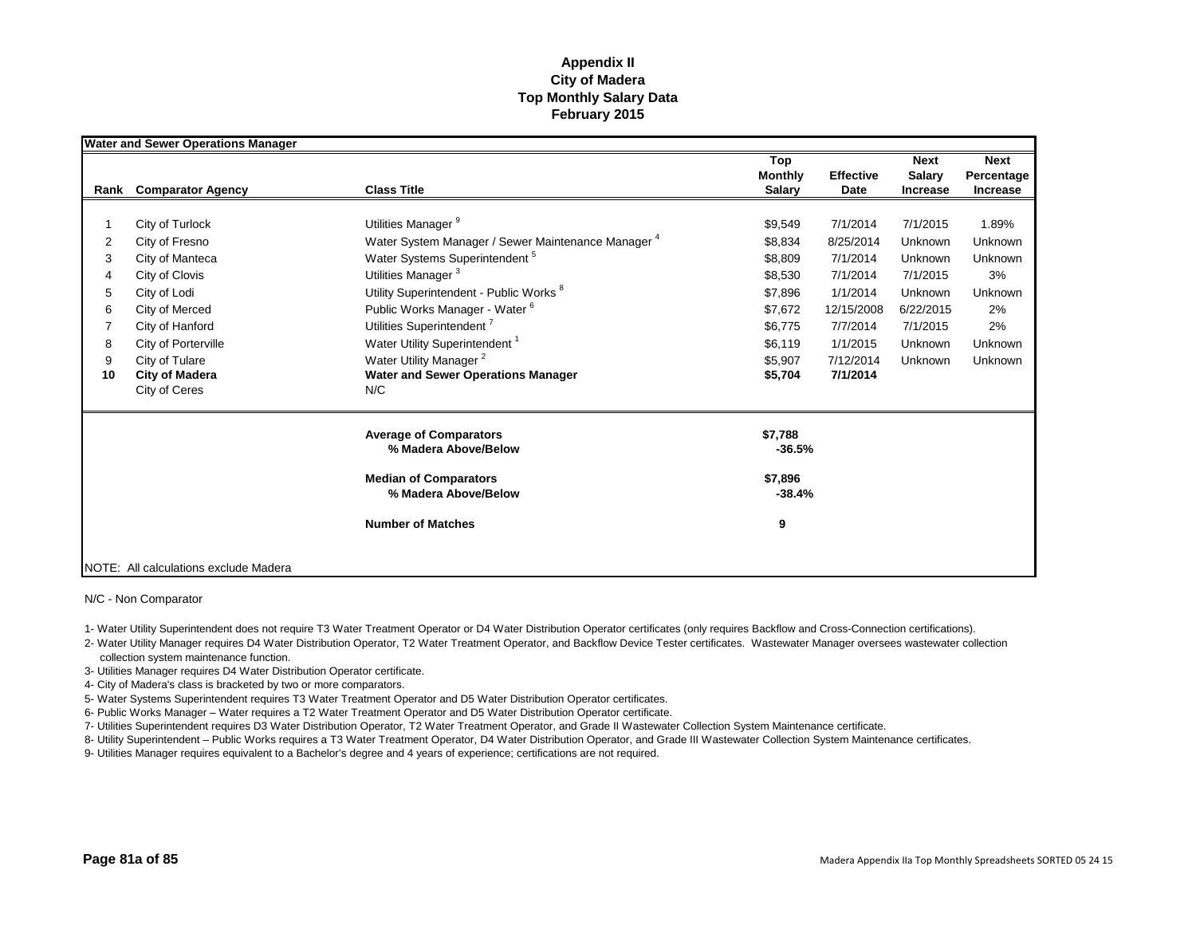# Appendix II
## City of Madera
## Top Monthly Salary Data
## February 2015

**Water and Sewer Operations Manager**

| Rank | Comparator Agency | Class Title | Top Monthly Salary | Effective Date | Next Salary Increase | Next Percentage Increase |
|---|---|---|---|---|---|---|
| 1 | City of Turlock | Utilities Manager [9] | $9,549 | 7/1/2014 | 7/1/2015 | 1.89% |
| 2 | City of Fresno | Water System Manager / Sewer Maintenance Manager [4] | $8,834 | 8/25/2014 | Unknown | Unknown |
| 3 | City of Manteca | Water Systems Superintendent [5] | $8,809 | 7/1/2014 | Unknown | Unknown |
| 4 | City of Clovis | Utilities Manager [3] | $8,530 | 7/1/2014 | 7/1/2015 | 3% |
| 5 | City of Lodi | Utility Superintendent - Public Works [8] | $7,896 | 1/1/2014 | Unknown | Unknown |
| 6 | City of Merced | Public Works Manager - Water [6] | $7,672 | 12/15/2008 | 6/22/2015 | 2% |
| 7 | City of Hanford | Utilities Superintendent [7] | $6,775 | 7/7/2014 | 7/1/2015 | 2% |
| 8 | City of Porterville | Water Utility Superintendent [1] | $6,119 | 1/1/2015 | Unknown | Unknown |
| 9 | City of Tulare | Water Utility Manager [2] | $5,907 | 7/12/2014 | Unknown | Unknown |
| **10** | **City of Madera** | **Water and Sewer Operations Manager** | **$5,704** | **7/1/2014** | | |
| | City of Ceres | N/C | | | | |
| | | **Average of Comparators** | **$7,788** | | | |
| | | **% Madera Above/Below** | **-36.5%** | | | |
| | | **Median of Comparators** | **$7,896** | | | |
| | | **% Madera Above/Below** | **-38.4%** | | | |
| | | **Number of Matches** | **9** | | | |

NOTE: All calculations exclude Madera

N/C - Non Comparator

1- Water Utility Superintendent does not require T3 Water Treatment Operator or D4 Water Distribution Operator certificates (only requires Backflow and Cross-Connection certifications).

2- Water Utility Manager requires D4 Water Distribution Operator, T2 Water Treatment Operator, and Backflow Device Tester certificates. Wastewater Manager oversees wastewater collection collection system maintenance function.

3- Utilities Manager requires D4 Water Distribution Operator certificate.

4- City of Madera's class is bracketed by two or more comparators.

5- Water Systems Superintendent requires T3 Water Treatment Operator and D5 Water Distribution Operator certificates.

6- Public Works Manager – Water requires a T2 Water Treatment Operator and D5 Water Distribution Operator certificate.

7- Utilities Superintendent requires D3 Water Distribution Operator, T2 Water Treatment Operator, and Grade II Wastewater Collection System Maintenance certificate.

8- Utility Superintendent – Public Works requires a T3 Water Treatment Operator, D4 Water Distribution Operator, and Grade III Wastewater Collection System Maintenance certificates.

9- Utilities Manager requires equivalent to a Bachelor's degree and 4 years of experience; certifications are not required.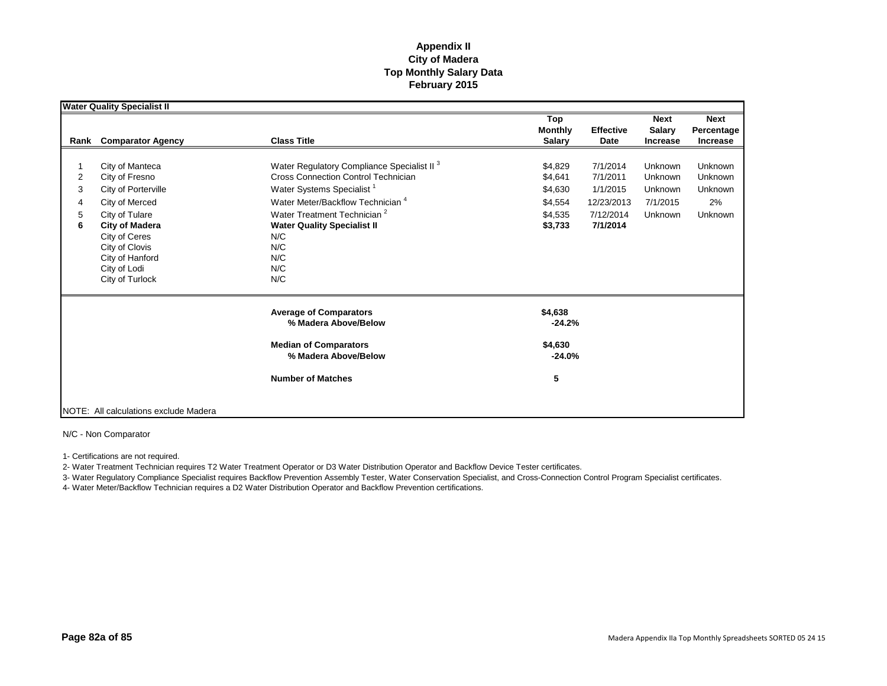# Appendix II
## City of Madera
## Top Monthly Salary Data
## February 2015

**Water Quality Specialist II**

| Rank | Comparator Agency | Class Title | Top Monthly Salary | Effective Date | Next Salary Increase | Next Percentage Increase |
|---|---|---|---|---|---|---|
| 1 | City of Manteca | Water Regulatory Compliance Specialist II [3] | $4,829 | 7/1/2014 | Unknown | Unknown |
| 2 | City of Fresno | Cross Connection Control Technician | $4,641 | 7/1/2011 | Unknown | Unknown |
| 3 | City of Porterville | Water Systems Specialist [1] | $4,630 | 1/1/2015 | Unknown | Unknown |
| 4 | City of Merced | Water Meter/Backflow Technician [4] | $4,554 | 12/23/2013 | 7/1/2015 | 2% |
| 5 | City of Tulare | Water Treatment Technician [2] | $4,535 | 7/12/2014 | Unknown | Unknown |
| **6** | **City of Madera** | **Water Quality Specialist II** | **$3,733** | **7/1/2014** | | |
| | City of Ceres | N/C | | | | |
| | City of Clovis | N/C | | | | |
| | City of Hanford | N/C | | | | |
| | City of Lodi | N/C | | | | |
| | City of Turlock | N/C | | | | |

| | |
|---|---|
| **Average of Comparators** | **$4,638** |
| **% Madera Above/Below** | **-24.2%** |
| **Median of Comparators** | **$4,630** |
| **% Madera Above/Below** | **-24.0%** |
| **Number of Matches** | **5** |

NOTE: All calculations exclude Madera

N/C - Non Comparator

1- Certifications are not required.

2- Water Treatment Technician requires T2 Water Treatment Operator or D3 Water Distribution Operator and Backflow Device Tester certificates.

3- Water Regulatory Compliance Specialist requires Backflow Prevention Assembly Tester, Water Conservation Specialist, and Cross-Connection Control Program Specialist certificates.

4- Water Meter/Backflow Technician requires a D2 Water Distribution Operator and Backflow Prevention certifications.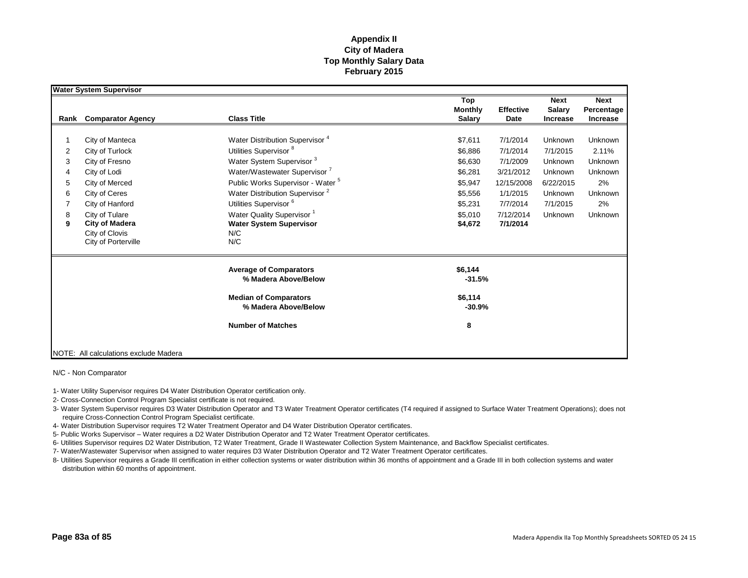# Appendix II
## City of Madera
## Top Monthly Salary Data
## February 2015

**Water System Supervisor**

| Rank | Comparator Agency | Class Title | Top Monthly Salary | Effective Date | Next Salary Increase | Next Percentage Increase |
|---|---|---|---|---|---|---|
| 1 | City of Manteca | Water Distribution Supervisor [4] | $7,611 | 7/1/2014 | Unknown | Unknown |
| 2 | City of Turlock | Utilities Supervisor [8] | $6,886 | 7/1/2014 | 7/1/2015 | 2.11% |
| 3 | City of Fresno | Water System Supervisor [3] | $6,630 | 7/1/2009 | Unknown | Unknown |
| 4 | City of Lodi | Water/Wastewater Supervisor [7] | $6,281 | 3/21/2012 | Unknown | Unknown |
| 5 | City of Merced | Public Works Supervisor - Water [5] | $5,947 | 12/15/2008 | 6/22/2015 | 2% |
| 6 | City of Ceres | Water Distribution Supervisor [2] | $5,556 | 1/1/2015 | Unknown | Unknown |
| 7 | City of Hanford | Utilities Supervisor [6] | $5,231 | 7/7/2014 | 7/1/2015 | 2% |
| 8 | City of Tulare | Water Quality Supervisor [1] | $5,010 | 7/12/2014 | Unknown | Unknown |
| **9** | **City of Madera** | **Water System Supervisor** | **$4,672** | **7/1/2014** | | |
| | City of Clovis | N/C | | | | |
| | City of Porterville | N/C | | | | |
| | | **Average of Comparators** | **$6,144** | | | |
| | | **% Madera Above/Below** | **-31.5%** | | | |
| | | **Median of Comparators** | **$6,114** | | | |
| | | **% Madera Above/Below** | **-30.9%** | | | |
| | | **Number of Matches** | **8** | | | |

NOTE: All calculations exclude Madera

N/C - Non Comparator

1- Water Utility Supervisor requires D4 Water Distribution Operator certification only.

2- Cross-Connection Control Program Specialist certificate is not required.

3- Water System Supervisor requires D3 Water Distribution Operator and T3 Water Treatment Operator certificates (T4 required if assigned to Surface Water Treatment Operations); does not require Cross-Connection Control Program Specialist certificate.

4- Water Distribution Supervisor requires T2 Water Treatment Operator and D4 Water Distribution Operator certificates.

5- Public Works Supervisor – Water requires a D2 Water Distribution Operator and T2 Water Treatment Operator certificates.

6- Utilities Supervisor requires D2 Water Distribution, T2 Water Treatment, Grade II Wastewater Collection System Maintenance, and Backflow Specialist certificates.

7- Water/Wastewater Supervisor when assigned to water requires D3 Water Distribution Operator and T2 Water Treatment Operator certificates.

8- Utilities Supervisor requires a Grade III certification in either collection systems or water distribution within 36 months of appointment and a Grade III in both collection systems and water distribution within 60 months of appointment.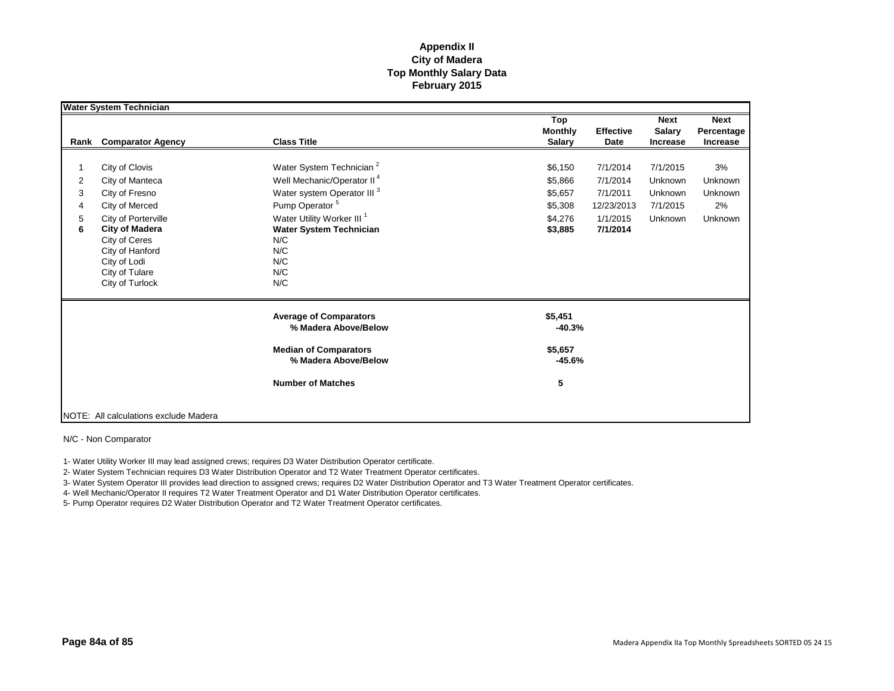# Appendix II
## City of Madera
## Top Monthly Salary Data
## February 2015

**Water System Technician**

| Rank | Comparator Agency | Class Title | Top Monthly Salary | Effective Date | Next Salary Increase | Next Percentage Increase |
|---|---|---|---|---|---|---|
| 1 | City of Clovis | Water System Technician [2] | $6,150 | 7/1/2014 | 7/1/2015 | 3% |
| 2 | City of Manteca | Well Mechanic/Operator II [4] | $5,866 | 7/1/2014 | Unknown | Unknown |
| 3 | City of Fresno | Water system Operator III [3] | $5,657 | 7/1/2011 | Unknown | Unknown |
| 4 | City of Merced | Pump Operator [5] | $5,308 | 12/23/2013 | 7/1/2015 | 2% |
| 5 | City of Porterville | Water Utility Worker III [1] | $4,276 | 1/1/2015 | Unknown | Unknown |
| **6** | **City of Madera** | **Water System Technician** | **$3,885** | **7/1/2014** | | |
| | City of Ceres | N/C | | | | |
| | City of Hanford | N/C | | | | |
| | City of Lodi | N/C | | | | |
| | City of Tulare | N/C | | | | |
| | City of Turlock | N/C | | | | |
| | | **Average of Comparators** | **$5,451** | | | |
| | | **% Madera Above/Below** | **-40.3%** | | | |
| | | **Median of Comparators** | **$5,657** | | | |
| | | **% Madera Above/Below** | **-45.6%** | | | |
| | | **Number of Matches** | **5** | | | |

NOTE: All calculations exclude Madera

N/C - Non Comparator

1- Water Utility Worker III may lead assigned crews; requires D3 Water Distribution Operator certificate.

2- Water System Technician requires D3 Water Distribution Operator and T2 Water Treatment Operator certificates.

3- Water System Operator III provides lead direction to assigned crews; requires D2 Water Distribution Operator and T3 Water Treatment Operator certificates.

4- Well Mechanic/Operator II requires T2 Water Treatment Operator and D1 Water Distribution Operator certificates.

5- Pump Operator requires D2 Water Distribution Operator and T2 Water Treatment Operator certificates.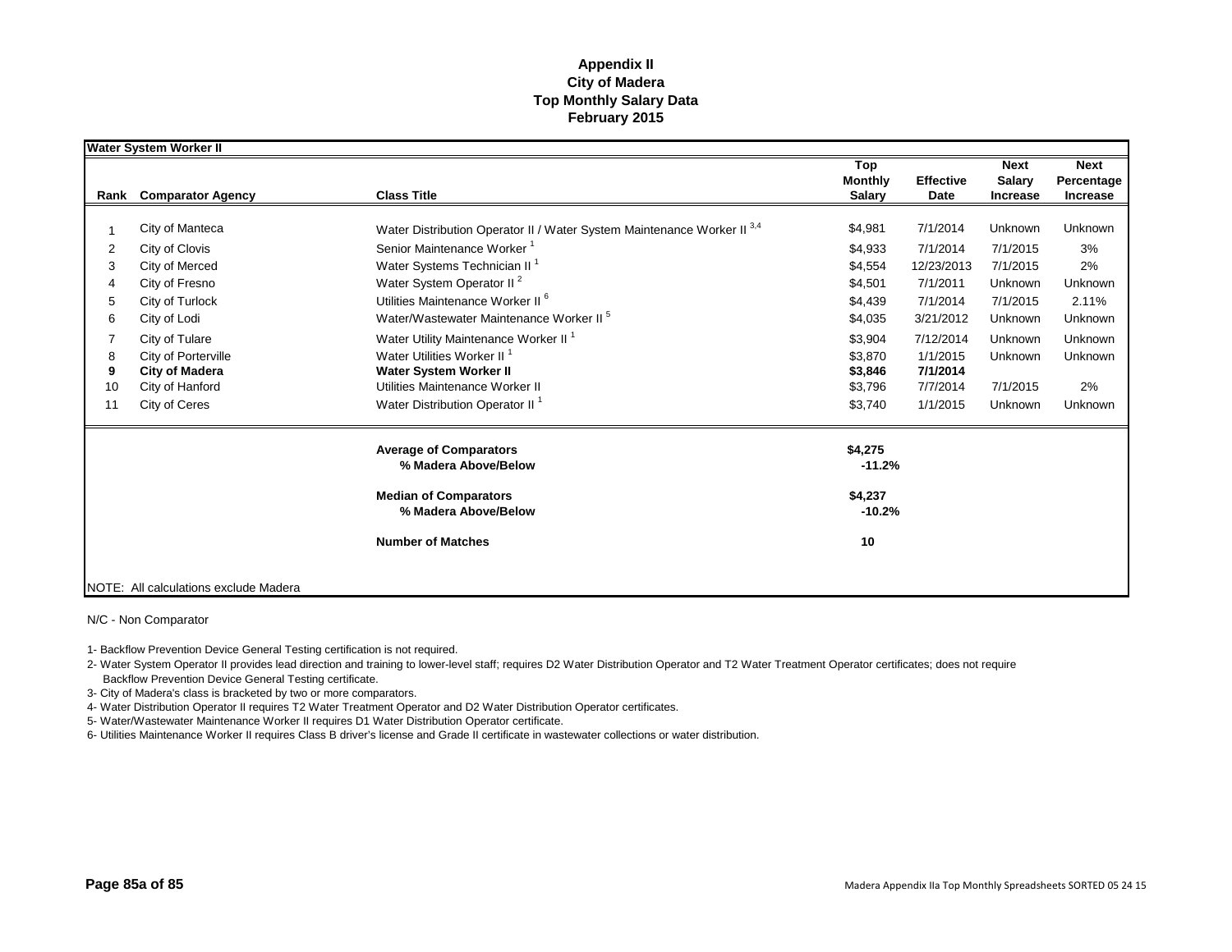**Appendix II**
**City of Madera**
**Top Monthly Salary Data**
**February 2015**

**Water System Worker II**

| Rank | Comparator Agency | Class Title | Top Monthly Salary | Effective Date | Next Salary Increase | Next Percentage Increase |
|---|---|---|---|---|---|---|
| 1 | City of Manteca | Water Distribution Operator II / Water System Maintenance Worker II [3,4] | $4,981 | 7/1/2014 | Unknown | Unknown |
| 2 | City of Clovis | Senior Maintenance Worker [1] | $4,933 | 7/1/2014 | 7/1/2015 | 3% |
| 3 | City of Merced | Water Systems Technician II [1] | $4,554 | 12/23/2013 | 7/1/2015 | 2% |
| 4 | City of Fresno | Water System Operator II [2] | $4,501 | 7/1/2011 | Unknown | Unknown |
| 5 | City of Turlock | Utilities Maintenance Worker II [6] | $4,439 | 7/1/2014 | 7/1/2015 | 2.11% |
| 6 | City of Lodi | Water/Wastewater Maintenance Worker II [5] | $4,035 | 3/21/2012 | Unknown | Unknown |
| 7 | City of Tulare | Water Utility Maintenance Worker II [1] | $3,904 | 7/12/2014 | Unknown | Unknown |
| 8 | City of Porterville | Water Utilities Worker II [1] | $3,870 | 1/1/2015 | Unknown | Unknown |
| **9** | **City of Madera** | **Water System Worker II** | **$3,846** | **7/1/2014** | | |
| 10 | City of Hanford | Utilities Maintenance Worker II | $3,796 | 7/7/2014 | 7/1/2015 | 2% |
| 11 | City of Ceres | Water Distribution Operator II [1] | $3,740 | 1/1/2015 | Unknown | Unknown |
| | | **Average of Comparators** | **$4,275** | | | |
| | | **% Madera Above/Below** | **-11.2%** | | | |
| | | **Median of Comparators** | **$4,237** | | | |
| | | **% Madera Above/Below** | **-10.2%** | | | |
| | | **Number of Matches** | **10** | | | |

NOTE: All calculations exclude Madera

N/C - Non Comparator

1- Backflow Prevention Device General Testing certification is not required.
2- Water System Operator II provides lead direction and training to lower-level staff; requires D2 Water Distribution Operator and T2 Water Treatment Operator certificates; does not require Backflow Prevention Device General Testing certificate.
3- City of Madera's class is bracketed by two or more comparators.
4- Water Distribution Operator II requires T2 Water Treatment Operator and D2 Water Distribution Operator certificates.
5- Water/Wastewater Maintenance Worker II requires D1 Water Distribution Operator certificate.
6- Utilities Maintenance Worker II requires Class B driver's license and Grade II certificate in wastewater collections or water distribution.